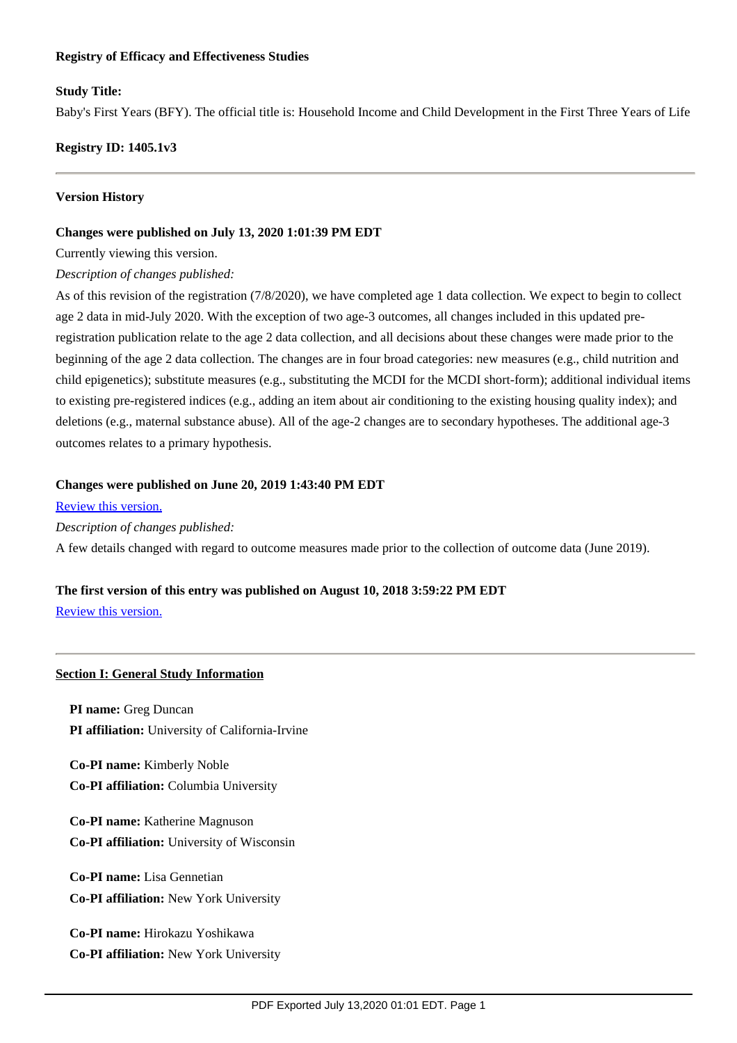**Registry of Efficacy and Effectiveness Studies**

**Study Title:**

Baby's First Years (BFY). The official title is: Household Income and Child Development in the First Three Years of Life

**Registry ID: 1405.1v3**

---

**Version History**

**Changes were published on July 13, 2020 1:01:39 PM EDT**

Currently viewing this version.

*Description of changes published:*

As of this revision of the registration (7/8/2020), we have completed age 1 data collection. We expect to begin to collect age 2 data in mid-July 2020. With the exception of two age-3 outcomes, all changes included in this updated pre-registration publication relate to the age 2 data collection, and all decisions about these changes were made prior to the beginning of the age 2 data collection. The changes are in four broad categories: new measures (e.g., child nutrition and child epigenetics); substitute measures (e.g., substituting the MCDI for the MCDI short-form); additional individual items to existing pre-registered indices (e.g., adding an item about air conditioning to the existing housing quality index); and deletions (e.g., maternal substance abuse). All of the age-2 changes are to secondary hypotheses. The additional age-3 outcomes relates to a primary hypothesis.

**Changes were published on June 20, 2019 1:43:40 PM EDT**

Review this version.

*Description of changes published:*

A few details changed with regard to outcome measures made prior to the collection of outcome data (June 2019).

**The first version of this entry was published on August 10, 2018 3:59:22 PM EDT**

Review this version.

---

**Section I: General Study Information**

**PI name:** Greg Duncan
**PI affiliation:** University of California-Irvine

**Co-PI name:** Kimberly Noble
**Co-PI affiliation:** Columbia University

**Co-PI name:** Katherine Magnuson
**Co-PI affiliation:** University of Wisconsin

**Co-PI name:** Lisa Gennetian
**Co-PI affiliation:** New York University

**Co-PI name:** Hirokazu Yoshikawa
**Co-PI affiliation:** New York University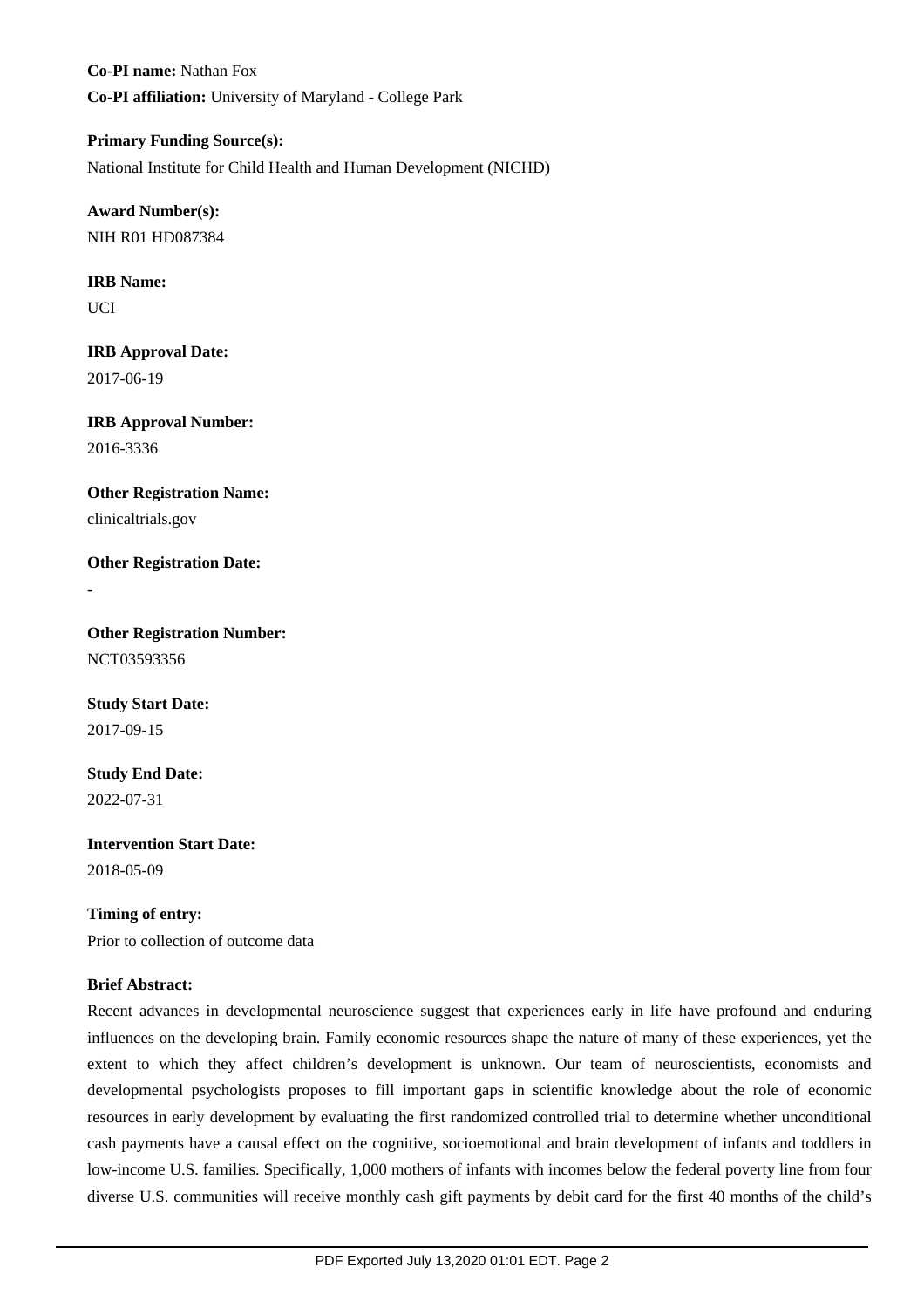**Co-PI name:** Nathan Fox

**Co-PI affiliation:** University of Maryland - College Park

**Primary Funding Source(s):**

National Institute for Child Health and Human Development (NICHD)

**Award Number(s):**

NIH R01 HD087384

**IRB Name:**

UCI

**IRB Approval Date:**

2017-06-19

**IRB Approval Number:**

2016-3336

**Other Registration Name:**

clinicaltrials.gov

**Other Registration Date:**

-

**Other Registration Number:**

NCT03593356

**Study Start Date:**

2017-09-15

**Study End Date:**

2022-07-31

**Intervention Start Date:**

2018-05-09

**Timing of entry:**

Prior to collection of outcome data

**Brief Abstract:**

Recent advances in developmental neuroscience suggest that experiences early in life have profound and enduring influences on the developing brain. Family economic resources shape the nature of many of these experiences, yet the extent to which they affect children's development is unknown. Our team of neuroscientists, economists and developmental psychologists proposes to fill important gaps in scientific knowledge about the role of economic resources in early development by evaluating the first randomized controlled trial to determine whether unconditional cash payments have a causal effect on the cognitive, socioemotional and brain development of infants and toddlers in low-income U.S. families. Specifically, 1,000 mothers of infants with incomes below the federal poverty line from four diverse U.S. communities will receive monthly cash gift payments by debit card for the first 40 months of the child's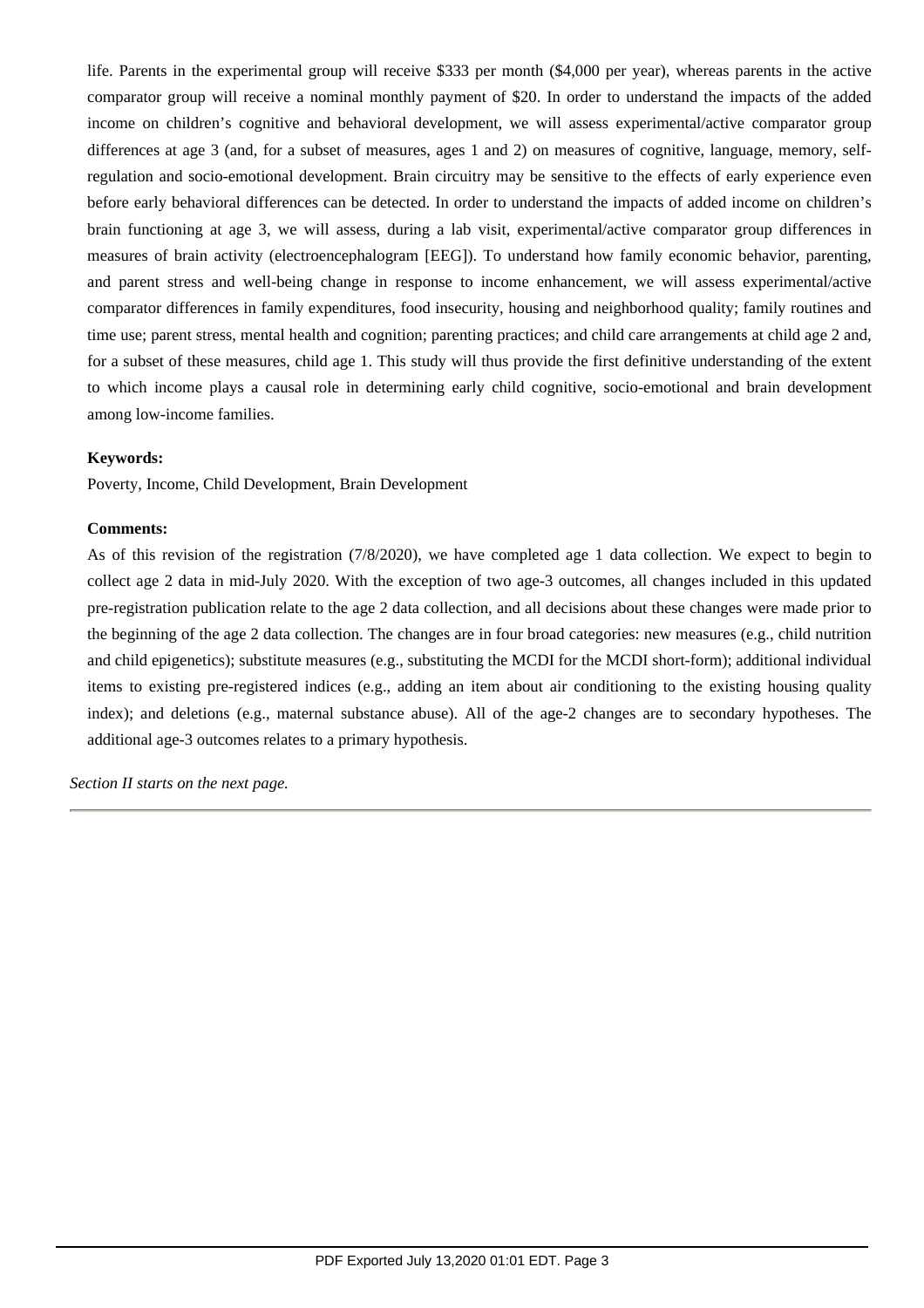life. Parents in the experimental group will receive $333 per month ($4,000 per year), whereas parents in the active comparator group will receive a nominal monthly payment of $20. In order to understand the impacts of the added income on children's cognitive and behavioral development, we will assess experimental/active comparator group differences at age 3 (and, for a subset of measures, ages 1 and 2) on measures of cognitive, language, memory, self-regulation and socio-emotional development. Brain circuitry may be sensitive to the effects of early experience even before early behavioral differences can be detected. In order to understand the impacts of added income on children's brain functioning at age 3, we will assess, during a lab visit, experimental/active comparator group differences in measures of brain activity (electroencephalogram [EEG]). To understand how family economic behavior, parenting, and parent stress and well-being change in response to income enhancement, we will assess experimental/active comparator differences in family expenditures, food insecurity, housing and neighborhood quality; family routines and time use; parent stress, mental health and cognition; parenting practices; and child care arrangements at child age 2 and, for a subset of these measures, child age 1. This study will thus provide the first definitive understanding of the extent to which income plays a causal role in determining early child cognitive, socio-emotional and brain development among low-income families.

**Keywords:**

Poverty, Income, Child Development, Brain Development

**Comments:**

As of this revision of the registration (7/8/2020), we have completed age 1 data collection. We expect to begin to collect age 2 data in mid-July 2020. With the exception of two age-3 outcomes, all changes included in this updated pre-registration publication relate to the age 2 data collection, and all decisions about these changes were made prior to the beginning of the age 2 data collection. The changes are in four broad categories: new measures (e.g., child nutrition and child epigenetics); substitute measures (e.g., substituting the MCDI for the MCDI short-form); additional individual items to existing pre-registered indices (e.g., adding an item about air conditioning to the existing housing quality index); and deletions (e.g., maternal substance abuse). All of the age-2 changes are to secondary hypotheses. The additional age-3 outcomes relates to a primary hypothesis.

*Section II starts on the next page.*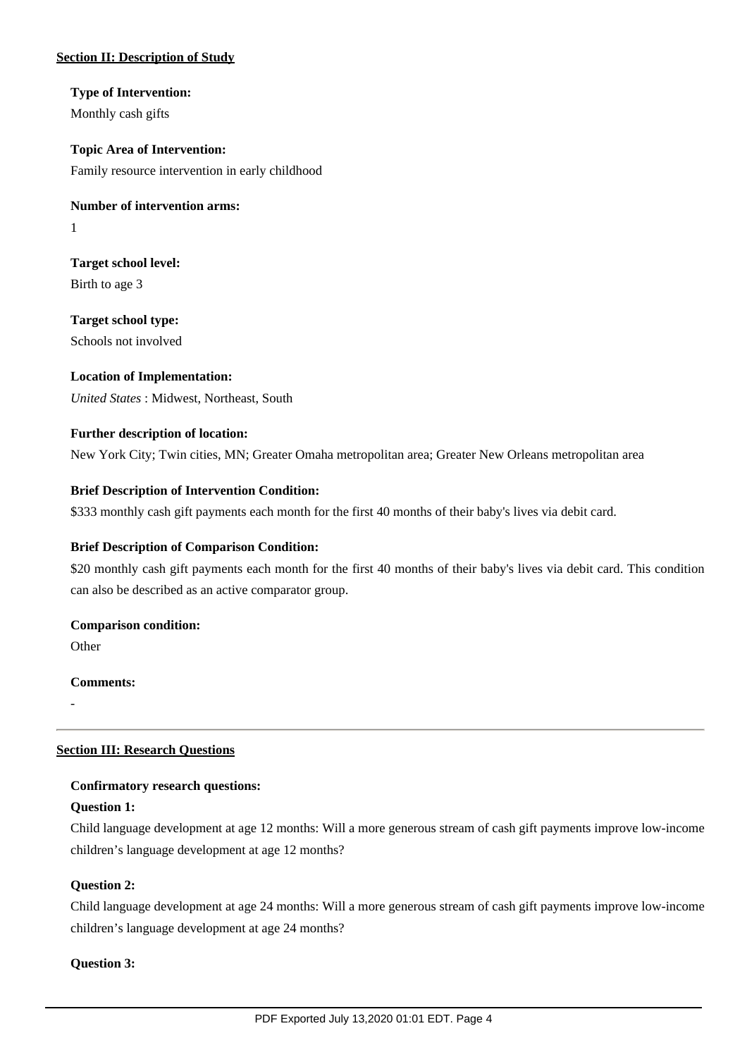## Section II: Description of Study

**Type of Intervention:**

Monthly cash gifts

**Topic Area of Intervention:**

Family resource intervention in early childhood

**Number of intervention arms:**

1

**Target school level:**

Birth to age 3

**Target school type:**

Schools not involved

**Location of Implementation:**

*United States* : Midwest, Northeast, South

**Further description of location:**

New York City; Twin cities, MN; Greater Omaha metropolitan area; Greater New Orleans metropolitan area

**Brief Description of Intervention Condition:**

$333 monthly cash gift payments each month for the first 40 months of their baby's lives via debit card.

**Brief Description of Comparison Condition:**

$20 monthly cash gift payments each month for the first 40 months of their baby's lives via debit card. This condition can also be described as an active comparator group.

**Comparison condition:**

Other

**Comments:**

-

---

## Section III: Research Questions

**Confirmatory research questions:**

**Question 1:**

Child language development at age 12 months: Will a more generous stream of cash gift payments improve low-income children's language development at age 12 months?

**Question 2:**

Child language development at age 24 months: Will a more generous stream of cash gift payments improve low-income children's language development at age 24 months?

**Question 3:**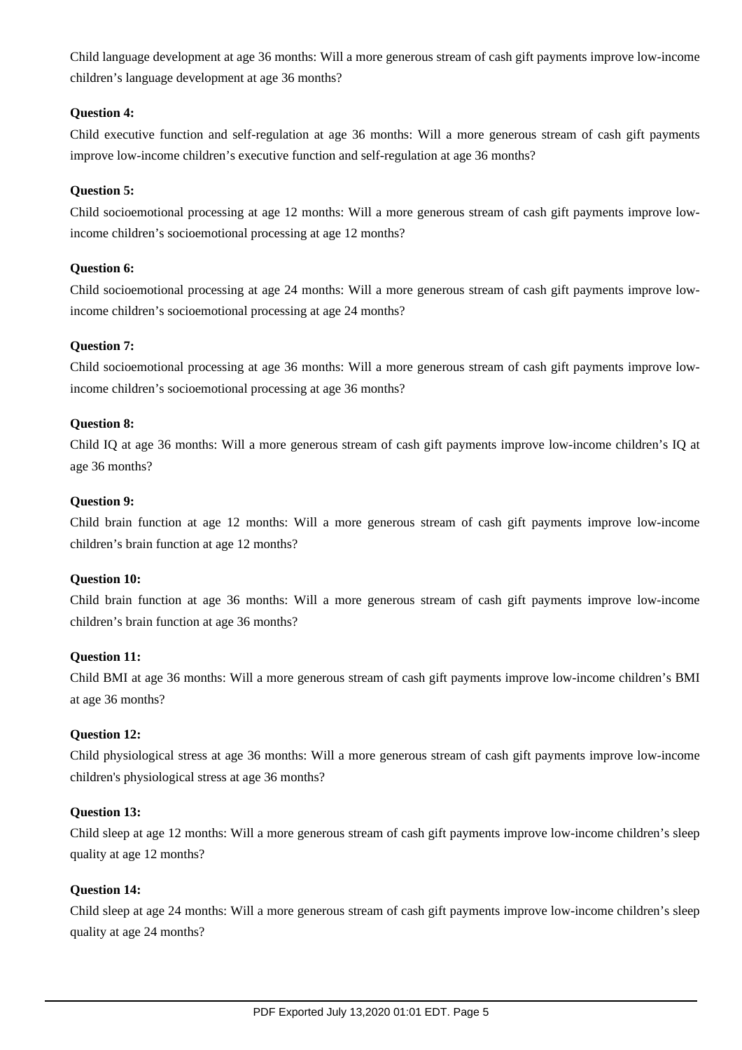Child language development at age 36 months: Will a more generous stream of cash gift payments improve low-income children's language development at age 36 months?

**Question 4:**

Child executive function and self-regulation at age 36 months: Will a more generous stream of cash gift payments improve low-income children's executive function and self-regulation at age 36 months?

**Question 5:**

Child socioemotional processing at age 12 months: Will a more generous stream of cash gift payments improve low-income children's socioemotional processing at age 12 months?

**Question 6:**

Child socioemotional processing at age 24 months: Will a more generous stream of cash gift payments improve low-income children's socioemotional processing at age 24 months?

**Question 7:**

Child socioemotional processing at age 36 months: Will a more generous stream of cash gift payments improve low-income children's socioemotional processing at age 36 months?

**Question 8:**

Child IQ at age 36 months: Will a more generous stream of cash gift payments improve low-income children's IQ at age 36 months?

**Question 9:**

Child brain function at age 12 months: Will a more generous stream of cash gift payments improve low-income children's brain function at age 12 months?

**Question 10:**

Child brain function at age 36 months: Will a more generous stream of cash gift payments improve low-income children's brain function at age 36 months?

**Question 11:**

Child BMI at age 36 months: Will a more generous stream of cash gift payments improve low-income children's BMI at age 36 months?

**Question 12:**

Child physiological stress at age 36 months: Will a more generous stream of cash gift payments improve low-income children's physiological stress at age 36 months?

**Question 13:**

Child sleep at age 12 months: Will a more generous stream of cash gift payments improve low-income children's sleep quality at age 12 months?

**Question 14:**

Child sleep at age 24 months: Will a more generous stream of cash gift payments improve low-income children's sleep quality at age 24 months?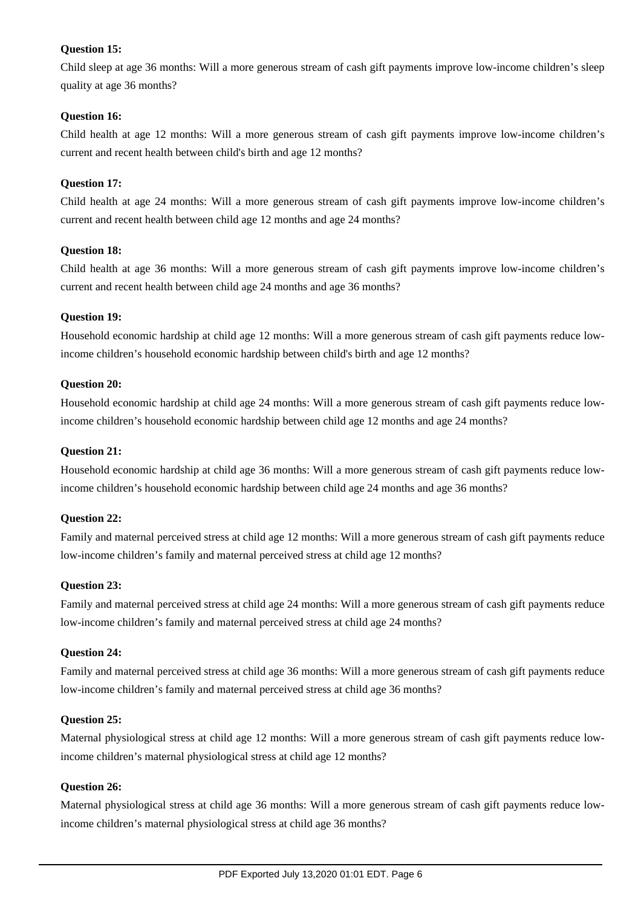**Question 15:**

Child sleep at age 36 months: Will a more generous stream of cash gift payments improve low-income children's sleep quality at age 36 months?

**Question 16:**

Child health at age 12 months: Will a more generous stream of cash gift payments improve low-income children's current and recent health between child's birth and age 12 months?

**Question 17:**

Child health at age 24 months: Will a more generous stream of cash gift payments improve low-income children's current and recent health between child age 12 months and age 24 months?

**Question 18:**

Child health at age 36 months: Will a more generous stream of cash gift payments improve low-income children's current and recent health between child age 24 months and age 36 months?

**Question 19:**

Household economic hardship at child age 12 months: Will a more generous stream of cash gift payments reduce low-income children's household economic hardship between child's birth and age 12 months?

**Question 20:**

Household economic hardship at child age 24 months: Will a more generous stream of cash gift payments reduce low-income children's household economic hardship between child age 12 months and age 24 months?

**Question 21:**

Household economic hardship at child age 36 months: Will a more generous stream of cash gift payments reduce low-income children's household economic hardship between child age 24 months and age 36 months?

**Question 22:**

Family and maternal perceived stress at child age 12 months: Will a more generous stream of cash gift payments reduce low-income children's family and maternal perceived stress at child age 12 months?

**Question 23:**

Family and maternal perceived stress at child age 24 months: Will a more generous stream of cash gift payments reduce low-income children's family and maternal perceived stress at child age 24 months?

**Question 24:**

Family and maternal perceived stress at child age 36 months: Will a more generous stream of cash gift payments reduce low-income children's family and maternal perceived stress at child age 36 months?

**Question 25:**

Maternal physiological stress at child age 12 months: Will a more generous stream of cash gift payments reduce low-income children's maternal physiological stress at child age 12 months?

**Question 26:**

Maternal physiological stress at child age 36 months: Will a more generous stream of cash gift payments reduce low-income children's maternal physiological stress at child age 36 months?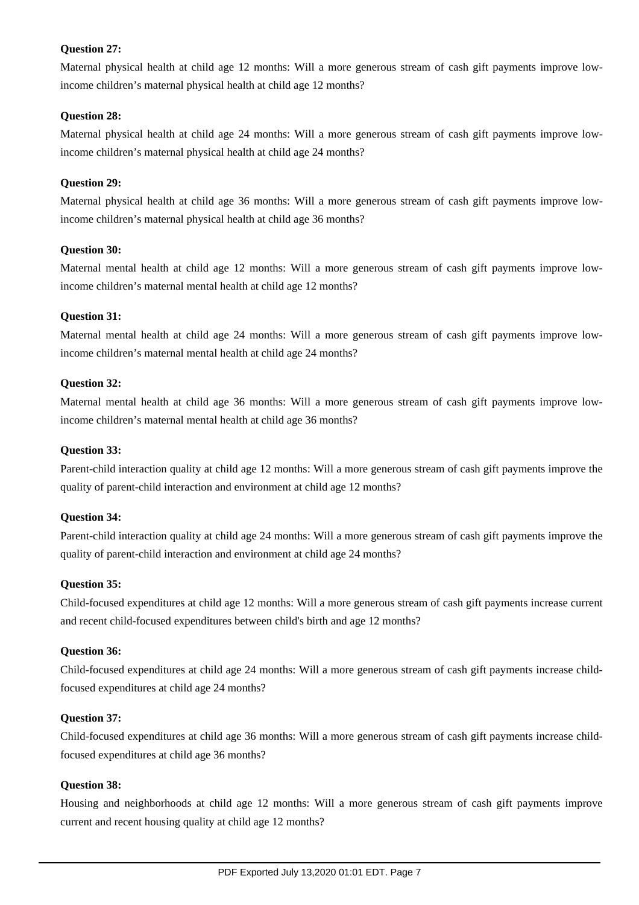**Question 27:**

Maternal physical health at child age 12 months: Will a more generous stream of cash gift payments improve low-income children's maternal physical health at child age 12 months?

**Question 28:**

Maternal physical health at child age 24 months: Will a more generous stream of cash gift payments improve low-income children's maternal physical health at child age 24 months?

**Question 29:**

Maternal physical health at child age 36 months: Will a more generous stream of cash gift payments improve low-income children's maternal physical health at child age 36 months?

**Question 30:**

Maternal mental health at child age 12 months: Will a more generous stream of cash gift payments improve low-income children's maternal mental health at child age 12 months?

**Question 31:**

Maternal mental health at child age 24 months: Will a more generous stream of cash gift payments improve low-income children's maternal mental health at child age 24 months?

**Question 32:**

Maternal mental health at child age 36 months: Will a more generous stream of cash gift payments improve low-income children's maternal mental health at child age 36 months?

**Question 33:**

Parent-child interaction quality at child age 12 months: Will a more generous stream of cash gift payments improve the quality of parent-child interaction and environment at child age 12 months?

**Question 34:**

Parent-child interaction quality at child age 24 months: Will a more generous stream of cash gift payments improve the quality of parent-child interaction and environment at child age 24 months?

**Question 35:**

Child-focused expenditures at child age 12 months: Will a more generous stream of cash gift payments increase current and recent child-focused expenditures between child's birth and age 12 months?

**Question 36:**

Child-focused expenditures at child age 24 months: Will a more generous stream of cash gift payments increase child-focused expenditures at child age 24 months?

**Question 37:**

Child-focused expenditures at child age 36 months: Will a more generous stream of cash gift payments increase child-focused expenditures at child age 36 months?

**Question 38:**

Housing and neighborhoods at child age 12 months: Will a more generous stream of cash gift payments improve current and recent housing quality at child age 12 months?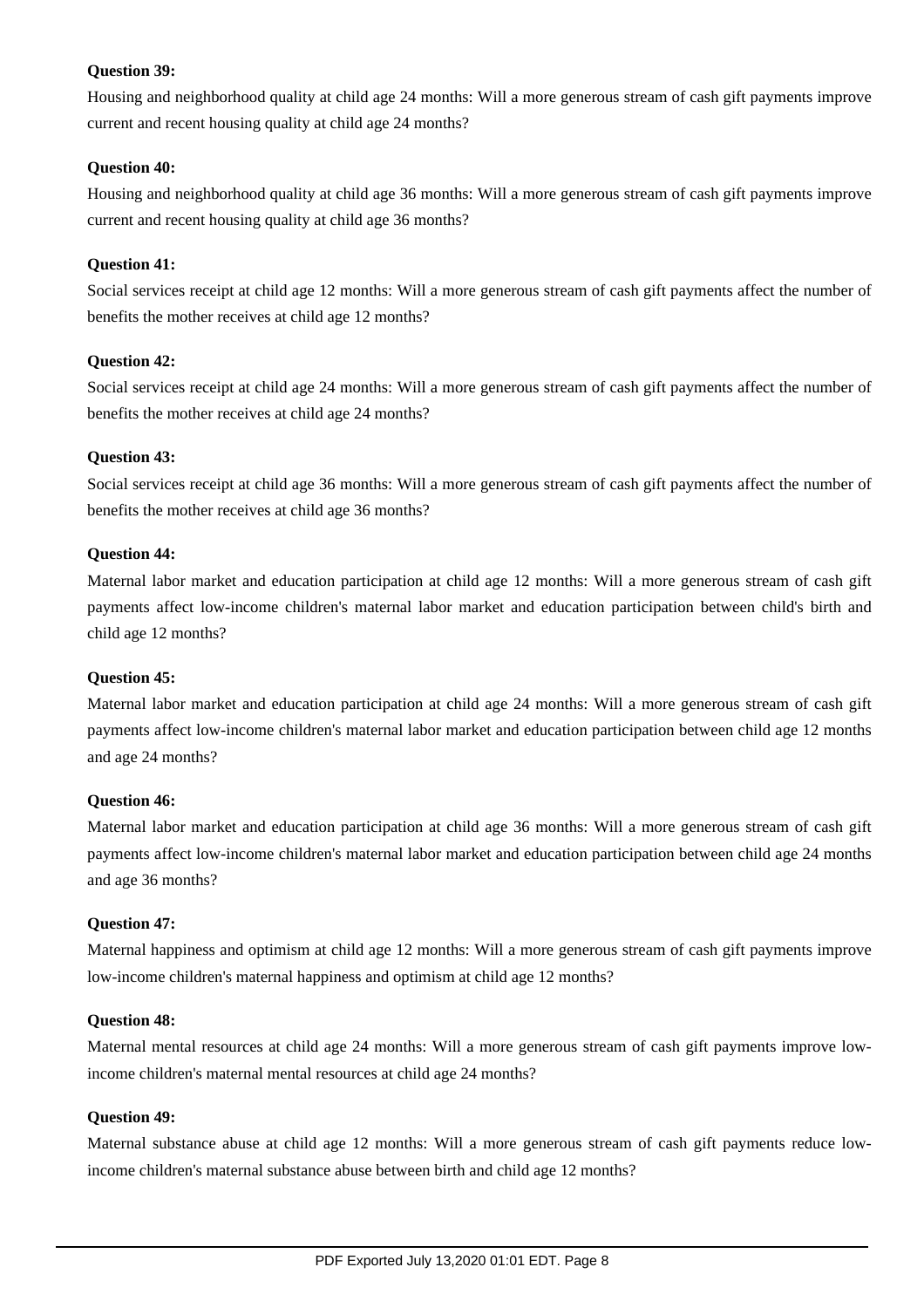**Question 39:**

Housing and neighborhood quality at child age 24 months: Will a more generous stream of cash gift payments improve current and recent housing quality at child age 24 months?

**Question 40:**

Housing and neighborhood quality at child age 36 months: Will a more generous stream of cash gift payments improve current and recent housing quality at child age 36 months?

**Question 41:**

Social services receipt at child age 12 months: Will a more generous stream of cash gift payments affect the number of benefits the mother receives at child age 12 months?

**Question 42:**

Social services receipt at child age 24 months: Will a more generous stream of cash gift payments affect the number of benefits the mother receives at child age 24 months?

**Question 43:**

Social services receipt at child age 36 months: Will a more generous stream of cash gift payments affect the number of benefits the mother receives at child age 36 months?

**Question 44:**

Maternal labor market and education participation at child age 12 months: Will a more generous stream of cash gift payments affect low-income children's maternal labor market and education participation between child's birth and child age 12 months?

**Question 45:**

Maternal labor market and education participation at child age 24 months: Will a more generous stream of cash gift payments affect low-income children's maternal labor market and education participation between child age 12 months and age 24 months?

**Question 46:**

Maternal labor market and education participation at child age 36 months: Will a more generous stream of cash gift payments affect low-income children's maternal labor market and education participation between child age 24 months and age 36 months?

**Question 47:**

Maternal happiness and optimism at child age 12 months: Will a more generous stream of cash gift payments improve low-income children's maternal happiness and optimism at child age 12 months?

**Question 48:**

Maternal mental resources at child age 24 months: Will a more generous stream of cash gift payments improve low-income children's maternal mental resources at child age 24 months?

**Question 49:**

Maternal substance abuse at child age 12 months: Will a more generous stream of cash gift payments reduce low-income children's maternal substance abuse between birth and child age 12 months?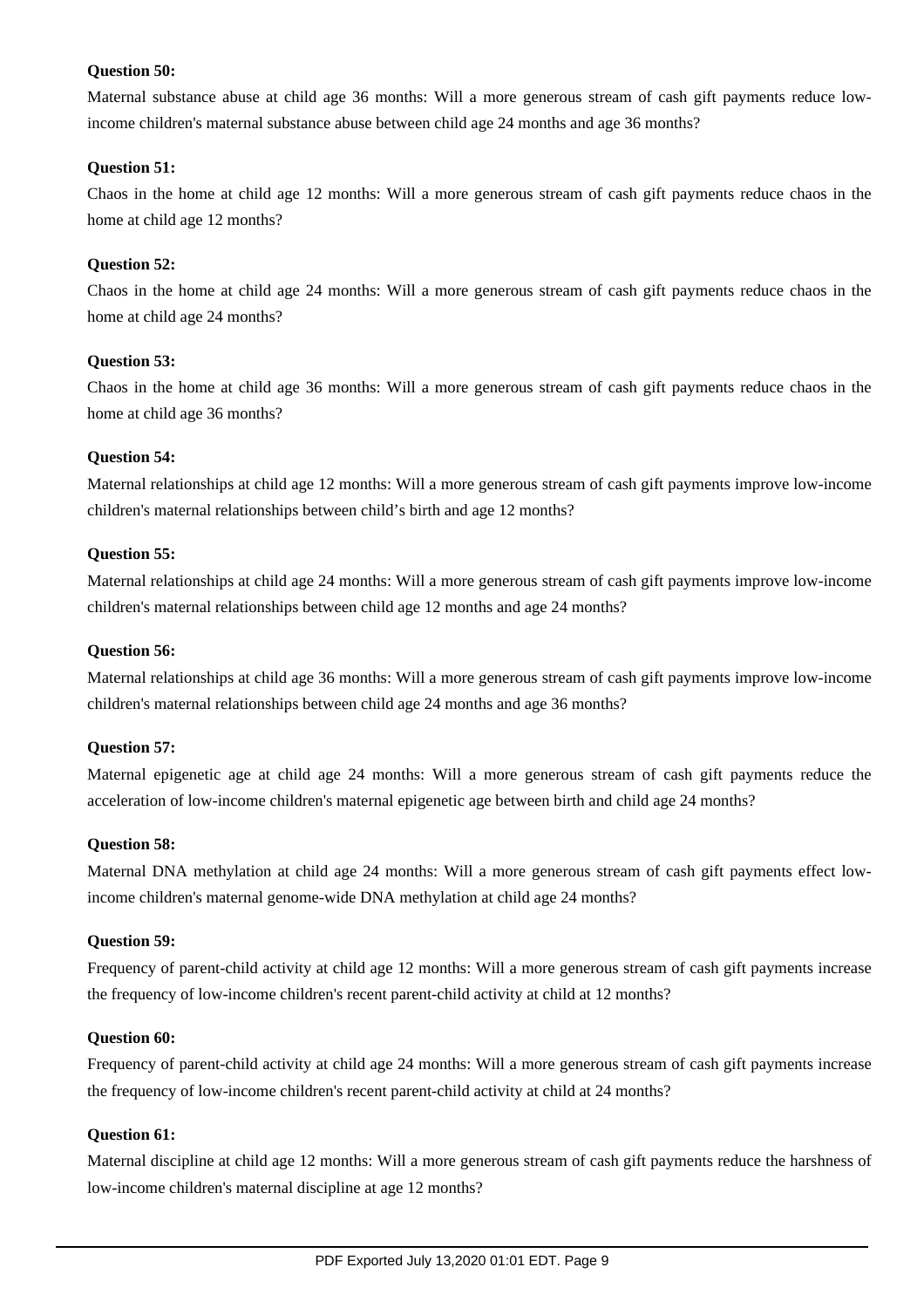**Question 50:**

Maternal substance abuse at child age 36 months: Will a more generous stream of cash gift payments reduce low-income children's maternal substance abuse between child age 24 months and age 36 months?

**Question 51:**

Chaos in the home at child age 12 months: Will a more generous stream of cash gift payments reduce chaos in the home at child age 12 months?

**Question 52:**

Chaos in the home at child age 24 months: Will a more generous stream of cash gift payments reduce chaos in the home at child age 24 months?

**Question 53:**

Chaos in the home at child age 36 months: Will a more generous stream of cash gift payments reduce chaos in the home at child age 36 months?

**Question 54:**

Maternal relationships at child age 12 months: Will a more generous stream of cash gift payments improve low-income children's maternal relationships between child's birth and age 12 months?

**Question 55:**

Maternal relationships at child age 24 months: Will a more generous stream of cash gift payments improve low-income children's maternal relationships between child age 12 months and age 24 months?

**Question 56:**

Maternal relationships at child age 36 months: Will a more generous stream of cash gift payments improve low-income children's maternal relationships between child age 24 months and age 36 months?

**Question 57:**

Maternal epigenetic age at child age 24 months: Will a more generous stream of cash gift payments reduce the acceleration of low-income children's maternal epigenetic age between birth and child age 24 months?

**Question 58:**

Maternal DNA methylation at child age 24 months: Will a more generous stream of cash gift payments effect low-income children's maternal genome-wide DNA methylation at child age 24 months?

**Question 59:**

Frequency of parent-child activity at child age 12 months: Will a more generous stream of cash gift payments increase the frequency of low-income children's recent parent-child activity at child at 12 months?

**Question 60:**

Frequency of parent-child activity at child age 24 months: Will a more generous stream of cash gift payments increase the frequency of low-income children's recent parent-child activity at child at 24 months?

**Question 61:**

Maternal discipline at child age 12 months: Will a more generous stream of cash gift payments reduce the harshness of low-income children's maternal discipline at age 12 months?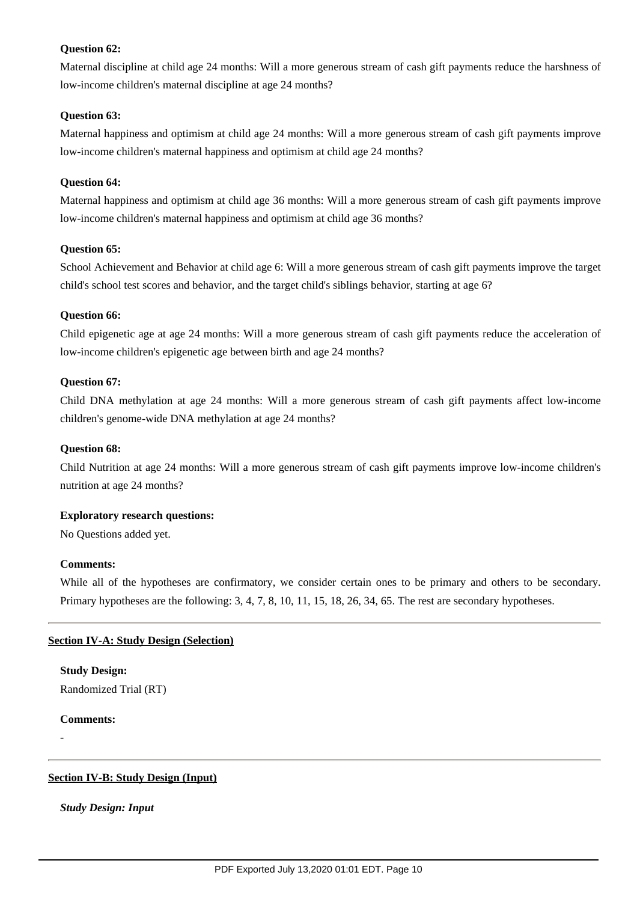**Question 62:**

Maternal discipline at child age 24 months: Will a more generous stream of cash gift payments reduce the harshness of low-income children's maternal discipline at age 24 months?

**Question 63:**

Maternal happiness and optimism at child age 24 months: Will a more generous stream of cash gift payments improve low-income children's maternal happiness and optimism at child age 24 months?

**Question 64:**

Maternal happiness and optimism at child age 36 months: Will a more generous stream of cash gift payments improve low-income children's maternal happiness and optimism at child age 36 months?

**Question 65:**

School Achievement and Behavior at child age 6: Will a more generous stream of cash gift payments improve the target child's school test scores and behavior, and the target child's siblings behavior, starting at age 6?

**Question 66:**

Child epigenetic age at age 24 months: Will a more generous stream of cash gift payments reduce the acceleration of low-income children's epigenetic age between birth and age 24 months?

**Question 67:**

Child DNA methylation at age 24 months: Will a more generous stream of cash gift payments affect low-income children's genome-wide DNA methylation at age 24 months?

**Question 68:**

Child Nutrition at age 24 months: Will a more generous stream of cash gift payments improve low-income children's nutrition at age 24 months?

**Exploratory research questions:**

No Questions added yet.

**Comments:**

While all of the hypotheses are confirmatory, we consider certain ones to be primary and others to be secondary. Primary hypotheses are the following: 3, 4, 7, 8, 10, 11, 15, 18, 26, 34, 65. The rest are secondary hypotheses.

---

## Section IV-A: Study Design (Selection)

**Study Design:**

Randomized Trial (RT)

**Comments:**

-

---

## Section IV-B: Study Design (Input)

***Study Design: Input***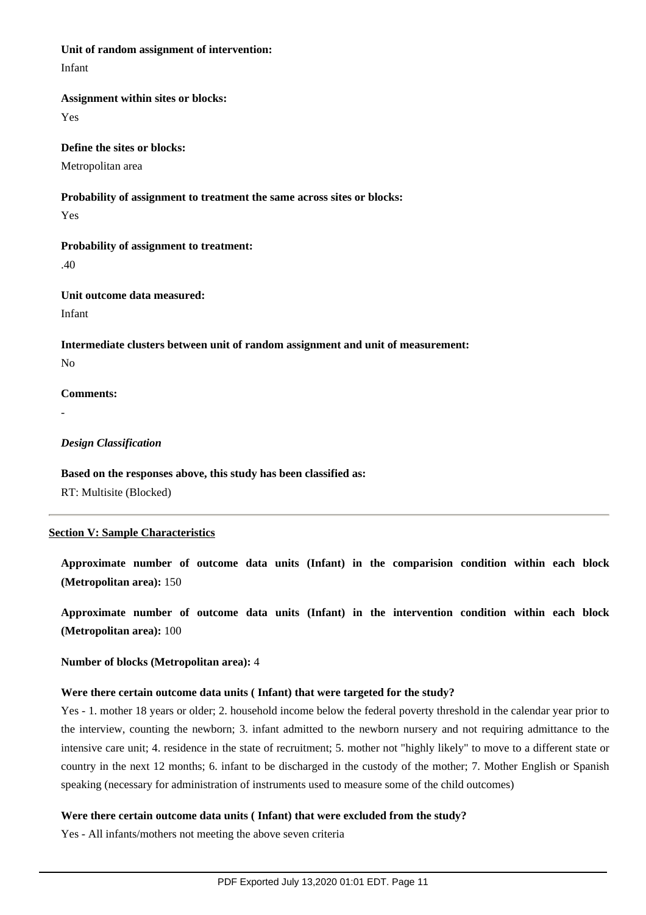**Unit of random assignment of intervention:**

Infant

**Assignment within sites or blocks:**

Yes

**Define the sites or blocks:**

Metropolitan area

**Probability of assignment to treatment the same across sites or blocks:**

Yes

**Probability of assignment to treatment:**

.40

**Unit outcome data measured:**

Infant

**Intermediate clusters between unit of random assignment and unit of measurement:**

No

**Comments:**

-

***Design Classification***

**Based on the responses above, this study has been classified as:**

RT: Multisite (Blocked)

---

## Section V: Sample Characteristics

**Approximate number of outcome data units (Infant) in the comparision condition within each block (Metropolitan area):** 150

**Approximate number of outcome data units (Infant) in the intervention condition within each block (Metropolitan area):** 100

**Number of blocks (Metropolitan area):** 4

**Were there certain outcome data units ( Infant) that were targeted for the study?**

Yes - 1. mother 18 years or older; 2. household income below the federal poverty threshold in the calendar year prior to the interview, counting the newborn; 3. infant admitted to the newborn nursery and not requiring admittance to the intensive care unit; 4. residence in the state of recruitment; 5. mother not "highly likely" to move to a different state or country in the next 12 months; 6. infant to be discharged in the custody of the mother; 7. Mother English or Spanish speaking (necessary for administration of instruments used to measure some of the child outcomes)

**Were there certain outcome data units ( Infant) that were excluded from the study?**

Yes - All infants/mothers not meeting the above seven criteria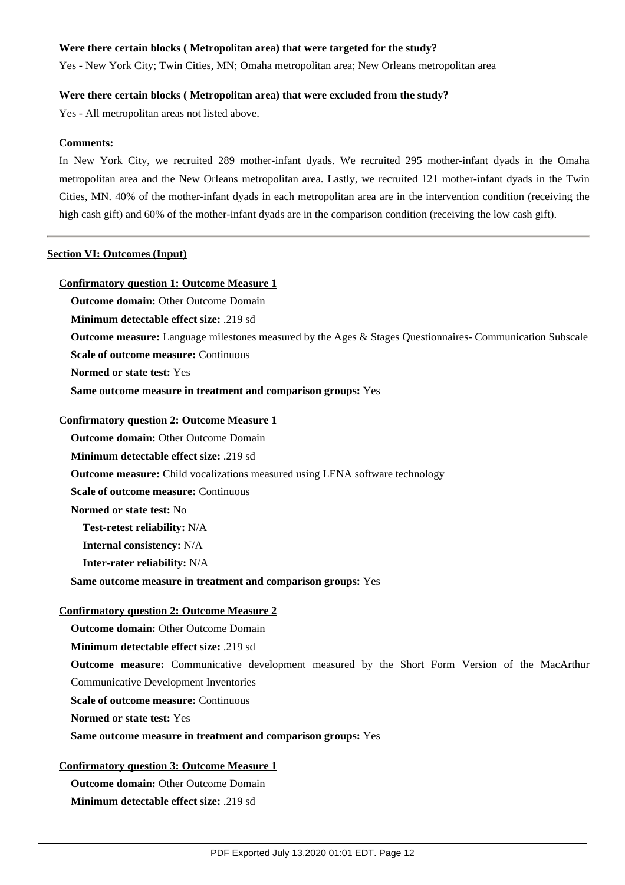**Were there certain blocks ( Metropolitan area) that were targeted for the study?**

Yes - New York City; Twin Cities, MN; Omaha metropolitan area; New Orleans metropolitan area

**Were there certain blocks ( Metropolitan area) that were excluded from the study?**

Yes - All metropolitan areas not listed above.

**Comments:**

In New York City, we recruited 289 mother-infant dyads. We recruited 295 mother-infant dyads in the Omaha metropolitan area and the New Orleans metropolitan area. Lastly, we recruited 121 mother-infant dyads in the Twin Cities, MN. 40% of the mother-infant dyads in each metropolitan area are in the intervention condition (receiving the high cash gift) and 60% of the mother-infant dyads are in the comparison condition (receiving the low cash gift).

---

## Section VI: Outcomes (Input)

### Confirmatory question 1: Outcome Measure 1

**Outcome domain:** Other Outcome Domain

**Minimum detectable effect size:** .219 sd

**Outcome measure:** Language milestones measured by the Ages & Stages Questionnaires- Communication Subscale

**Scale of outcome measure:** Continuous

**Normed or state test:** Yes

**Same outcome measure in treatment and comparison groups:** Yes

### Confirmatory question 2: Outcome Measure 1

**Outcome domain:** Other Outcome Domain

**Minimum detectable effect size:** .219 sd

**Outcome measure:** Child vocalizations measured using LENA software technology

**Scale of outcome measure:** Continuous

**Normed or state test:** No

**Test-retest reliability:** N/A

**Internal consistency:** N/A

**Inter-rater reliability:** N/A

**Same outcome measure in treatment and comparison groups:** Yes

### Confirmatory question 2: Outcome Measure 2

**Outcome domain:** Other Outcome Domain

**Minimum detectable effect size:** .219 sd

**Outcome measure:** Communicative development measured by the Short Form Version of the MacArthur Communicative Development Inventories

**Scale of outcome measure:** Continuous

**Normed or state test:** Yes

**Same outcome measure in treatment and comparison groups:** Yes

### Confirmatory question 3: Outcome Measure 1

**Outcome domain:** Other Outcome Domain

**Minimum detectable effect size:** .219 sd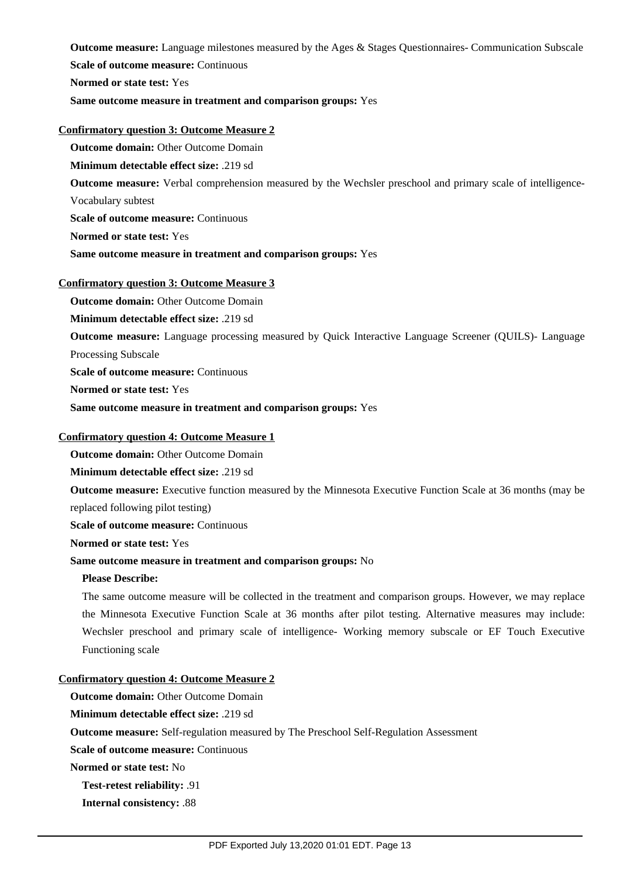**Outcome measure:** Language milestones measured by the Ages & Stages Questionnaires- Communication Subscale

**Scale of outcome measure:** Continuous

**Normed or state test:** Yes

**Same outcome measure in treatment and comparison groups:** Yes

**Confirmatory question 3: Outcome Measure 2**

**Outcome domain:** Other Outcome Domain

**Minimum detectable effect size:** .219 sd

**Outcome measure:** Verbal comprehension measured by the Wechsler preschool and primary scale of intelligence-Vocabulary subtest

**Scale of outcome measure:** Continuous

**Normed or state test:** Yes

**Same outcome measure in treatment and comparison groups:** Yes

**Confirmatory question 3: Outcome Measure 3**

**Outcome domain:** Other Outcome Domain

**Minimum detectable effect size:** .219 sd

**Outcome measure:** Language processing measured by Quick Interactive Language Screener (QUILS)- Language Processing Subscale

**Scale of outcome measure:** Continuous

**Normed or state test:** Yes

**Same outcome measure in treatment and comparison groups:** Yes

**Confirmatory question 4: Outcome Measure 1**

**Outcome domain:** Other Outcome Domain

**Minimum detectable effect size:** .219 sd

**Outcome measure:** Executive function measured by the Minnesota Executive Function Scale at 36 months (may be replaced following pilot testing)

**Scale of outcome measure:** Continuous

**Normed or state test:** Yes

**Same outcome measure in treatment and comparison groups:** No

**Please Describe:**

The same outcome measure will be collected in the treatment and comparison groups. However, we may replace the Minnesota Executive Function Scale at 36 months after pilot testing. Alternative measures may include: Wechsler preschool and primary scale of intelligence- Working memory subscale or EF Touch Executive Functioning scale

**Confirmatory question 4: Outcome Measure 2**

**Outcome domain:** Other Outcome Domain

**Minimum detectable effect size:** .219 sd

**Outcome measure:** Self-regulation measured by The Preschool Self-Regulation Assessment

**Scale of outcome measure:** Continuous

**Normed or state test:** No

**Test-retest reliability:** .91

**Internal consistency:** .88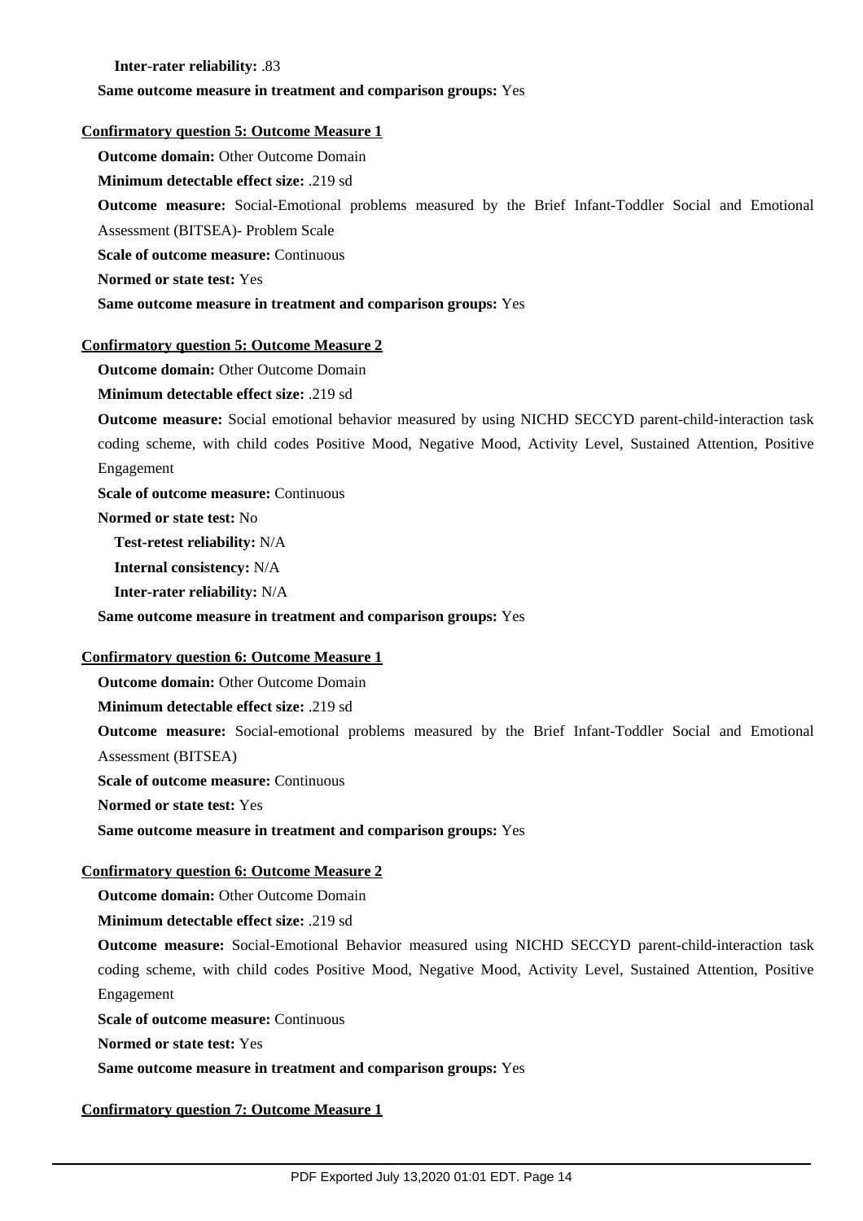**Inter-rater reliability:** .83

**Same outcome measure in treatment and comparison groups:** Yes

**Confirmatory question 5: Outcome Measure 1**

**Outcome domain:** Other Outcome Domain

**Minimum detectable effect size:** .219 sd

**Outcome measure:** Social-Emotional problems measured by the Brief Infant-Toddler Social and Emotional Assessment (BITSEA)- Problem Scale

**Scale of outcome measure:** Continuous

**Normed or state test:** Yes

**Same outcome measure in treatment and comparison groups:** Yes

**Confirmatory question 5: Outcome Measure 2**

**Outcome domain:** Other Outcome Domain

**Minimum detectable effect size:** .219 sd

**Outcome measure:** Social emotional behavior measured by using NICHD SECCYD parent-child-interaction task coding scheme, with child codes Positive Mood, Negative Mood, Activity Level, Sustained Attention, Positive Engagement

**Scale of outcome measure:** Continuous

**Normed or state test:** No

**Test-retest reliability:** N/A

**Internal consistency:** N/A

**Inter-rater reliability:** N/A

**Same outcome measure in treatment and comparison groups:** Yes

**Confirmatory question 6: Outcome Measure 1**

**Outcome domain:** Other Outcome Domain

**Minimum detectable effect size:** .219 sd

**Outcome measure:** Social-emotional problems measured by the Brief Infant-Toddler Social and Emotional Assessment (BITSEA)

**Scale of outcome measure:** Continuous

**Normed or state test:** Yes

**Same outcome measure in treatment and comparison groups:** Yes

**Confirmatory question 6: Outcome Measure 2**

**Outcome domain:** Other Outcome Domain

**Minimum detectable effect size:** .219 sd

**Outcome measure:** Social-Emotional Behavior measured using NICHD SECCYD parent-child-interaction task coding scheme, with child codes Positive Mood, Negative Mood, Activity Level, Sustained Attention, Positive Engagement

**Scale of outcome measure:** Continuous

**Normed or state test:** Yes

**Same outcome measure in treatment and comparison groups:** Yes

**Confirmatory question 7: Outcome Measure 1**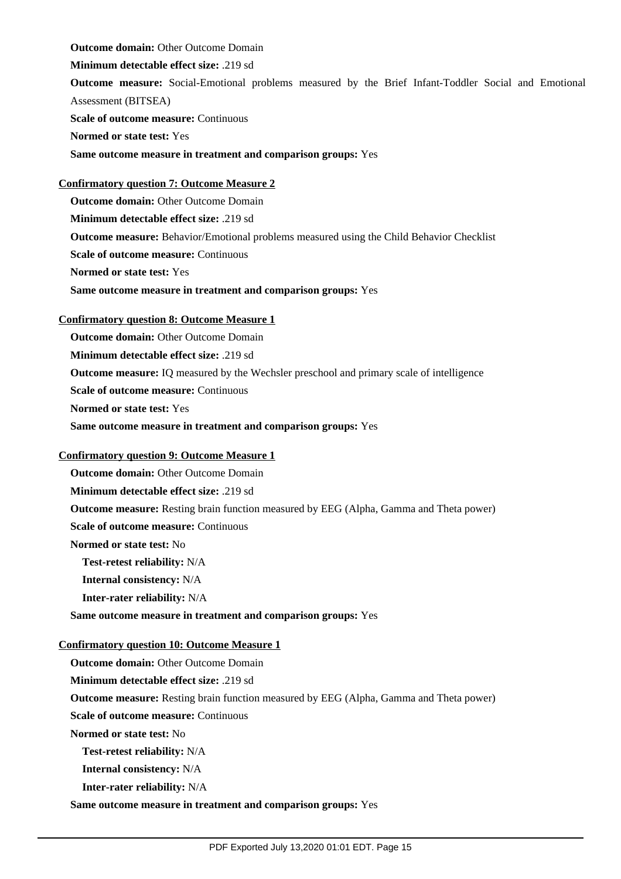**Outcome domain:** Other Outcome Domain

**Minimum detectable effect size:** .219 sd

**Outcome measure:** Social-Emotional problems measured by the Brief Infant-Toddler Social and Emotional Assessment (BITSEA)

**Scale of outcome measure:** Continuous

**Normed or state test:** Yes

**Same outcome measure in treatment and comparison groups:** Yes

**Confirmatory question 7: Outcome Measure 2**

**Outcome domain:** Other Outcome Domain

**Minimum detectable effect size:** .219 sd

**Outcome measure:** Behavior/Emotional problems measured using the Child Behavior Checklist

**Scale of outcome measure:** Continuous

**Normed or state test:** Yes

**Same outcome measure in treatment and comparison groups:** Yes

**Confirmatory question 8: Outcome Measure 1**

**Outcome domain:** Other Outcome Domain

**Minimum detectable effect size:** .219 sd

**Outcome measure:** IQ measured by the Wechsler preschool and primary scale of intelligence

**Scale of outcome measure:** Continuous

**Normed or state test:** Yes

**Same outcome measure in treatment and comparison groups:** Yes

**Confirmatory question 9: Outcome Measure 1**

**Outcome domain:** Other Outcome Domain

**Minimum detectable effect size:** .219 sd

**Outcome measure:** Resting brain function measured by EEG (Alpha, Gamma and Theta power)

**Scale of outcome measure:** Continuous

**Normed or state test:** No

**Test-retest reliability:** N/A

**Internal consistency:** N/A

**Inter-rater reliability:** N/A

**Same outcome measure in treatment and comparison groups:** Yes

**Confirmatory question 10: Outcome Measure 1**

**Outcome domain:** Other Outcome Domain

**Minimum detectable effect size:** .219 sd

**Outcome measure:** Resting brain function measured by EEG (Alpha, Gamma and Theta power)

**Scale of outcome measure:** Continuous

**Normed or state test:** No

**Test-retest reliability:** N/A

**Internal consistency:** N/A

**Inter-rater reliability:** N/A

**Same outcome measure in treatment and comparison groups:** Yes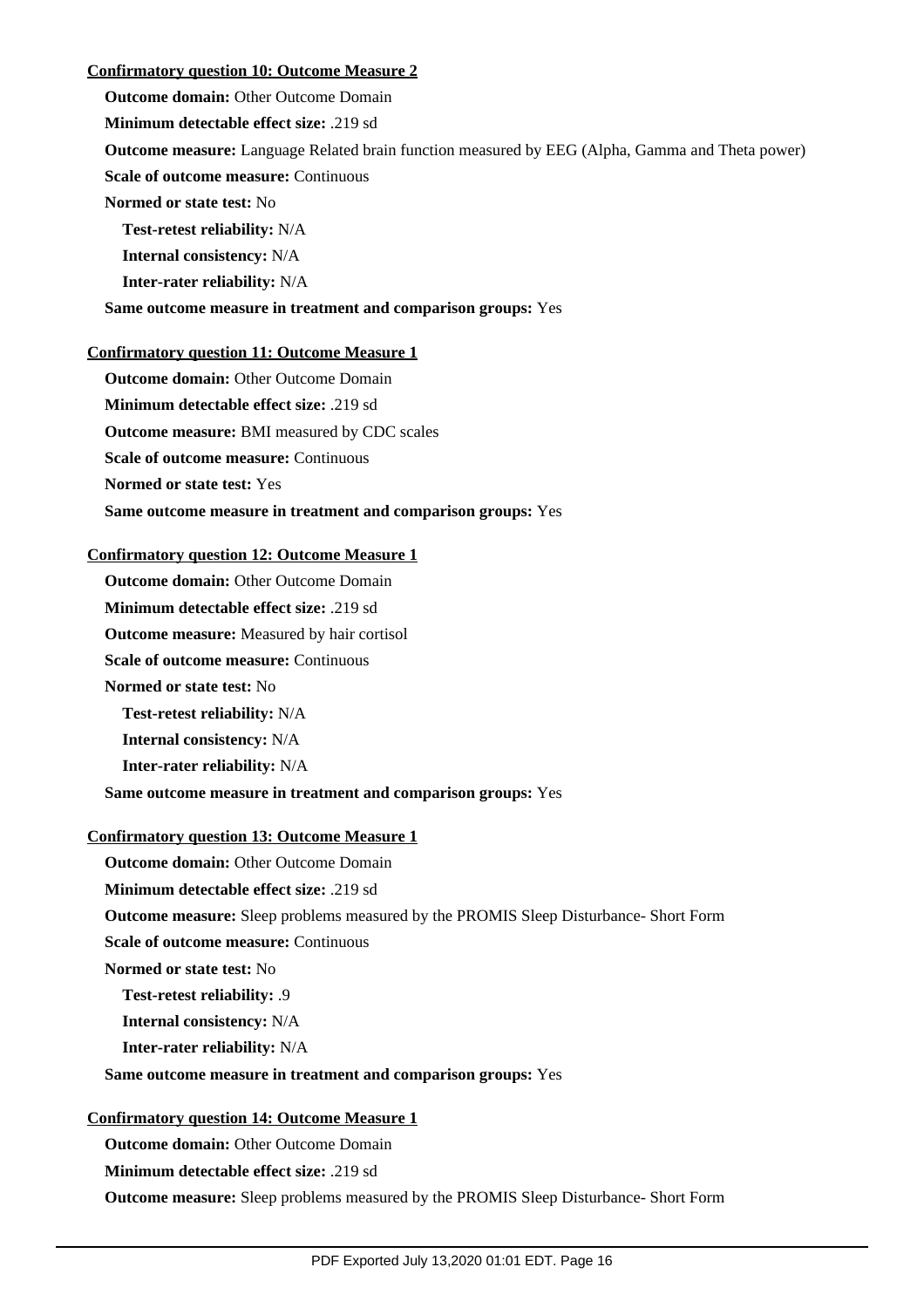**Confirmatory question 10: Outcome Measure 2**

**Outcome domain:** Other Outcome Domain

**Minimum detectable effect size:** .219 sd

**Outcome measure:** Language Related brain function measured by EEG (Alpha, Gamma and Theta power)

**Scale of outcome measure:** Continuous

**Normed or state test:** No

**Test-retest reliability:** N/A

**Internal consistency:** N/A

**Inter-rater reliability:** N/A

**Same outcome measure in treatment and comparison groups:** Yes

**Confirmatory question 11: Outcome Measure 1**

**Outcome domain:** Other Outcome Domain

**Minimum detectable effect size:** .219 sd

**Outcome measure:** BMI measured by CDC scales

**Scale of outcome measure:** Continuous

**Normed or state test:** Yes

**Same outcome measure in treatment and comparison groups:** Yes

**Confirmatory question 12: Outcome Measure 1**

**Outcome domain:** Other Outcome Domain

**Minimum detectable effect size:** .219 sd

**Outcome measure:** Measured by hair cortisol

**Scale of outcome measure:** Continuous

**Normed or state test:** No

**Test-retest reliability:** N/A

**Internal consistency:** N/A

**Inter-rater reliability:** N/A

**Same outcome measure in treatment and comparison groups:** Yes

**Confirmatory question 13: Outcome Measure 1**

**Outcome domain:** Other Outcome Domain

**Minimum detectable effect size:** .219 sd

**Outcome measure:** Sleep problems measured by the PROMIS Sleep Disturbance- Short Form

**Scale of outcome measure:** Continuous

**Normed or state test:** No

**Test-retest reliability:** .9

**Internal consistency:** N/A

**Inter-rater reliability:** N/A

**Same outcome measure in treatment and comparison groups:** Yes

**Confirmatory question 14: Outcome Measure 1**

**Outcome domain:** Other Outcome Domain

**Minimum detectable effect size:** .219 sd

**Outcome measure:** Sleep problems measured by the PROMIS Sleep Disturbance- Short Form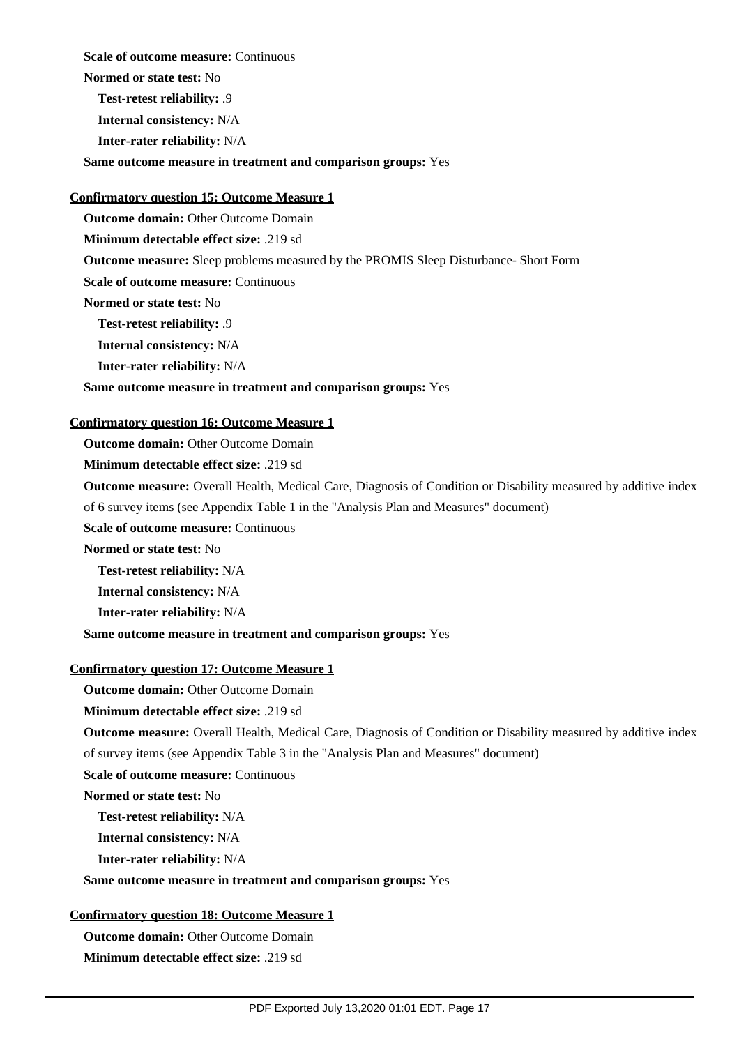**Scale of outcome measure:** Continuous

**Normed or state test:** No

**Test-retest reliability:** .9

**Internal consistency:** N/A

**Inter-rater reliability:** N/A

**Same outcome measure in treatment and comparison groups:** Yes

**Confirmatory question 15: Outcome Measure 1**

**Outcome domain:** Other Outcome Domain

**Minimum detectable effect size:** .219 sd

**Outcome measure:** Sleep problems measured by the PROMIS Sleep Disturbance- Short Form

**Scale of outcome measure:** Continuous

**Normed or state test:** No

**Test-retest reliability:** .9

**Internal consistency:** N/A

**Inter-rater reliability:** N/A

**Same outcome measure in treatment and comparison groups:** Yes

**Confirmatory question 16: Outcome Measure 1**

**Outcome domain:** Other Outcome Domain

**Minimum detectable effect size:** .219 sd

**Outcome measure:** Overall Health, Medical Care, Diagnosis of Condition or Disability measured by additive index of 6 survey items (see Appendix Table 1 in the "Analysis Plan and Measures" document)

**Scale of outcome measure:** Continuous

**Normed or state test:** No

**Test-retest reliability:** N/A

**Internal consistency:** N/A

**Inter-rater reliability:** N/A

**Same outcome measure in treatment and comparison groups:** Yes

**Confirmatory question 17: Outcome Measure 1**

**Outcome domain:** Other Outcome Domain

**Minimum detectable effect size:** .219 sd

**Outcome measure:** Overall Health, Medical Care, Diagnosis of Condition or Disability measured by additive index of survey items (see Appendix Table 3 in the "Analysis Plan and Measures" document)

**Scale of outcome measure:** Continuous

**Normed or state test:** No

**Test-retest reliability:** N/A

**Internal consistency:** N/A

**Inter-rater reliability:** N/A

**Same outcome measure in treatment and comparison groups:** Yes

**Confirmatory question 18: Outcome Measure 1**

**Outcome domain:** Other Outcome Domain

**Minimum detectable effect size:** .219 sd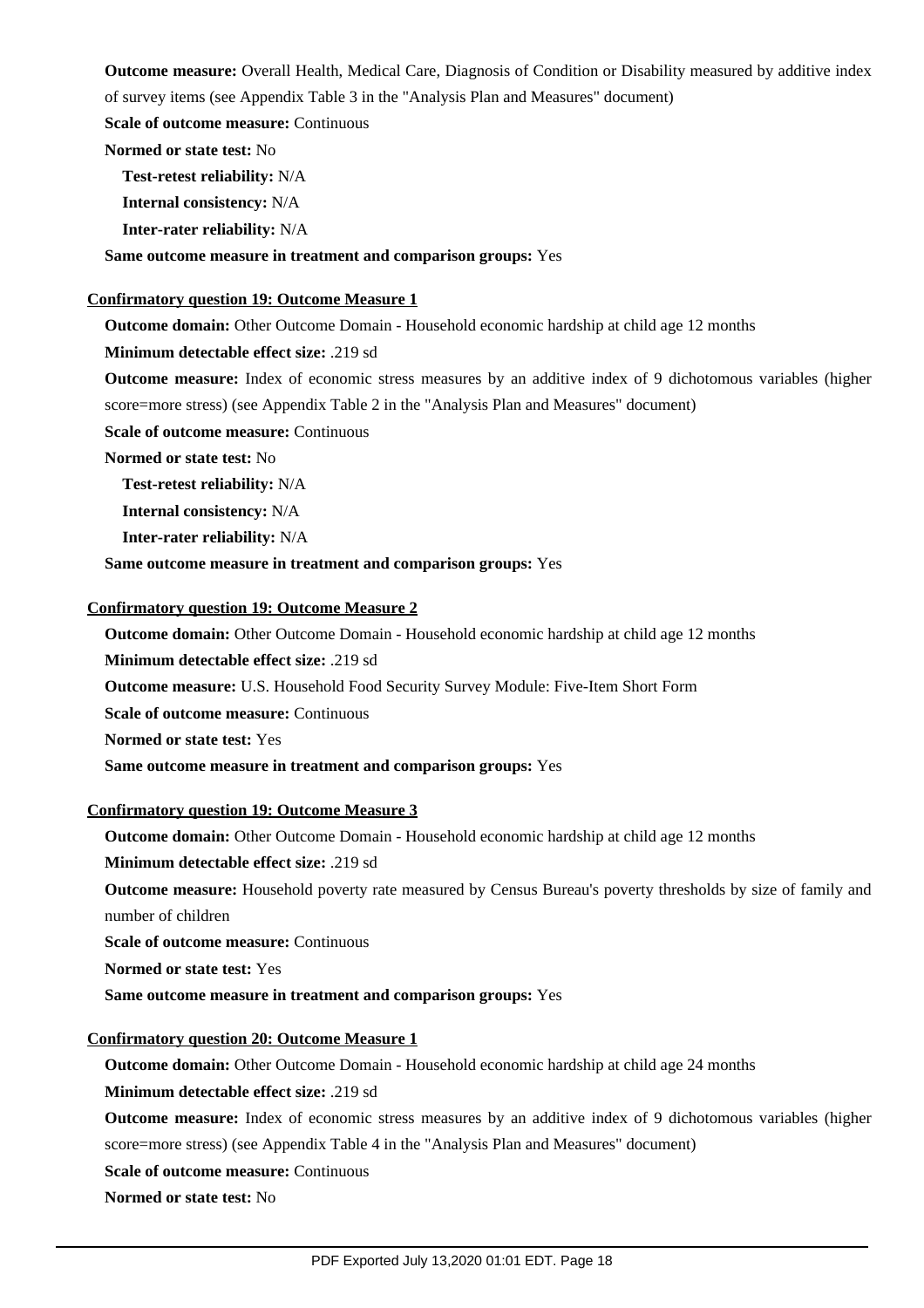**Outcome measure:** Overall Health, Medical Care, Diagnosis of Condition or Disability measured by additive index of survey items (see Appendix Table 3 in the "Analysis Plan and Measures" document)

**Scale of outcome measure:** Continuous

**Normed or state test:** No

**Test-retest reliability:** N/A

**Internal consistency:** N/A

**Inter-rater reliability:** N/A

**Same outcome measure in treatment and comparison groups:** Yes

**Confirmatory question 19: Outcome Measure 1**

**Outcome domain:** Other Outcome Domain - Household economic hardship at child age 12 months

**Minimum detectable effect size:** .219 sd

**Outcome measure:** Index of economic stress measures by an additive index of 9 dichotomous variables (higher score=more stress) (see Appendix Table 2 in the "Analysis Plan and Measures" document)

**Scale of outcome measure:** Continuous

**Normed or state test:** No

**Test-retest reliability:** N/A

**Internal consistency:** N/A

**Inter-rater reliability:** N/A

**Same outcome measure in treatment and comparison groups:** Yes

**Confirmatory question 19: Outcome Measure 2**

**Outcome domain:** Other Outcome Domain - Household economic hardship at child age 12 months

**Minimum detectable effect size:** .219 sd

**Outcome measure:** U.S. Household Food Security Survey Module: Five-Item Short Form

**Scale of outcome measure:** Continuous

**Normed or state test:** Yes

**Same outcome measure in treatment and comparison groups:** Yes

**Confirmatory question 19: Outcome Measure 3**

**Outcome domain:** Other Outcome Domain - Household economic hardship at child age 12 months

**Minimum detectable effect size:** .219 sd

**Outcome measure:** Household poverty rate measured by Census Bureau's poverty thresholds by size of family and number of children

**Scale of outcome measure:** Continuous

**Normed or state test:** Yes

**Same outcome measure in treatment and comparison groups:** Yes

**Confirmatory question 20: Outcome Measure 1**

**Outcome domain:** Other Outcome Domain - Household economic hardship at child age 24 months

**Minimum detectable effect size:** .219 sd

**Outcome measure:** Index of economic stress measures by an additive index of 9 dichotomous variables (higher score=more stress) (see Appendix Table 4 in the "Analysis Plan and Measures" document)

**Scale of outcome measure:** Continuous

**Normed or state test:** No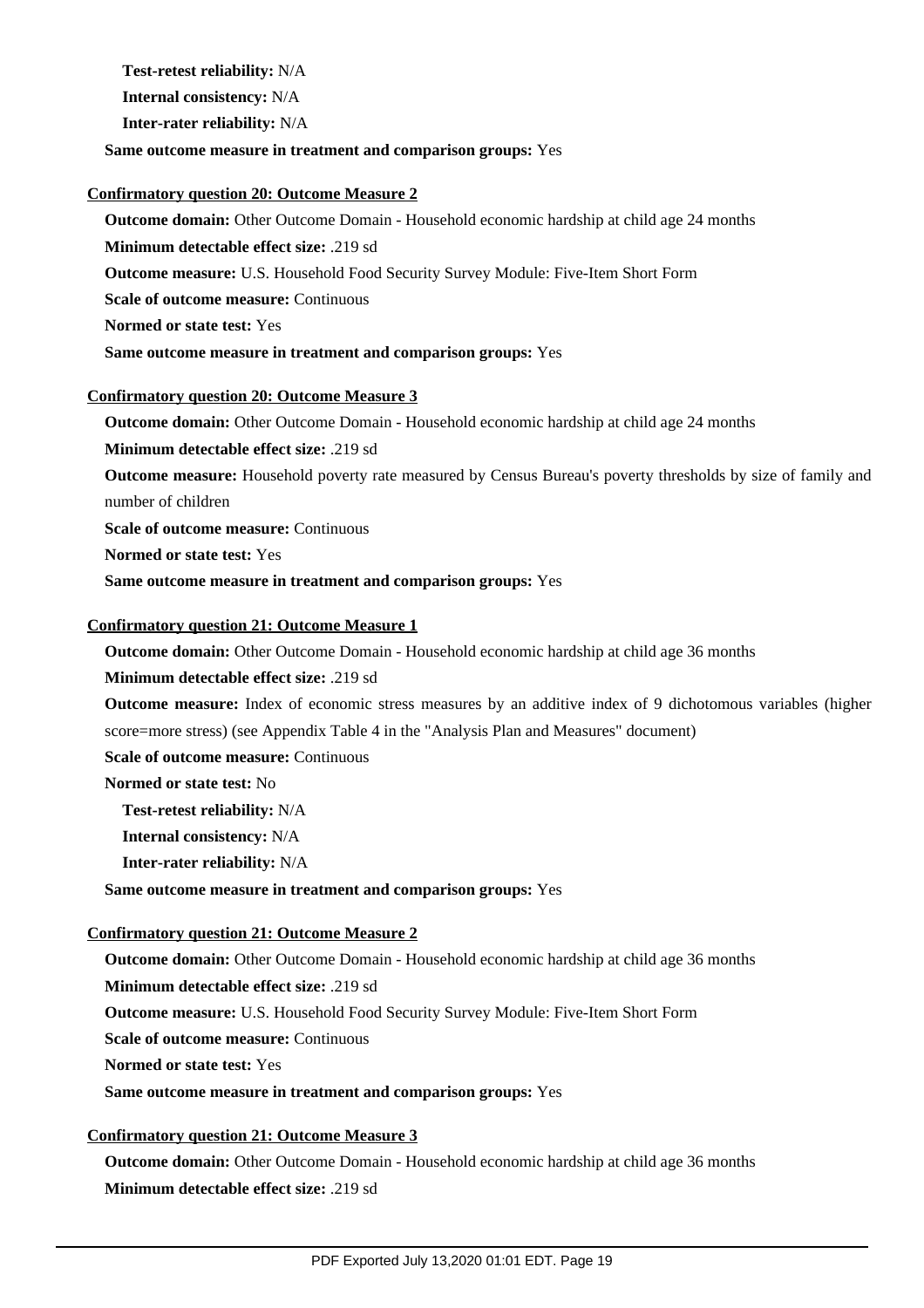**Test-retest reliability:** N/A

**Internal consistency:** N/A

**Inter-rater reliability:** N/A

**Same outcome measure in treatment and comparison groups:** Yes

**Confirmatory question 20: Outcome Measure 2**

**Outcome domain:** Other Outcome Domain - Household economic hardship at child age 24 months

**Minimum detectable effect size:** .219 sd

**Outcome measure:** U.S. Household Food Security Survey Module: Five-Item Short Form

**Scale of outcome measure:** Continuous

**Normed or state test:** Yes

**Same outcome measure in treatment and comparison groups:** Yes

**Confirmatory question 20: Outcome Measure 3**

**Outcome domain:** Other Outcome Domain - Household economic hardship at child age 24 months

**Minimum detectable effect size:** .219 sd

**Outcome measure:** Household poverty rate measured by Census Bureau's poverty thresholds by size of family and number of children

**Scale of outcome measure:** Continuous

**Normed or state test:** Yes

**Same outcome measure in treatment and comparison groups:** Yes

**Confirmatory question 21: Outcome Measure 1**

**Outcome domain:** Other Outcome Domain - Household economic hardship at child age 36 months

**Minimum detectable effect size:** .219 sd

**Outcome measure:** Index of economic stress measures by an additive index of 9 dichotomous variables (higher score=more stress) (see Appendix Table 4 in the "Analysis Plan and Measures" document)

**Scale of outcome measure:** Continuous

**Normed or state test:** No

**Test-retest reliability:** N/A

**Internal consistency:** N/A

**Inter-rater reliability:** N/A

**Same outcome measure in treatment and comparison groups:** Yes

**Confirmatory question 21: Outcome Measure 2**

**Outcome domain:** Other Outcome Domain - Household economic hardship at child age 36 months

**Minimum detectable effect size:** .219 sd

**Outcome measure:** U.S. Household Food Security Survey Module: Five-Item Short Form

**Scale of outcome measure:** Continuous

**Normed or state test:** Yes

**Same outcome measure in treatment and comparison groups:** Yes

**Confirmatory question 21: Outcome Measure 3**

**Outcome domain:** Other Outcome Domain - Household economic hardship at child age 36 months

**Minimum detectable effect size:** .219 sd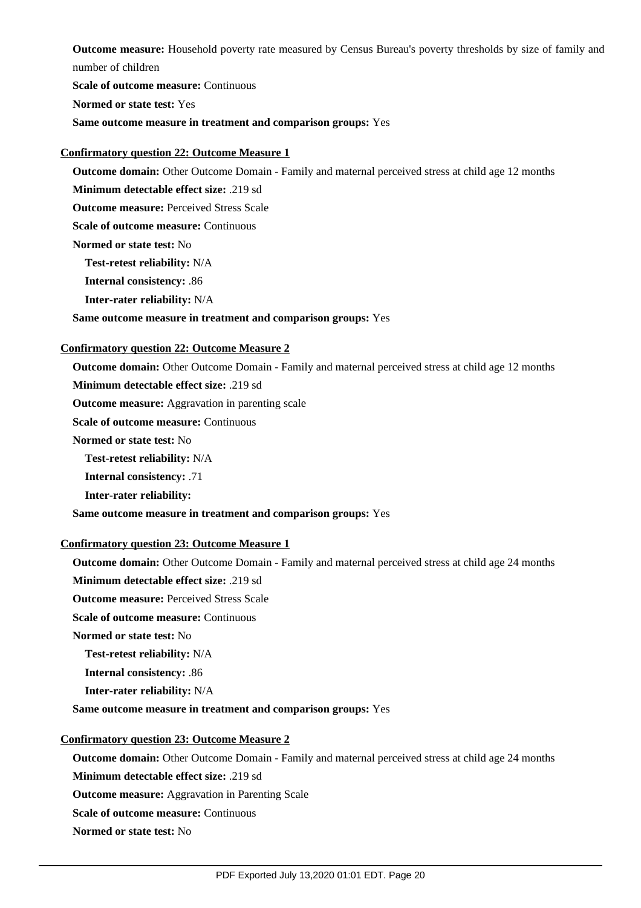**Outcome measure:** Household poverty rate measured by Census Bureau's poverty thresholds by size of family and number of children

**Scale of outcome measure:** Continuous

**Normed or state test:** Yes

**Same outcome measure in treatment and comparison groups:** Yes

**Confirmatory question 22: Outcome Measure 1**

**Outcome domain:** Other Outcome Domain - Family and maternal perceived stress at child age 12 months

**Minimum detectable effect size:** .219 sd

**Outcome measure:** Perceived Stress Scale

**Scale of outcome measure:** Continuous

**Normed or state test:** No

**Test-retest reliability:** N/A

**Internal consistency:** .86

**Inter-rater reliability:** N/A

**Same outcome measure in treatment and comparison groups:** Yes

**Confirmatory question 22: Outcome Measure 2**

**Outcome domain:** Other Outcome Domain - Family and maternal perceived stress at child age 12 months

**Minimum detectable effect size:** .219 sd

**Outcome measure:** Aggravation in parenting scale

**Scale of outcome measure:** Continuous

**Normed or state test:** No

**Test-retest reliability:** N/A

**Internal consistency:** .71

**Inter-rater reliability:**

**Same outcome measure in treatment and comparison groups:** Yes

**Confirmatory question 23: Outcome Measure 1**

**Outcome domain:** Other Outcome Domain - Family and maternal perceived stress at child age 24 months

**Minimum detectable effect size:** .219 sd

**Outcome measure:** Perceived Stress Scale

**Scale of outcome measure:** Continuous

**Normed or state test:** No

**Test-retest reliability:** N/A

**Internal consistency:** .86

**Inter-rater reliability:** N/A

**Same outcome measure in treatment and comparison groups:** Yes

**Confirmatory question 23: Outcome Measure 2**

**Outcome domain:** Other Outcome Domain - Family and maternal perceived stress at child age 24 months

**Minimum detectable effect size:** .219 sd

**Outcome measure:** Aggravation in Parenting Scale

**Scale of outcome measure:** Continuous

**Normed or state test:** No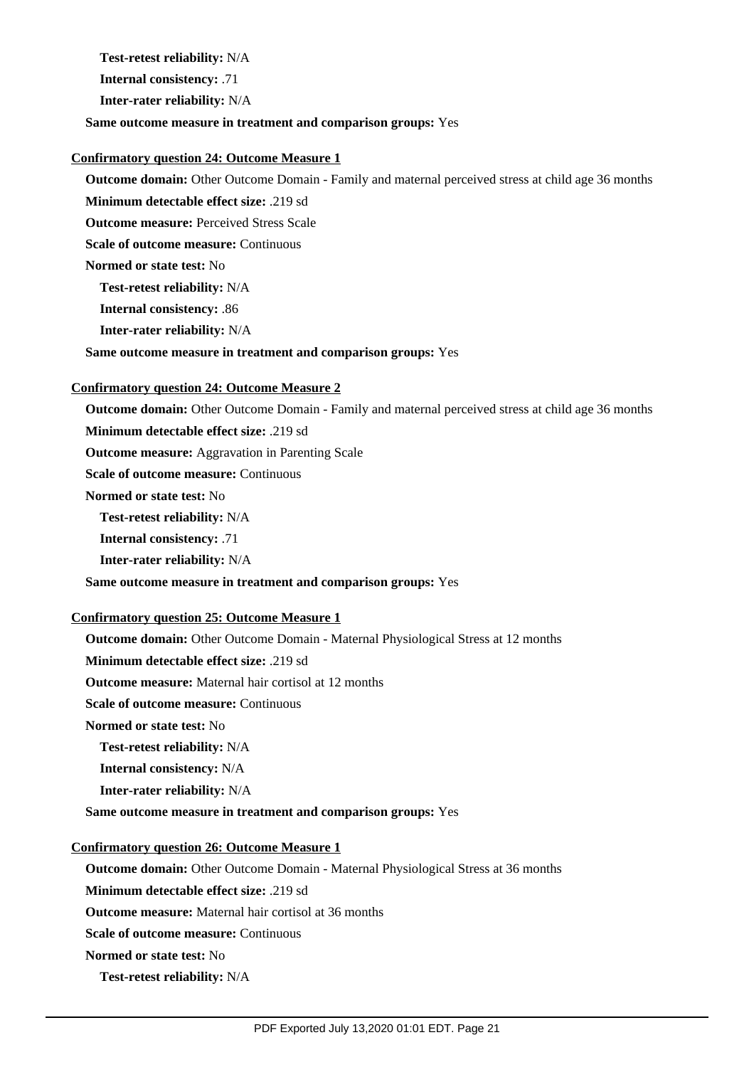**Test-retest reliability:** N/A

**Internal consistency:** .71

**Inter-rater reliability:** N/A

**Same outcome measure in treatment and comparison groups:** Yes

**Confirmatory question 24: Outcome Measure 1**

**Outcome domain:** Other Outcome Domain - Family and maternal perceived stress at child age 36 months

**Minimum detectable effect size:** .219 sd

**Outcome measure:** Perceived Stress Scale

**Scale of outcome measure:** Continuous

**Normed or state test:** No

**Test-retest reliability:** N/A

**Internal consistency:** .86

**Inter-rater reliability:** N/A

**Same outcome measure in treatment and comparison groups:** Yes

**Confirmatory question 24: Outcome Measure 2**

**Outcome domain:** Other Outcome Domain - Family and maternal perceived stress at child age 36 months

**Minimum detectable effect size:** .219 sd

**Outcome measure:** Aggravation in Parenting Scale

**Scale of outcome measure:** Continuous

**Normed or state test:** No

**Test-retest reliability:** N/A

**Internal consistency:** .71

**Inter-rater reliability:** N/A

**Same outcome measure in treatment and comparison groups:** Yes

**Confirmatory question 25: Outcome Measure 1**

**Outcome domain:** Other Outcome Domain - Maternal Physiological Stress at 12 months

**Minimum detectable effect size:** .219 sd

**Outcome measure:** Maternal hair cortisol at 12 months

**Scale of outcome measure:** Continuous

**Normed or state test:** No

**Test-retest reliability:** N/A

**Internal consistency:** N/A

**Inter-rater reliability:** N/A

**Same outcome measure in treatment and comparison groups:** Yes

**Confirmatory question 26: Outcome Measure 1**

**Outcome domain:** Other Outcome Domain - Maternal Physiological Stress at 36 months

**Minimum detectable effect size:** .219 sd

**Outcome measure:** Maternal hair cortisol at 36 months

**Scale of outcome measure:** Continuous

**Normed or state test:** No

**Test-retest reliability:** N/A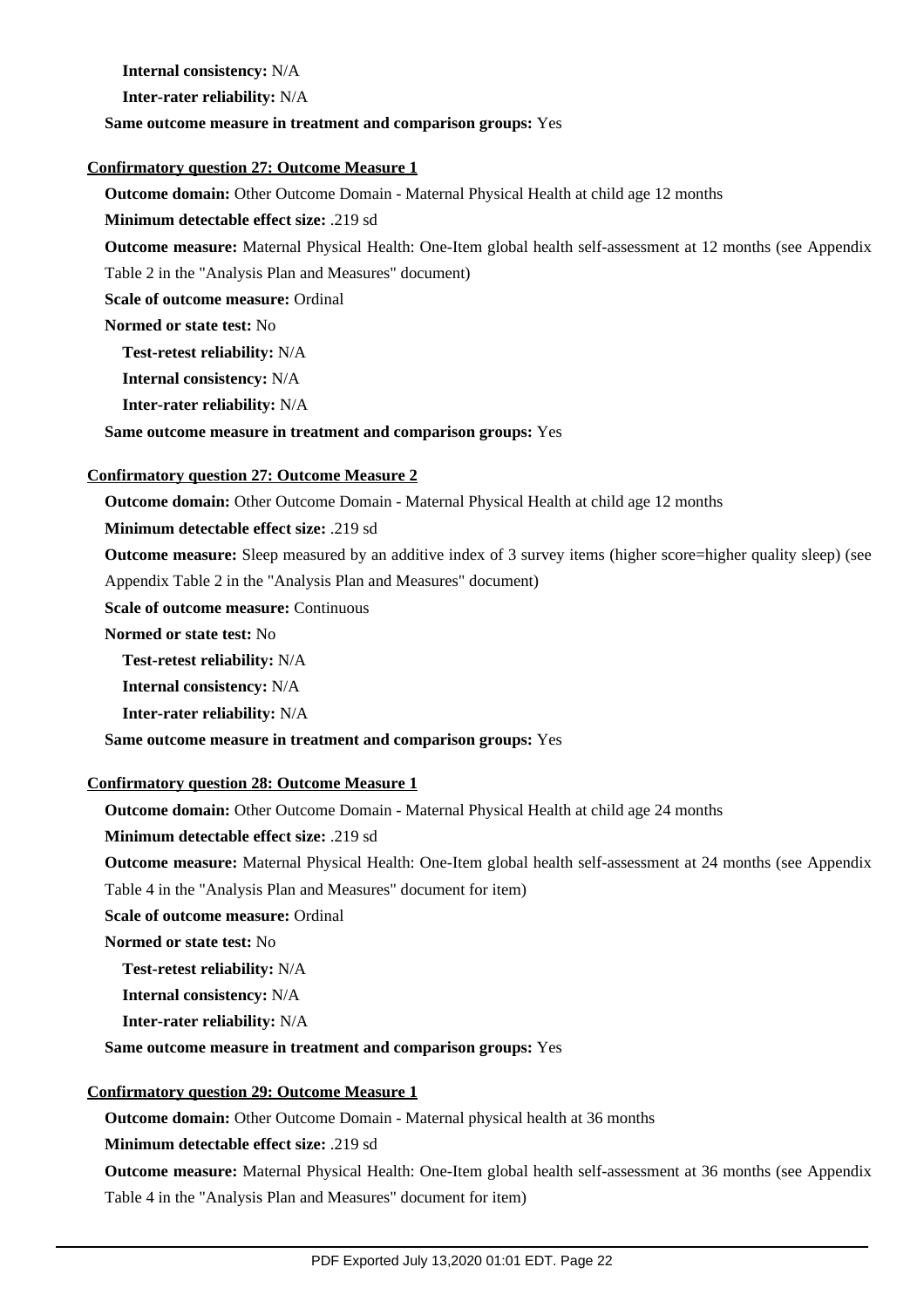**Internal consistency:** N/A

**Inter-rater reliability:** N/A

**Same outcome measure in treatment and comparison groups:** Yes

**Confirmatory question 27: Outcome Measure 1**

**Outcome domain:** Other Outcome Domain - Maternal Physical Health at child age 12 months

**Minimum detectable effect size:** .219 sd

**Outcome measure:** Maternal Physical Health: One-Item global health self-assessment at 12 months (see Appendix Table 2 in the "Analysis Plan and Measures" document)

**Scale of outcome measure:** Ordinal

**Normed or state test:** No

**Test-retest reliability:** N/A

**Internal consistency:** N/A

**Inter-rater reliability:** N/A

**Same outcome measure in treatment and comparison groups:** Yes

**Confirmatory question 27: Outcome Measure 2**

**Outcome domain:** Other Outcome Domain - Maternal Physical Health at child age 12 months

**Minimum detectable effect size:** .219 sd

**Outcome measure:** Sleep measured by an additive index of 3 survey items (higher score=higher quality sleep) (see Appendix Table 2 in the "Analysis Plan and Measures" document)

**Scale of outcome measure:** Continuous

**Normed or state test:** No

**Test-retest reliability:** N/A

**Internal consistency:** N/A

**Inter-rater reliability:** N/A

**Same outcome measure in treatment and comparison groups:** Yes

**Confirmatory question 28: Outcome Measure 1**

**Outcome domain:** Other Outcome Domain - Maternal Physical Health at child age 24 months

**Minimum detectable effect size:** .219 sd

**Outcome measure:** Maternal Physical Health: One-Item global health self-assessment at 24 months (see Appendix Table 4 in the "Analysis Plan and Measures" document for item)

**Scale of outcome measure:** Ordinal

**Normed or state test:** No

**Test-retest reliability:** N/A

**Internal consistency:** N/A

**Inter-rater reliability:** N/A

**Same outcome measure in treatment and comparison groups:** Yes

**Confirmatory question 29: Outcome Measure 1**

**Outcome domain:** Other Outcome Domain - Maternal physical health at 36 months

**Minimum detectable effect size:** .219 sd

**Outcome measure:** Maternal Physical Health: One-Item global health self-assessment at 36 months (see Appendix Table 4 in the "Analysis Plan and Measures" document for item)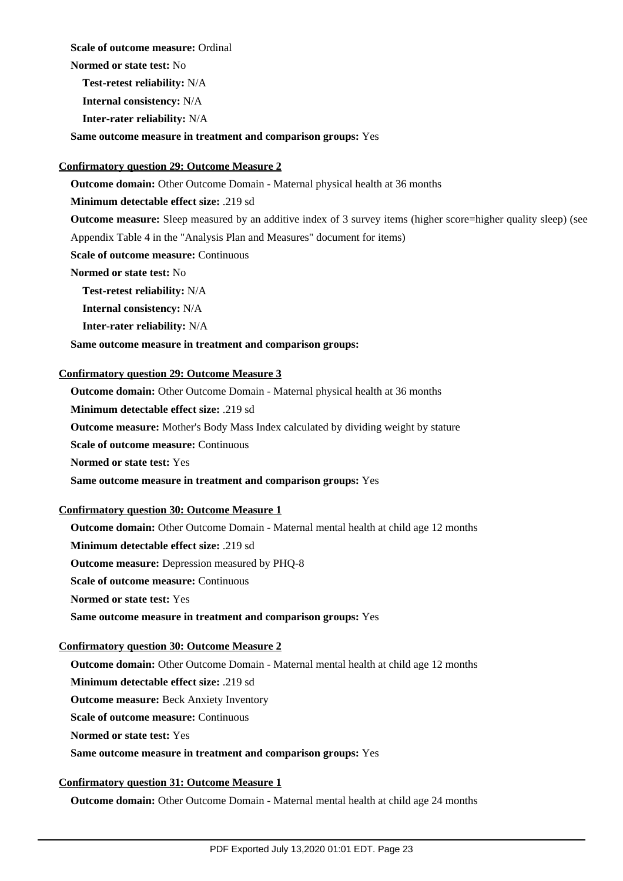**Scale of outcome measure:** Ordinal

**Normed or state test:** No

**Test-retest reliability:** N/A

**Internal consistency:** N/A

**Inter-rater reliability:** N/A

**Same outcome measure in treatment and comparison groups:** Yes

**Confirmatory question 29: Outcome Measure 2**

**Outcome domain:** Other Outcome Domain - Maternal physical health at 36 months

**Minimum detectable effect size:** .219 sd

**Outcome measure:** Sleep measured by an additive index of 3 survey items (higher score=higher quality sleep) (see Appendix Table 4 in the "Analysis Plan and Measures" document for items)

**Scale of outcome measure:** Continuous

**Normed or state test:** No

**Test-retest reliability:** N/A

**Internal consistency:** N/A

**Inter-rater reliability:** N/A

**Same outcome measure in treatment and comparison groups:**

**Confirmatory question 29: Outcome Measure 3**

**Outcome domain:** Other Outcome Domain - Maternal physical health at 36 months

**Minimum detectable effect size:** .219 sd

**Outcome measure:** Mother's Body Mass Index calculated by dividing weight by stature

**Scale of outcome measure:** Continuous

**Normed or state test:** Yes

**Same outcome measure in treatment and comparison groups:** Yes

**Confirmatory question 30: Outcome Measure 1**

**Outcome domain:** Other Outcome Domain - Maternal mental health at child age 12 months

**Minimum detectable effect size:** .219 sd

**Outcome measure:** Depression measured by PHQ-8

**Scale of outcome measure:** Continuous

**Normed or state test:** Yes

**Same outcome measure in treatment and comparison groups:** Yes

**Confirmatory question 30: Outcome Measure 2**

**Outcome domain:** Other Outcome Domain - Maternal mental health at child age 12 months

**Minimum detectable effect size:** .219 sd

**Outcome measure:** Beck Anxiety Inventory

**Scale of outcome measure:** Continuous

**Normed or state test:** Yes

**Same outcome measure in treatment and comparison groups:** Yes

**Confirmatory question 31: Outcome Measure 1**

**Outcome domain:** Other Outcome Domain - Maternal mental health at child age 24 months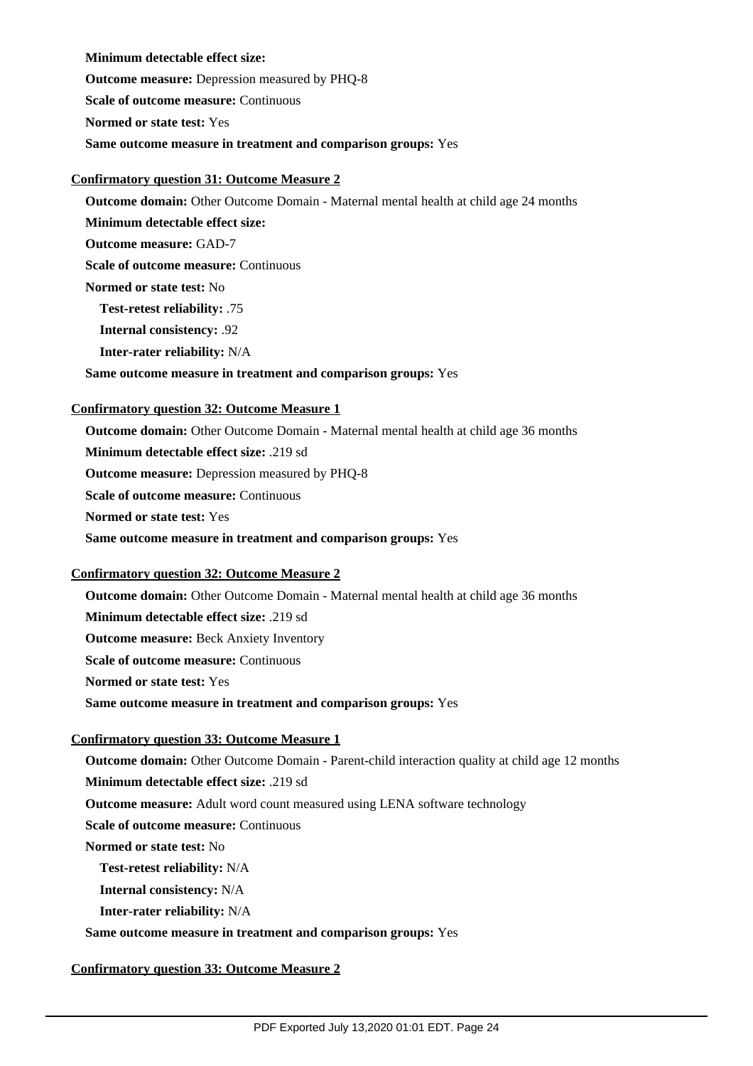**Minimum detectable effect size:**

**Outcome measure:** Depression measured by PHQ-8

**Scale of outcome measure:** Continuous

**Normed or state test:** Yes

**Same outcome measure in treatment and comparison groups:** Yes

**Confirmatory question 31: Outcome Measure 2**

**Outcome domain:** Other Outcome Domain - Maternal mental health at child age 24 months

**Minimum detectable effect size:**

**Outcome measure:** GAD-7

**Scale of outcome measure:** Continuous

**Normed or state test:** No

**Test-retest reliability:** .75

**Internal consistency:** .92

**Inter-rater reliability:** N/A

**Same outcome measure in treatment and comparison groups:** Yes

**Confirmatory question 32: Outcome Measure 1**

**Outcome domain:** Other Outcome Domain - Maternal mental health at child age 36 months

**Minimum detectable effect size:** .219 sd

**Outcome measure:** Depression measured by PHQ-8

**Scale of outcome measure:** Continuous

**Normed or state test:** Yes

**Same outcome measure in treatment and comparison groups:** Yes

**Confirmatory question 32: Outcome Measure 2**

**Outcome domain:** Other Outcome Domain - Maternal mental health at child age 36 months

**Minimum detectable effect size:** .219 sd

**Outcome measure:** Beck Anxiety Inventory

**Scale of outcome measure:** Continuous

**Normed or state test:** Yes

**Same outcome measure in treatment and comparison groups:** Yes

**Confirmatory question 33: Outcome Measure 1**

**Outcome domain:** Other Outcome Domain - Parent-child interaction quality at child age 12 months

**Minimum detectable effect size:** .219 sd

**Outcome measure:** Adult word count measured using LENA software technology

**Scale of outcome measure:** Continuous

**Normed or state test:** No

**Test-retest reliability:** N/A

**Internal consistency:** N/A

**Inter-rater reliability:** N/A

**Same outcome measure in treatment and comparison groups:** Yes

**Confirmatory question 33: Outcome Measure 2**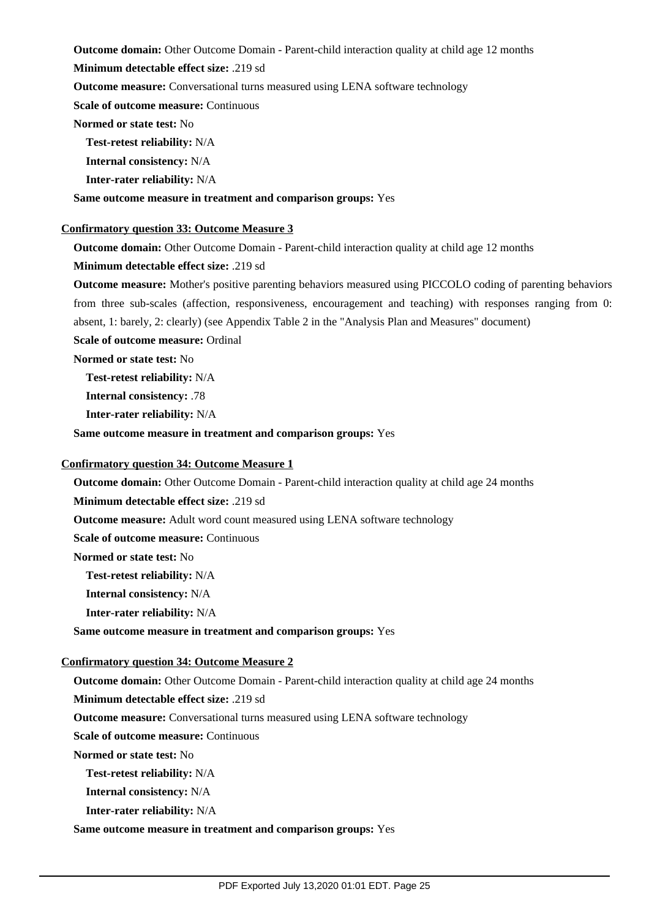**Outcome domain:** Other Outcome Domain - Parent-child interaction quality at child age 12 months

**Minimum detectable effect size:** .219 sd

**Outcome measure:** Conversational turns measured using LENA software technology

**Scale of outcome measure:** Continuous

**Normed or state test:** No

**Test-retest reliability:** N/A

**Internal consistency:** N/A

**Inter-rater reliability:** N/A

**Same outcome measure in treatment and comparison groups:** Yes

**Confirmatory question 33: Outcome Measure 3**

**Outcome domain:** Other Outcome Domain - Parent-child interaction quality at child age 12 months

**Minimum detectable effect size:** .219 sd

**Outcome measure:** Mother's positive parenting behaviors measured using PICCOLO coding of parenting behaviors from three sub-scales (affection, responsiveness, encouragement and teaching) with responses ranging from 0: absent, 1: barely, 2: clearly) (see Appendix Table 2 in the "Analysis Plan and Measures" document)

**Scale of outcome measure:** Ordinal

**Normed or state test:** No

**Test-retest reliability:** N/A

**Internal consistency:** .78

**Inter-rater reliability:** N/A

**Same outcome measure in treatment and comparison groups:** Yes

**Confirmatory question 34: Outcome Measure 1**

**Outcome domain:** Other Outcome Domain - Parent-child interaction quality at child age 24 months

**Minimum detectable effect size:** .219 sd

**Outcome measure:** Adult word count measured using LENA software technology

**Scale of outcome measure:** Continuous

**Normed or state test:** No

**Test-retest reliability:** N/A

**Internal consistency:** N/A

**Inter-rater reliability:** N/A

**Same outcome measure in treatment and comparison groups:** Yes

**Confirmatory question 34: Outcome Measure 2**

**Outcome domain:** Other Outcome Domain - Parent-child interaction quality at child age 24 months

**Minimum detectable effect size:** .219 sd

**Outcome measure:** Conversational turns measured using LENA software technology

**Scale of outcome measure:** Continuous

**Normed or state test:** No

**Test-retest reliability:** N/A

**Internal consistency:** N/A

**Inter-rater reliability:** N/A

**Same outcome measure in treatment and comparison groups:** Yes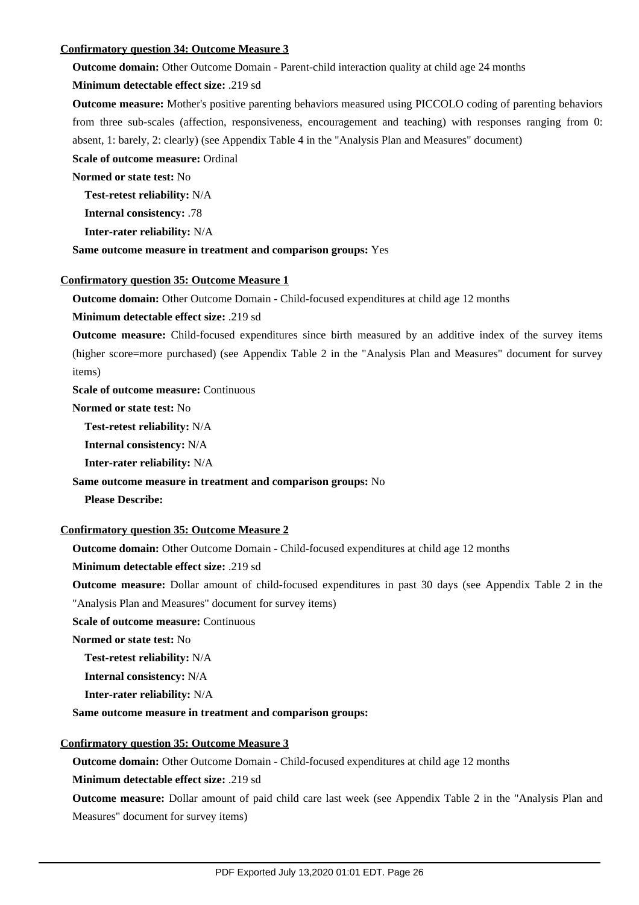**Confirmatory question 34: Outcome Measure 3**

**Outcome domain:** Other Outcome Domain - Parent-child interaction quality at child age 24 months

**Minimum detectable effect size:** .219 sd

**Outcome measure:** Mother's positive parenting behaviors measured using PICCOLO coding of parenting behaviors from three sub-scales (affection, responsiveness, encouragement and teaching) with responses ranging from 0: absent, 1: barely, 2: clearly) (see Appendix Table 4 in the "Analysis Plan and Measures" document)

**Scale of outcome measure:** Ordinal

**Normed or state test:** No

**Test-retest reliability:** N/A

**Internal consistency:** .78

**Inter-rater reliability:** N/A

**Same outcome measure in treatment and comparison groups:** Yes

**Confirmatory question 35: Outcome Measure 1**

**Outcome domain:** Other Outcome Domain - Child-focused expenditures at child age 12 months

**Minimum detectable effect size:** .219 sd

**Outcome measure:** Child-focused expenditures since birth measured by an additive index of the survey items (higher score=more purchased) (see Appendix Table 2 in the "Analysis Plan and Measures" document for survey items)

**Scale of outcome measure:** Continuous

**Normed or state test:** No

**Test-retest reliability:** N/A

**Internal consistency:** N/A

**Inter-rater reliability:** N/A

**Same outcome measure in treatment and comparison groups:** No

**Please Describe:**

**Confirmatory question 35: Outcome Measure 2**

**Outcome domain:** Other Outcome Domain - Child-focused expenditures at child age 12 months

**Minimum detectable effect size:** .219 sd

**Outcome measure:** Dollar amount of child-focused expenditures in past 30 days (see Appendix Table 2 in the "Analysis Plan and Measures" document for survey items)

**Scale of outcome measure:** Continuous

**Normed or state test:** No

**Test-retest reliability:** N/A

**Internal consistency:** N/A

**Inter-rater reliability:** N/A

**Same outcome measure in treatment and comparison groups:**

**Confirmatory question 35: Outcome Measure 3**

**Outcome domain:** Other Outcome Domain - Child-focused expenditures at child age 12 months

**Minimum detectable effect size:** .219 sd

**Outcome measure:** Dollar amount of paid child care last week (see Appendix Table 2 in the "Analysis Plan and Measures" document for survey items)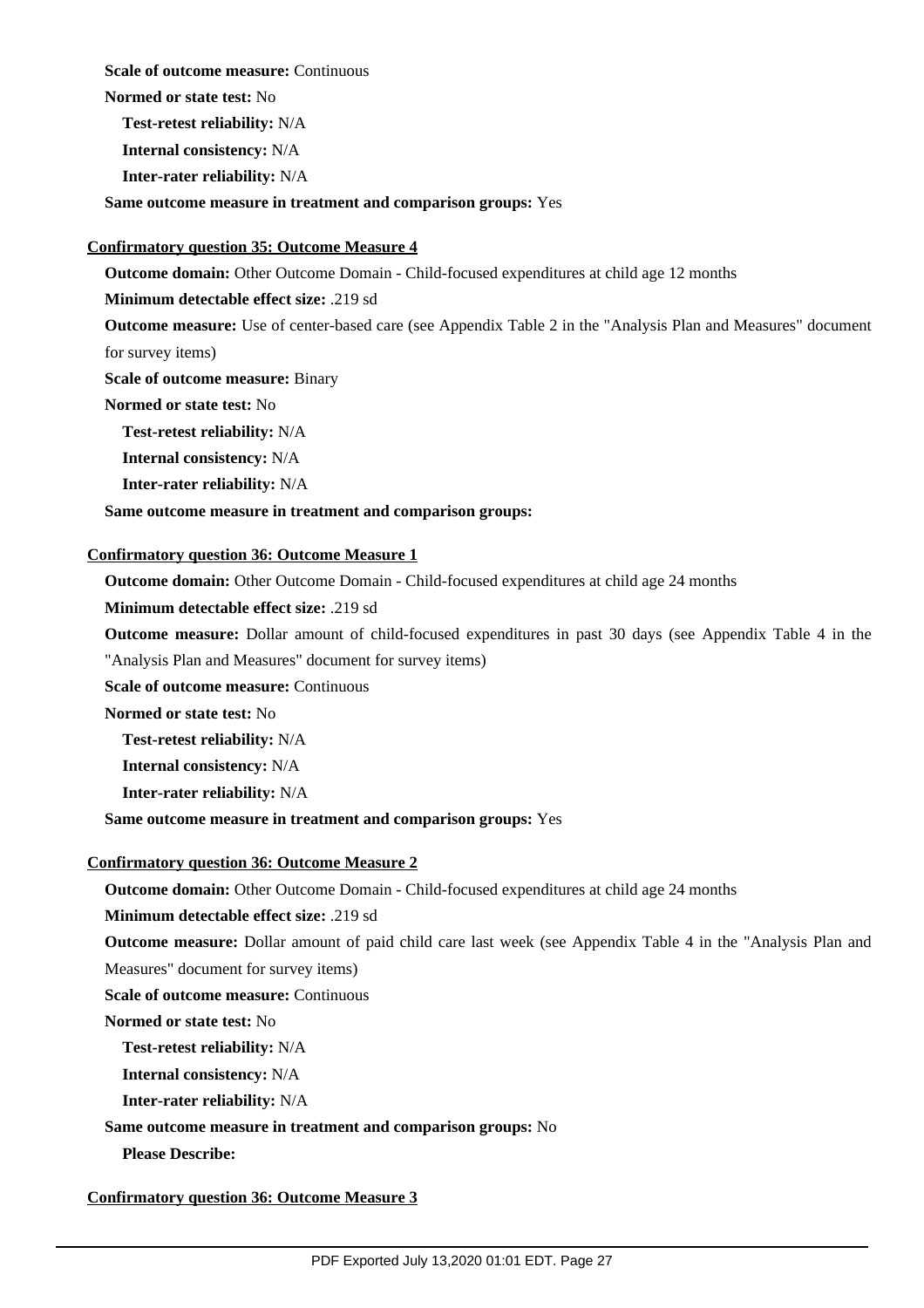**Scale of outcome measure:** Continuous

**Normed or state test:** No

**Test-retest reliability:** N/A

**Internal consistency:** N/A

**Inter-rater reliability:** N/A

**Same outcome measure in treatment and comparison groups:** Yes

**Confirmatory question 35: Outcome Measure 4**

**Outcome domain:** Other Outcome Domain - Child-focused expenditures at child age 12 months

**Minimum detectable effect size:** .219 sd

**Outcome measure:** Use of center-based care (see Appendix Table 2 in the "Analysis Plan and Measures" document for survey items)

**Scale of outcome measure:** Binary

**Normed or state test:** No

**Test-retest reliability:** N/A

**Internal consistency:** N/A

**Inter-rater reliability:** N/A

**Same outcome measure in treatment and comparison groups:**

**Confirmatory question 36: Outcome Measure 1**

**Outcome domain:** Other Outcome Domain - Child-focused expenditures at child age 24 months

**Minimum detectable effect size:** .219 sd

**Outcome measure:** Dollar amount of child-focused expenditures in past 30 days (see Appendix Table 4 in the "Analysis Plan and Measures" document for survey items)

**Scale of outcome measure:** Continuous

**Normed or state test:** No

**Test-retest reliability:** N/A

**Internal consistency:** N/A

**Inter-rater reliability:** N/A

**Same outcome measure in treatment and comparison groups:** Yes

**Confirmatory question 36: Outcome Measure 2**

**Outcome domain:** Other Outcome Domain - Child-focused expenditures at child age 24 months

**Minimum detectable effect size:** .219 sd

**Outcome measure:** Dollar amount of paid child care last week (see Appendix Table 4 in the "Analysis Plan and Measures" document for survey items)

**Scale of outcome measure:** Continuous

**Normed or state test:** No

**Test-retest reliability:** N/A

**Internal consistency:** N/A

**Inter-rater reliability:** N/A

**Same outcome measure in treatment and comparison groups:** No

**Please Describe:**

**Confirmatory question 36: Outcome Measure 3**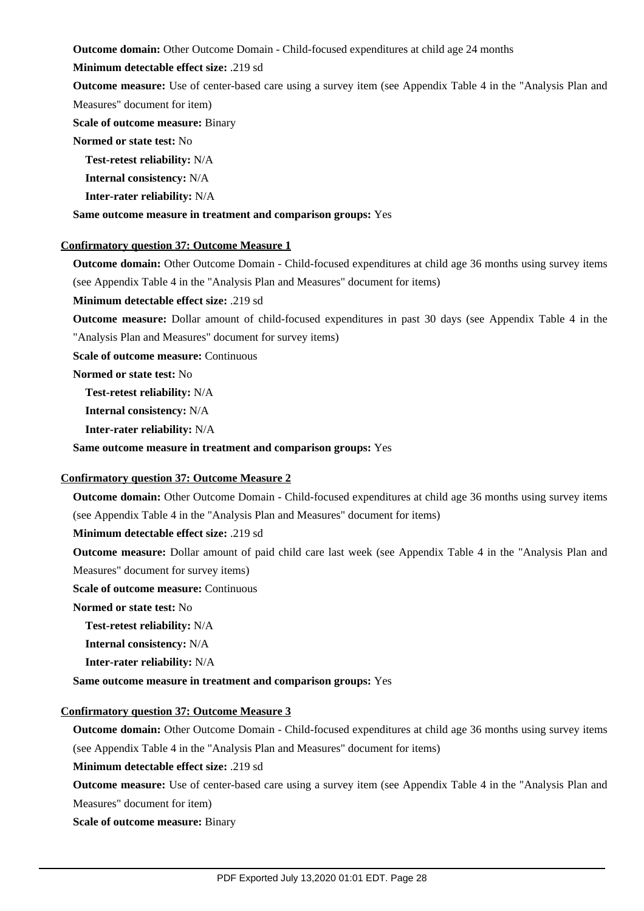**Outcome domain:** Other Outcome Domain - Child-focused expenditures at child age 24 months

**Minimum detectable effect size:** .219 sd

**Outcome measure:** Use of center-based care using a survey item (see Appendix Table 4 in the "Analysis Plan and Measures" document for item)

**Scale of outcome measure:** Binary

**Normed or state test:** No

**Test-retest reliability:** N/A

**Internal consistency:** N/A

**Inter-rater reliability:** N/A

**Same outcome measure in treatment and comparison groups:** Yes

**Confirmatory question 37: Outcome Measure 1**

**Outcome domain:** Other Outcome Domain - Child-focused expenditures at child age 36 months using survey items (see Appendix Table 4 in the "Analysis Plan and Measures" document for items)

**Minimum detectable effect size:** .219 sd

**Outcome measure:** Dollar amount of child-focused expenditures in past 30 days (see Appendix Table 4 in the "Analysis Plan and Measures" document for survey items)

**Scale of outcome measure:** Continuous

**Normed or state test:** No

**Test-retest reliability:** N/A

**Internal consistency:** N/A

**Inter-rater reliability:** N/A

**Same outcome measure in treatment and comparison groups:** Yes

**Confirmatory question 37: Outcome Measure 2**

**Outcome domain:** Other Outcome Domain - Child-focused expenditures at child age 36 months using survey items (see Appendix Table 4 in the "Analysis Plan and Measures" document for items)

**Minimum detectable effect size:** .219 sd

**Outcome measure:** Dollar amount of paid child care last week (see Appendix Table 4 in the "Analysis Plan and Measures" document for survey items)

**Scale of outcome measure:** Continuous

**Normed or state test:** No

**Test-retest reliability:** N/A

**Internal consistency:** N/A

**Inter-rater reliability:** N/A

**Same outcome measure in treatment and comparison groups:** Yes

**Confirmatory question 37: Outcome Measure 3**

**Outcome domain:** Other Outcome Domain - Child-focused expenditures at child age 36 months using survey items (see Appendix Table 4 in the "Analysis Plan and Measures" document for items)

**Minimum detectable effect size:** .219 sd

**Outcome measure:** Use of center-based care using a survey item (see Appendix Table 4 in the "Analysis Plan and Measures" document for item)

**Scale of outcome measure:** Binary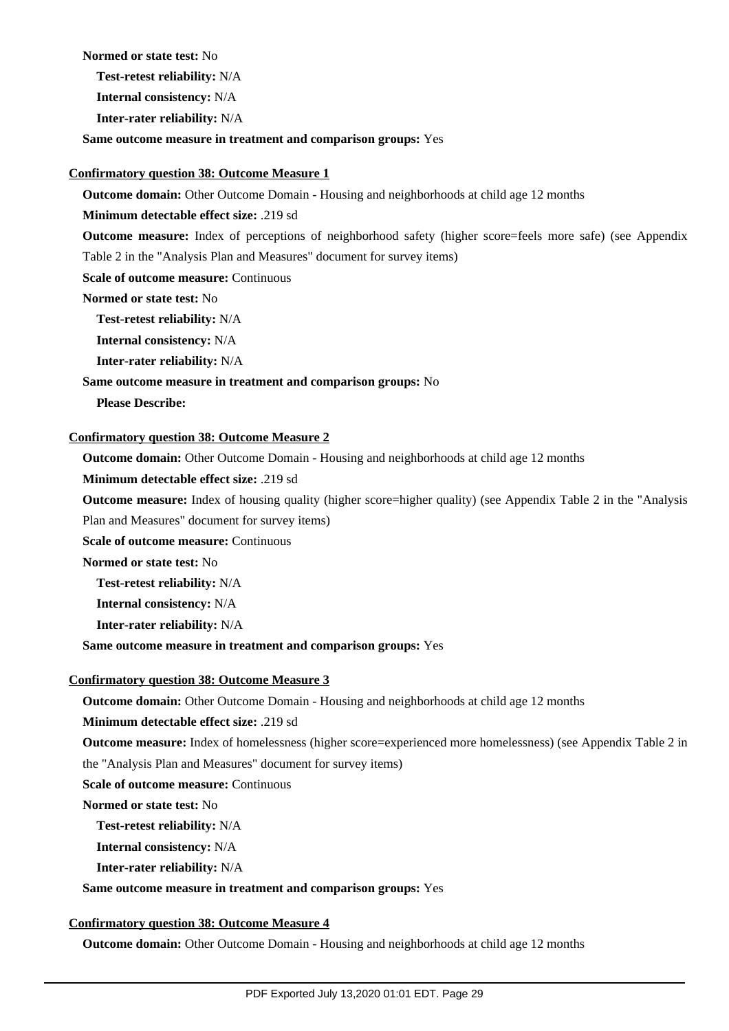**Normed or state test:** No

**Test-retest reliability:** N/A

**Internal consistency:** N/A

**Inter-rater reliability:** N/A

**Same outcome measure in treatment and comparison groups:** Yes

**Confirmatory question 38: Outcome Measure 1**

**Outcome domain:** Other Outcome Domain - Housing and neighborhoods at child age 12 months

**Minimum detectable effect size:** .219 sd

**Outcome measure:** Index of perceptions of neighborhood safety (higher score=feels more safe) (see Appendix Table 2 in the "Analysis Plan and Measures" document for survey items)

**Scale of outcome measure:** Continuous

**Normed or state test:** No

**Test-retest reliability:** N/A

**Internal consistency:** N/A

**Inter-rater reliability:** N/A

**Same outcome measure in treatment and comparison groups:** No

**Please Describe:**

**Confirmatory question 38: Outcome Measure 2**

**Outcome domain:** Other Outcome Domain - Housing and neighborhoods at child age 12 months

**Minimum detectable effect size:** .219 sd

**Outcome measure:** Index of housing quality (higher score=higher quality) (see Appendix Table 2 in the "Analysis Plan and Measures" document for survey items)

**Scale of outcome measure:** Continuous

**Normed or state test:** No

**Test-retest reliability:** N/A

**Internal consistency:** N/A

**Inter-rater reliability:** N/A

**Same outcome measure in treatment and comparison groups:** Yes

**Confirmatory question 38: Outcome Measure 3**

**Outcome domain:** Other Outcome Domain - Housing and neighborhoods at child age 12 months

**Minimum detectable effect size:** .219 sd

**Outcome measure:** Index of homelessness (higher score=experienced more homelessness) (see Appendix Table 2 in the "Analysis Plan and Measures" document for survey items)

**Scale of outcome measure:** Continuous

**Normed or state test:** No

**Test-retest reliability:** N/A

**Internal consistency:** N/A

**Inter-rater reliability:** N/A

**Same outcome measure in treatment and comparison groups:** Yes

**Confirmatory question 38: Outcome Measure 4**

**Outcome domain:** Other Outcome Domain - Housing and neighborhoods at child age 12 months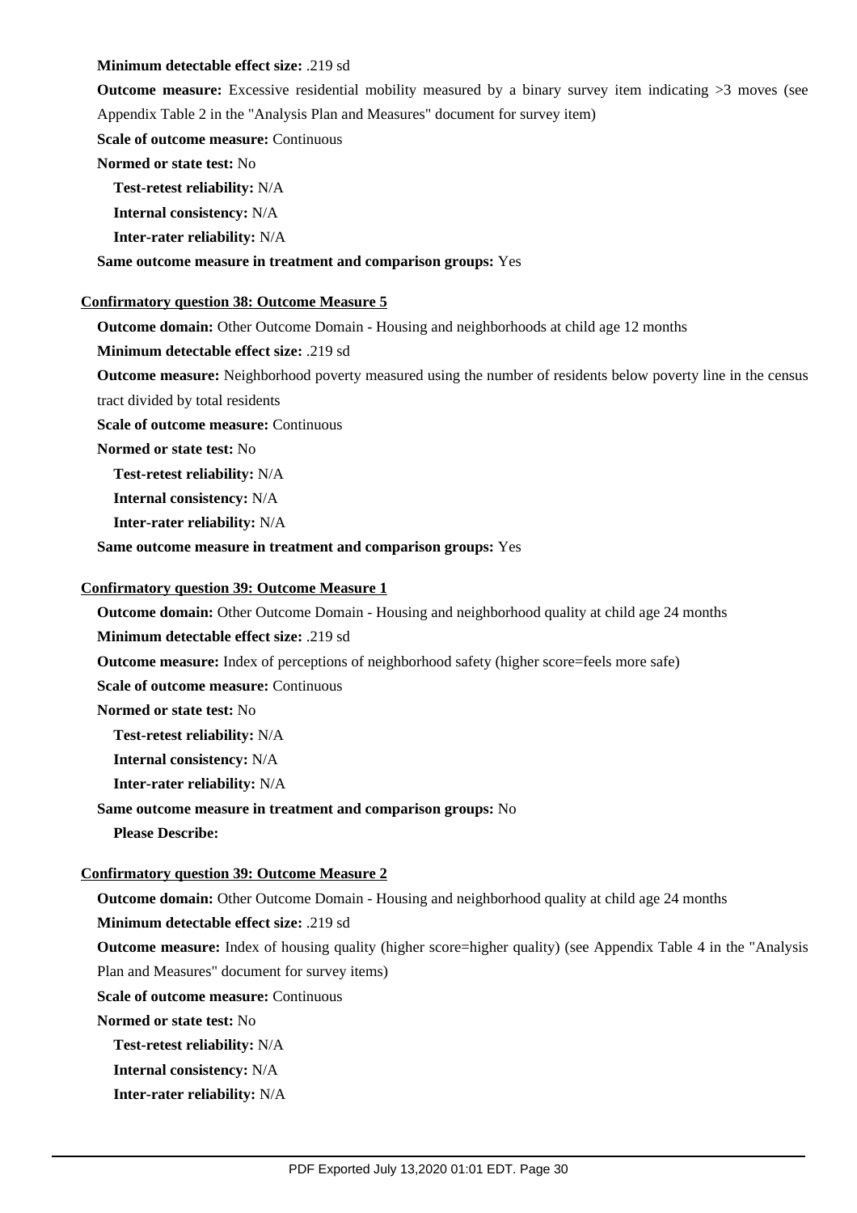**Minimum detectable effect size:** .219 sd

**Outcome measure:** Excessive residential mobility measured by a binary survey item indicating >3 moves (see Appendix Table 2 in the "Analysis Plan and Measures" document for survey item)

**Scale of outcome measure:** Continuous

**Normed or state test:** No

**Test-retest reliability:** N/A

**Internal consistency:** N/A

**Inter-rater reliability:** N/A

**Same outcome measure in treatment and comparison groups:** Yes

**Confirmatory question 38: Outcome Measure 5**

**Outcome domain:** Other Outcome Domain - Housing and neighborhoods at child age 12 months

**Minimum detectable effect size:** .219 sd

**Outcome measure:** Neighborhood poverty measured using the number of residents below poverty line in the census tract divided by total residents

**Scale of outcome measure:** Continuous

**Normed or state test:** No

**Test-retest reliability:** N/A

**Internal consistency:** N/A

**Inter-rater reliability:** N/A

**Same outcome measure in treatment and comparison groups:** Yes

**Confirmatory question 39: Outcome Measure 1**

**Outcome domain:** Other Outcome Domain - Housing and neighborhood quality at child age 24 months

**Minimum detectable effect size:** .219 sd

**Outcome measure:** Index of perceptions of neighborhood safety (higher score=feels more safe)

**Scale of outcome measure:** Continuous

**Normed or state test:** No

**Test-retest reliability:** N/A

**Internal consistency:** N/A

**Inter-rater reliability:** N/A

**Same outcome measure in treatment and comparison groups:** No

**Please Describe:**

**Confirmatory question 39: Outcome Measure 2**

**Outcome domain:** Other Outcome Domain - Housing and neighborhood quality at child age 24 months

**Minimum detectable effect size:** .219 sd

**Outcome measure:** Index of housing quality (higher score=higher quality) (see Appendix Table 4 in the "Analysis Plan and Measures" document for survey items)

**Scale of outcome measure:** Continuous

**Normed or state test:** No

**Test-retest reliability:** N/A

**Internal consistency:** N/A

**Inter-rater reliability:** N/A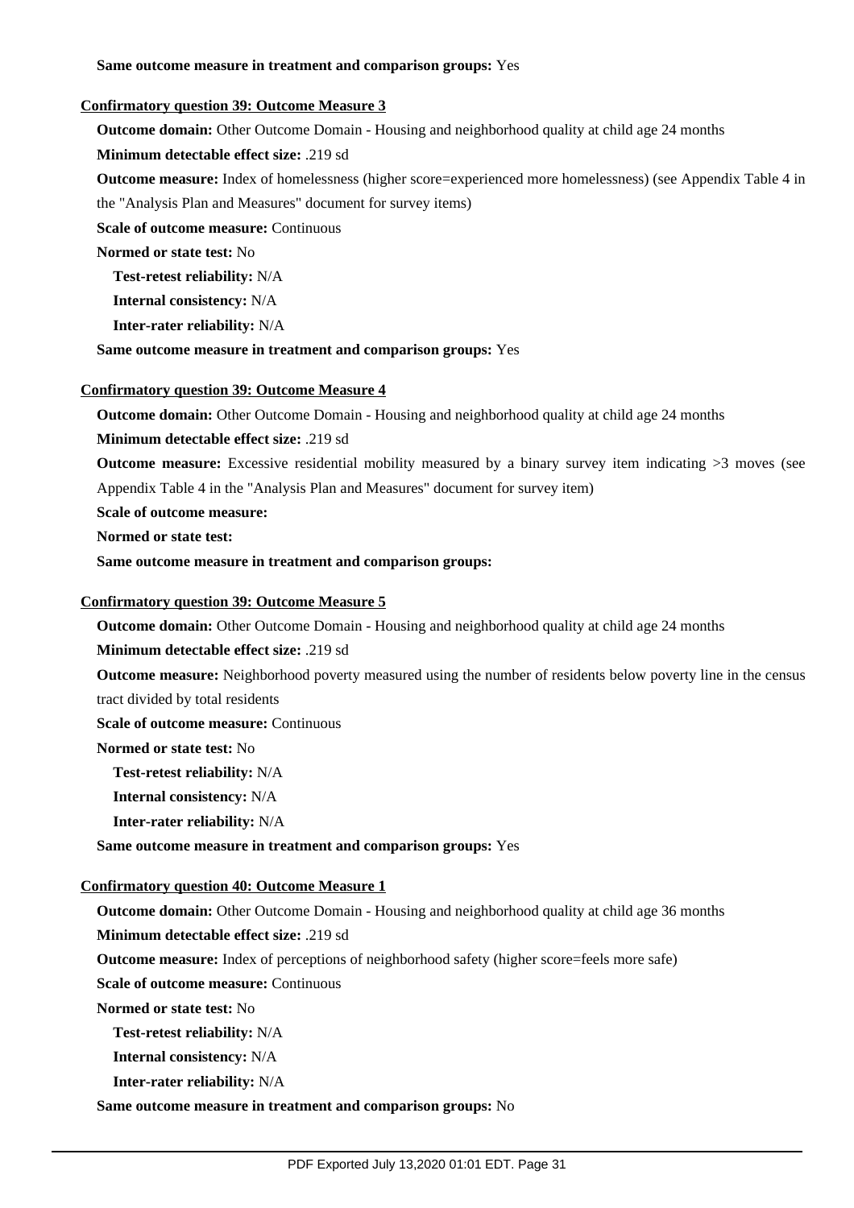**Same outcome measure in treatment and comparison groups:** Yes

**Confirmatory question 39: Outcome Measure 3**

**Outcome domain:** Other Outcome Domain - Housing and neighborhood quality at child age 24 months

**Minimum detectable effect size:** .219 sd

**Outcome measure:** Index of homelessness (higher score=experienced more homelessness) (see Appendix Table 4 in the "Analysis Plan and Measures" document for survey items)

**Scale of outcome measure:** Continuous

**Normed or state test:** No

**Test-retest reliability:** N/A

**Internal consistency:** N/A

**Inter-rater reliability:** N/A

**Same outcome measure in treatment and comparison groups:** Yes

**Confirmatory question 39: Outcome Measure 4**

**Outcome domain:** Other Outcome Domain - Housing and neighborhood quality at child age 24 months

**Minimum detectable effect size:** .219 sd

**Outcome measure:** Excessive residential mobility measured by a binary survey item indicating >3 moves (see Appendix Table 4 in the "Analysis Plan and Measures" document for survey item)

**Scale of outcome measure:**

**Normed or state test:**

**Same outcome measure in treatment and comparison groups:**

**Confirmatory question 39: Outcome Measure 5**

**Outcome domain:** Other Outcome Domain - Housing and neighborhood quality at child age 24 months

**Minimum detectable effect size:** .219 sd

**Outcome measure:** Neighborhood poverty measured using the number of residents below poverty line in the census tract divided by total residents

**Scale of outcome measure:** Continuous

**Normed or state test:** No

**Test-retest reliability:** N/A

**Internal consistency:** N/A

**Inter-rater reliability:** N/A

**Same outcome measure in treatment and comparison groups:** Yes

**Confirmatory question 40: Outcome Measure 1**

**Outcome domain:** Other Outcome Domain - Housing and neighborhood quality at child age 36 months

**Minimum detectable effect size:** .219 sd

**Outcome measure:** Index of perceptions of neighborhood safety (higher score=feels more safe)

**Scale of outcome measure:** Continuous

**Normed or state test:** No

**Test-retest reliability:** N/A

**Internal consistency:** N/A

**Inter-rater reliability:** N/A

**Same outcome measure in treatment and comparison groups:** No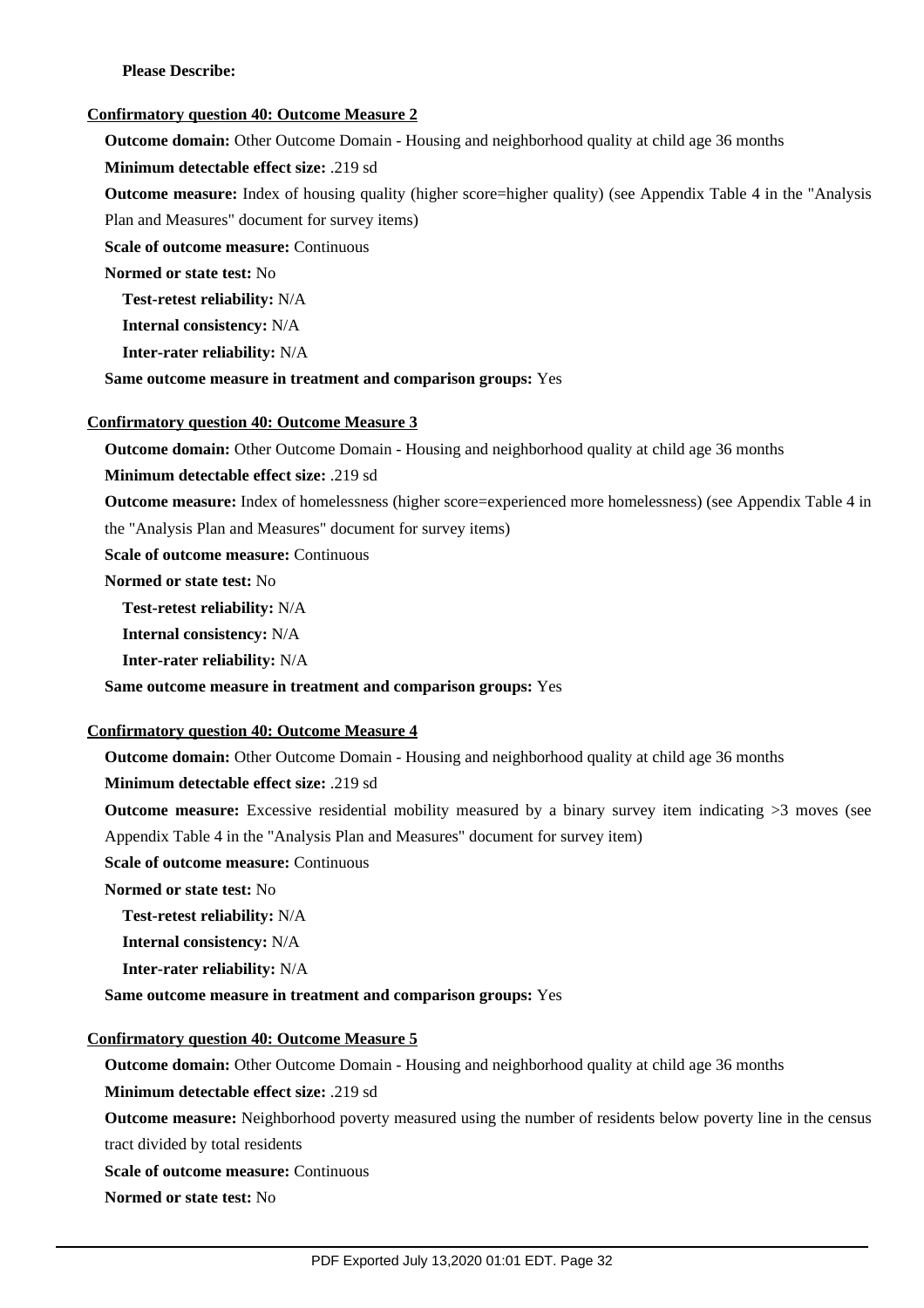**Please Describe:**

**Confirmatory question 40: Outcome Measure 2**

**Outcome domain:** Other Outcome Domain - Housing and neighborhood quality at child age 36 months

**Minimum detectable effect size:** .219 sd

**Outcome measure:** Index of housing quality (higher score=higher quality) (see Appendix Table 4 in the "Analysis Plan and Measures" document for survey items)

**Scale of outcome measure:** Continuous

**Normed or state test:** No

**Test-retest reliability:** N/A

**Internal consistency:** N/A

**Inter-rater reliability:** N/A

**Same outcome measure in treatment and comparison groups:** Yes

**Confirmatory question 40: Outcome Measure 3**

**Outcome domain:** Other Outcome Domain - Housing and neighborhood quality at child age 36 months

**Minimum detectable effect size:** .219 sd

**Outcome measure:** Index of homelessness (higher score=experienced more homelessness) (see Appendix Table 4 in the "Analysis Plan and Measures" document for survey items)

**Scale of outcome measure:** Continuous

**Normed or state test:** No

**Test-retest reliability:** N/A

**Internal consistency:** N/A

**Inter-rater reliability:** N/A

**Same outcome measure in treatment and comparison groups:** Yes

**Confirmatory question 40: Outcome Measure 4**

**Outcome domain:** Other Outcome Domain - Housing and neighborhood quality at child age 36 months

**Minimum detectable effect size:** .219 sd

**Outcome measure:** Excessive residential mobility measured by a binary survey item indicating >3 moves (see Appendix Table 4 in the "Analysis Plan and Measures" document for survey item)

**Scale of outcome measure:** Continuous

**Normed or state test:** No

**Test-retest reliability:** N/A

**Internal consistency:** N/A

**Inter-rater reliability:** N/A

**Same outcome measure in treatment and comparison groups:** Yes

**Confirmatory question 40: Outcome Measure 5**

**Outcome domain:** Other Outcome Domain - Housing and neighborhood quality at child age 36 months

**Minimum detectable effect size:** .219 sd

**Outcome measure:** Neighborhood poverty measured using the number of residents below poverty line in the census tract divided by total residents

**Scale of outcome measure:** Continuous

**Normed or state test:** No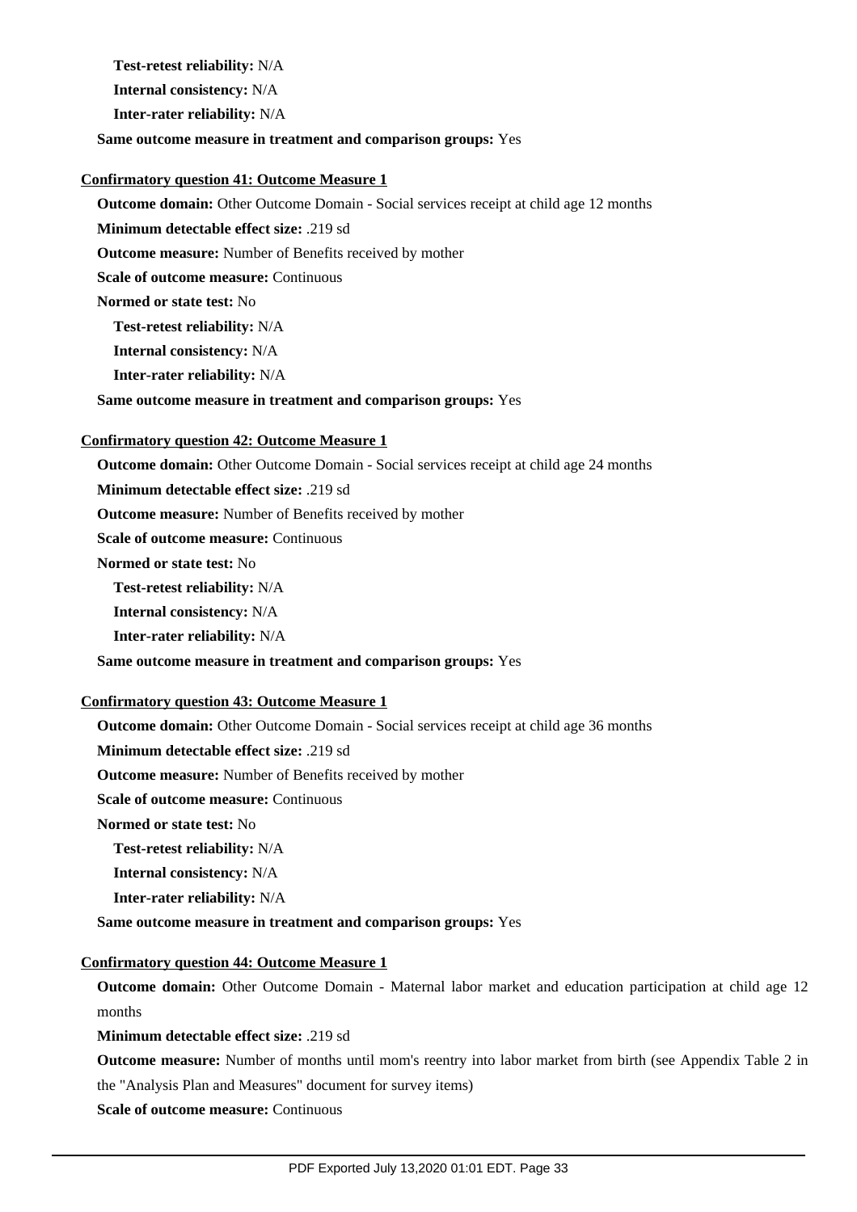**Test-retest reliability:** N/A

**Internal consistency:** N/A

**Inter-rater reliability:** N/A

**Same outcome measure in treatment and comparison groups:** Yes

**Confirmatory question 41: Outcome Measure 1**

**Outcome domain:** Other Outcome Domain - Social services receipt at child age 12 months

**Minimum detectable effect size:** .219 sd

**Outcome measure:** Number of Benefits received by mother

**Scale of outcome measure:** Continuous

**Normed or state test:** No

**Test-retest reliability:** N/A

**Internal consistency:** N/A

**Inter-rater reliability:** N/A

**Same outcome measure in treatment and comparison groups:** Yes

**Confirmatory question 42: Outcome Measure 1**

**Outcome domain:** Other Outcome Domain - Social services receipt at child age 24 months

**Minimum detectable effect size:** .219 sd

**Outcome measure:** Number of Benefits received by mother

**Scale of outcome measure:** Continuous

**Normed or state test:** No

**Test-retest reliability:** N/A

**Internal consistency:** N/A

**Inter-rater reliability:** N/A

**Same outcome measure in treatment and comparison groups:** Yes

**Confirmatory question 43: Outcome Measure 1**

**Outcome domain:** Other Outcome Domain - Social services receipt at child age 36 months

**Minimum detectable effect size:** .219 sd

**Outcome measure:** Number of Benefits received by mother

**Scale of outcome measure:** Continuous

**Normed or state test:** No

**Test-retest reliability:** N/A

**Internal consistency:** N/A

**Inter-rater reliability:** N/A

**Same outcome measure in treatment and comparison groups:** Yes

**Confirmatory question 44: Outcome Measure 1**

**Outcome domain:** Other Outcome Domain - Maternal labor market and education participation at child age 12 months

**Minimum detectable effect size:** .219 sd

**Outcome measure:** Number of months until mom's reentry into labor market from birth (see Appendix Table 2 in the "Analysis Plan and Measures" document for survey items)

**Scale of outcome measure:** Continuous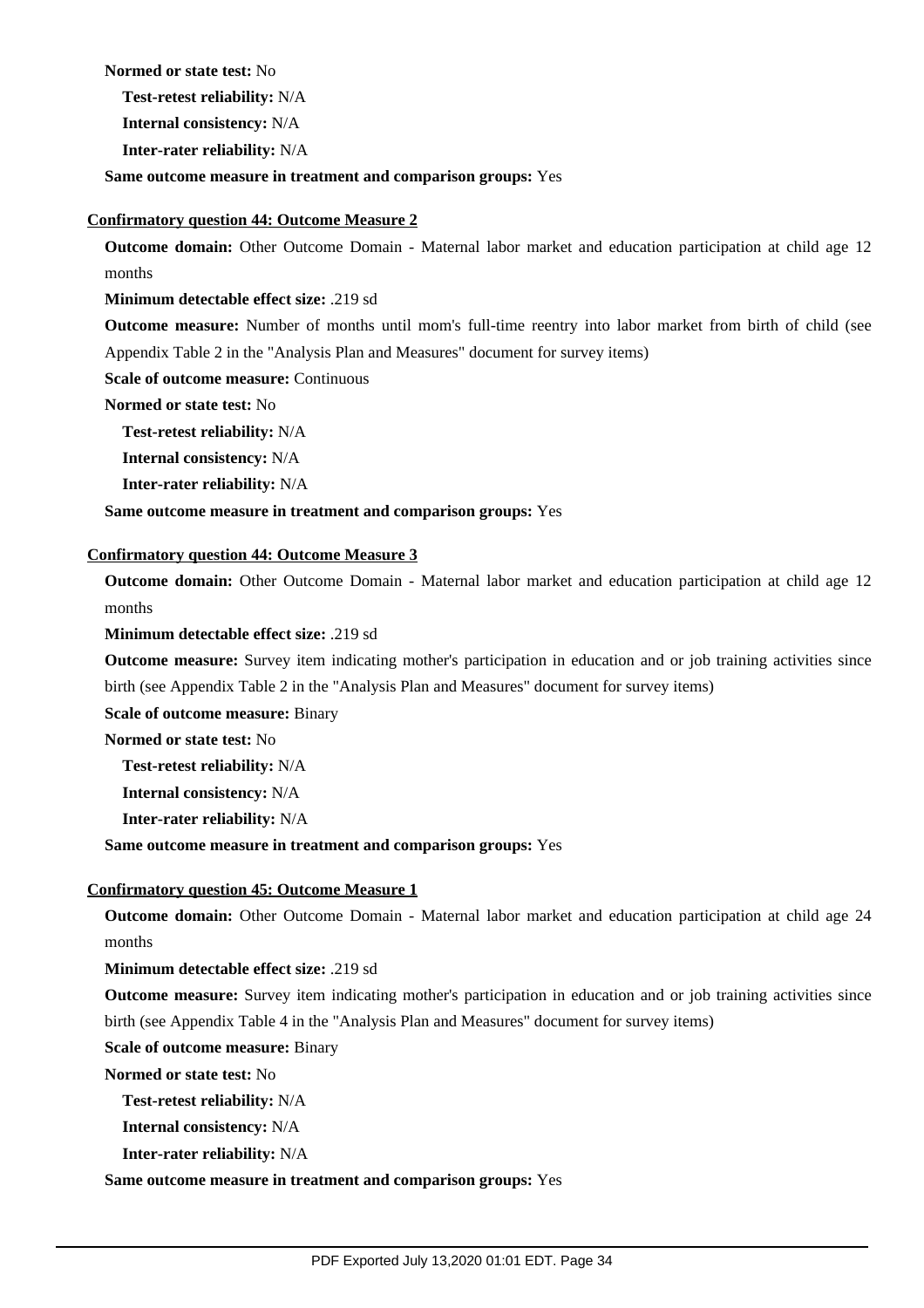**Normed or state test:** No

**Test-retest reliability:** N/A

**Internal consistency:** N/A

**Inter-rater reliability:** N/A

**Same outcome measure in treatment and comparison groups:** Yes

**Confirmatory question 44: Outcome Measure 2**

**Outcome domain:** Other Outcome Domain - Maternal labor market and education participation at child age 12 months

**Minimum detectable effect size:** .219 sd

**Outcome measure:** Number of months until mom's full-time reentry into labor market from birth of child (see Appendix Table 2 in the "Analysis Plan and Measures" document for survey items)

**Scale of outcome measure:** Continuous

**Normed or state test:** No

**Test-retest reliability:** N/A

**Internal consistency:** N/A

**Inter-rater reliability:** N/A

**Same outcome measure in treatment and comparison groups:** Yes

**Confirmatory question 44: Outcome Measure 3**

**Outcome domain:** Other Outcome Domain - Maternal labor market and education participation at child age 12 months

**Minimum detectable effect size:** .219 sd

**Outcome measure:** Survey item indicating mother's participation in education and or job training activities since birth (see Appendix Table 2 in the "Analysis Plan and Measures" document for survey items)

**Scale of outcome measure:** Binary

**Normed or state test:** No

**Test-retest reliability:** N/A

**Internal consistency:** N/A

**Inter-rater reliability:** N/A

**Same outcome measure in treatment and comparison groups:** Yes

**Confirmatory question 45: Outcome Measure 1**

**Outcome domain:** Other Outcome Domain - Maternal labor market and education participation at child age 24 months

**Minimum detectable effect size:** .219 sd

**Outcome measure:** Survey item indicating mother's participation in education and or job training activities since birth (see Appendix Table 4 in the "Analysis Plan and Measures" document for survey items)

**Scale of outcome measure:** Binary

**Normed or state test:** No

**Test-retest reliability:** N/A

**Internal consistency:** N/A

**Inter-rater reliability:** N/A

**Same outcome measure in treatment and comparison groups:** Yes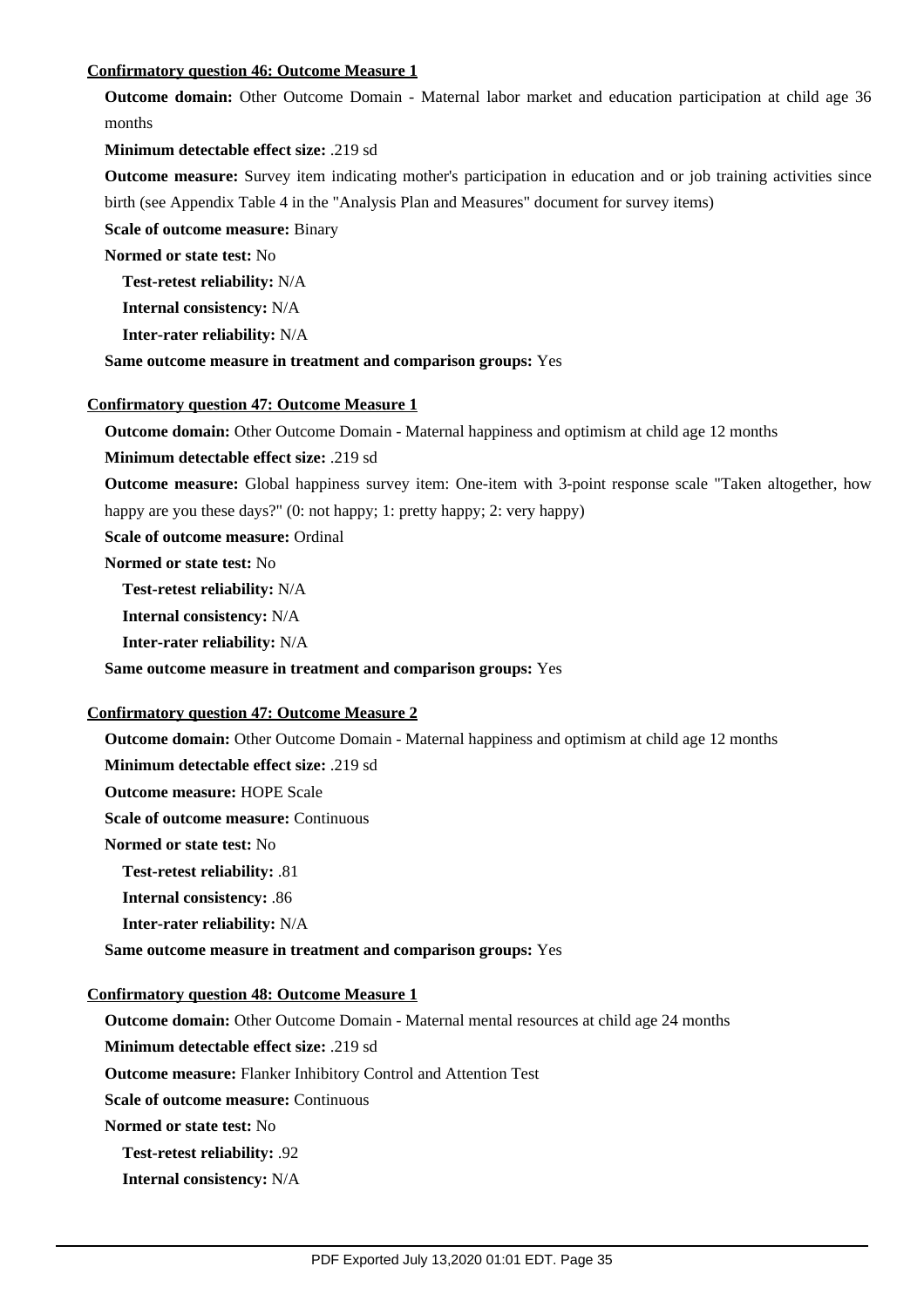**Confirmatory question 46: Outcome Measure 1**

**Outcome domain:** Other Outcome Domain - Maternal labor market and education participation at child age 36 months

**Minimum detectable effect size:** .219 sd

**Outcome measure:** Survey item indicating mother's participation in education and or job training activities since birth (see Appendix Table 4 in the "Analysis Plan and Measures" document for survey items)

**Scale of outcome measure:** Binary

**Normed or state test:** No

**Test-retest reliability:** N/A

**Internal consistency:** N/A

**Inter-rater reliability:** N/A

**Same outcome measure in treatment and comparison groups:** Yes

**Confirmatory question 47: Outcome Measure 1**

**Outcome domain:** Other Outcome Domain - Maternal happiness and optimism at child age 12 months

**Minimum detectable effect size:** .219 sd

**Outcome measure:** Global happiness survey item: One-item with 3-point response scale "Taken altogether, how happy are you these days?" (0: not happy; 1: pretty happy; 2: very happy)

**Scale of outcome measure:** Ordinal

**Normed or state test:** No

**Test-retest reliability:** N/A

**Internal consistency:** N/A

**Inter-rater reliability:** N/A

**Same outcome measure in treatment and comparison groups:** Yes

**Confirmatory question 47: Outcome Measure 2**

**Outcome domain:** Other Outcome Domain - Maternal happiness and optimism at child age 12 months

**Minimum detectable effect size:** .219 sd

**Outcome measure:** HOPE Scale

**Scale of outcome measure:** Continuous

**Normed or state test:** No

**Test-retest reliability:** .81

**Internal consistency:** .86

**Inter-rater reliability:** N/A

**Same outcome measure in treatment and comparison groups:** Yes

**Confirmatory question 48: Outcome Measure 1**

**Outcome domain:** Other Outcome Domain - Maternal mental resources at child age 24 months

**Minimum detectable effect size:** .219 sd

**Outcome measure:** Flanker Inhibitory Control and Attention Test

**Scale of outcome measure:** Continuous

**Normed or state test:** No

**Test-retest reliability:** .92

**Internal consistency:** N/A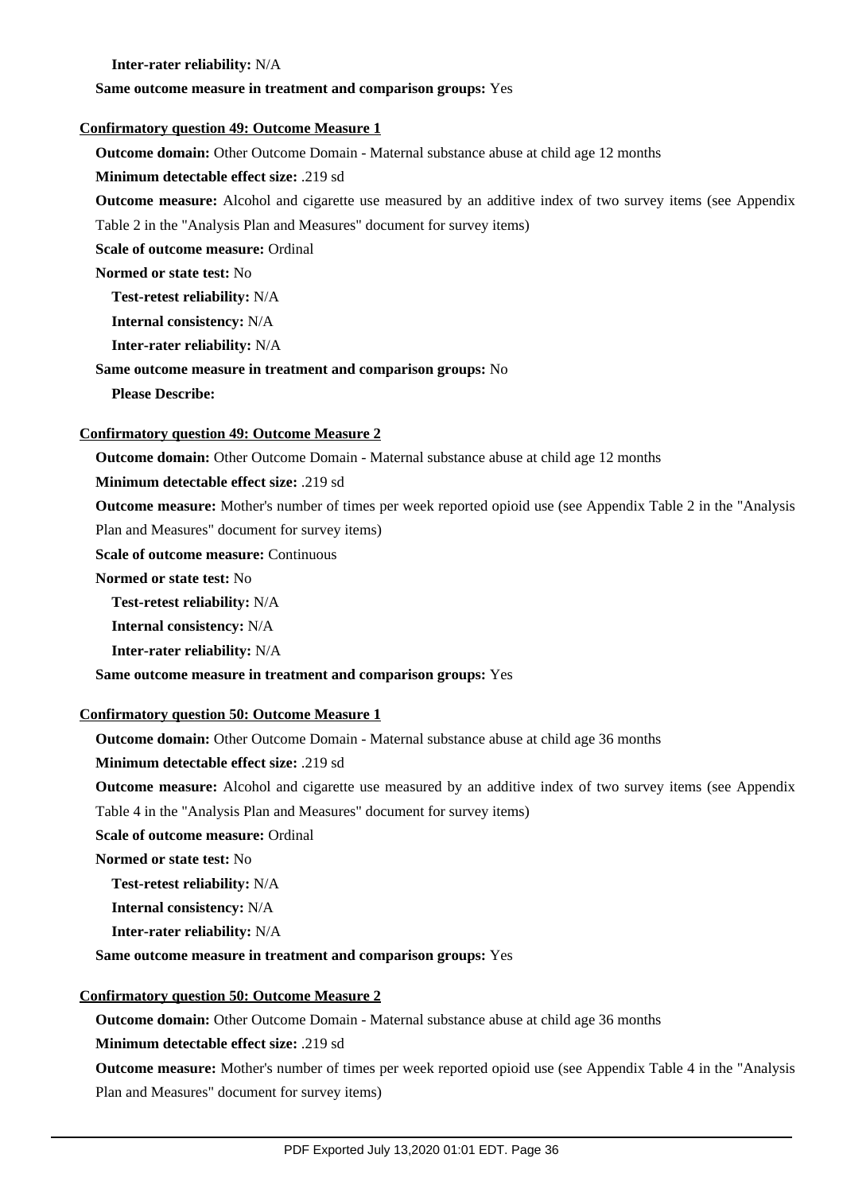**Inter-rater reliability:** N/A

**Same outcome measure in treatment and comparison groups:** Yes

**Confirmatory question 49: Outcome Measure 1**

**Outcome domain:** Other Outcome Domain - Maternal substance abuse at child age 12 months

**Minimum detectable effect size:** .219 sd

**Outcome measure:** Alcohol and cigarette use measured by an additive index of two survey items (see Appendix Table 2 in the "Analysis Plan and Measures" document for survey items)

**Scale of outcome measure:** Ordinal

**Normed or state test:** No

**Test-retest reliability:** N/A

**Internal consistency:** N/A

**Inter-rater reliability:** N/A

**Same outcome measure in treatment and comparison groups:** No

**Please Describe:**

**Confirmatory question 49: Outcome Measure 2**

**Outcome domain:** Other Outcome Domain - Maternal substance abuse at child age 12 months

**Minimum detectable effect size:** .219 sd

**Outcome measure:** Mother's number of times per week reported opioid use (see Appendix Table 2 in the "Analysis Plan and Measures" document for survey items)

**Scale of outcome measure:** Continuous

**Normed or state test:** No

**Test-retest reliability:** N/A

**Internal consistency:** N/A

**Inter-rater reliability:** N/A

**Same outcome measure in treatment and comparison groups:** Yes

**Confirmatory question 50: Outcome Measure 1**

**Outcome domain:** Other Outcome Domain - Maternal substance abuse at child age 36 months

**Minimum detectable effect size:** .219 sd

**Outcome measure:** Alcohol and cigarette use measured by an additive index of two survey items (see Appendix Table 4 in the "Analysis Plan and Measures" document for survey items)

**Scale of outcome measure:** Ordinal

**Normed or state test:** No

**Test-retest reliability:** N/A

**Internal consistency:** N/A

**Inter-rater reliability:** N/A

**Same outcome measure in treatment and comparison groups:** Yes

**Confirmatory question 50: Outcome Measure 2**

**Outcome domain:** Other Outcome Domain - Maternal substance abuse at child age 36 months

**Minimum detectable effect size:** .219 sd

**Outcome measure:** Mother's number of times per week reported opioid use (see Appendix Table 4 in the "Analysis Plan and Measures" document for survey items)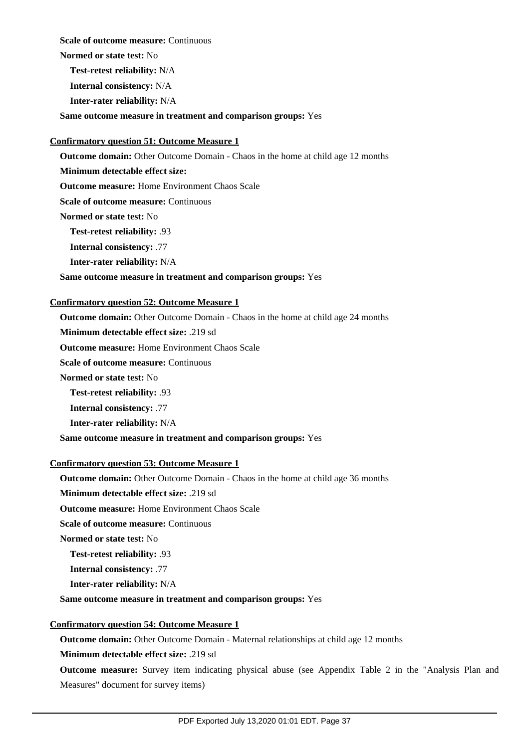**Scale of outcome measure:** Continuous

**Normed or state test:** No

**Test-retest reliability:** N/A

**Internal consistency:** N/A

**Inter-rater reliability:** N/A

**Same outcome measure in treatment and comparison groups:** Yes

**Confirmatory question 51: Outcome Measure 1**

**Outcome domain:** Other Outcome Domain - Chaos in the home at child age 12 months

**Minimum detectable effect size:**

**Outcome measure:** Home Environment Chaos Scale

**Scale of outcome measure:** Continuous

**Normed or state test:** No

**Test-retest reliability:** .93

**Internal consistency:** .77

**Inter-rater reliability:** N/A

**Same outcome measure in treatment and comparison groups:** Yes

**Confirmatory question 52: Outcome Measure 1**

**Outcome domain:** Other Outcome Domain - Chaos in the home at child age 24 months

**Minimum detectable effect size:** .219 sd

**Outcome measure:** Home Environment Chaos Scale

**Scale of outcome measure:** Continuous

**Normed or state test:** No

**Test-retest reliability:** .93

**Internal consistency:** .77

**Inter-rater reliability:** N/A

**Same outcome measure in treatment and comparison groups:** Yes

**Confirmatory question 53: Outcome Measure 1**

**Outcome domain:** Other Outcome Domain - Chaos in the home at child age 36 months

**Minimum detectable effect size:** .219 sd

**Outcome measure:** Home Environment Chaos Scale

**Scale of outcome measure:** Continuous

**Normed or state test:** No

**Test-retest reliability:** .93

**Internal consistency:** .77

**Inter-rater reliability:** N/A

**Same outcome measure in treatment and comparison groups:** Yes

**Confirmatory question 54: Outcome Measure 1**

**Outcome domain:** Other Outcome Domain - Maternal relationships at child age 12 months

**Minimum detectable effect size:** .219 sd

**Outcome measure:** Survey item indicating physical abuse (see Appendix Table 2 in the "Analysis Plan and Measures" document for survey items)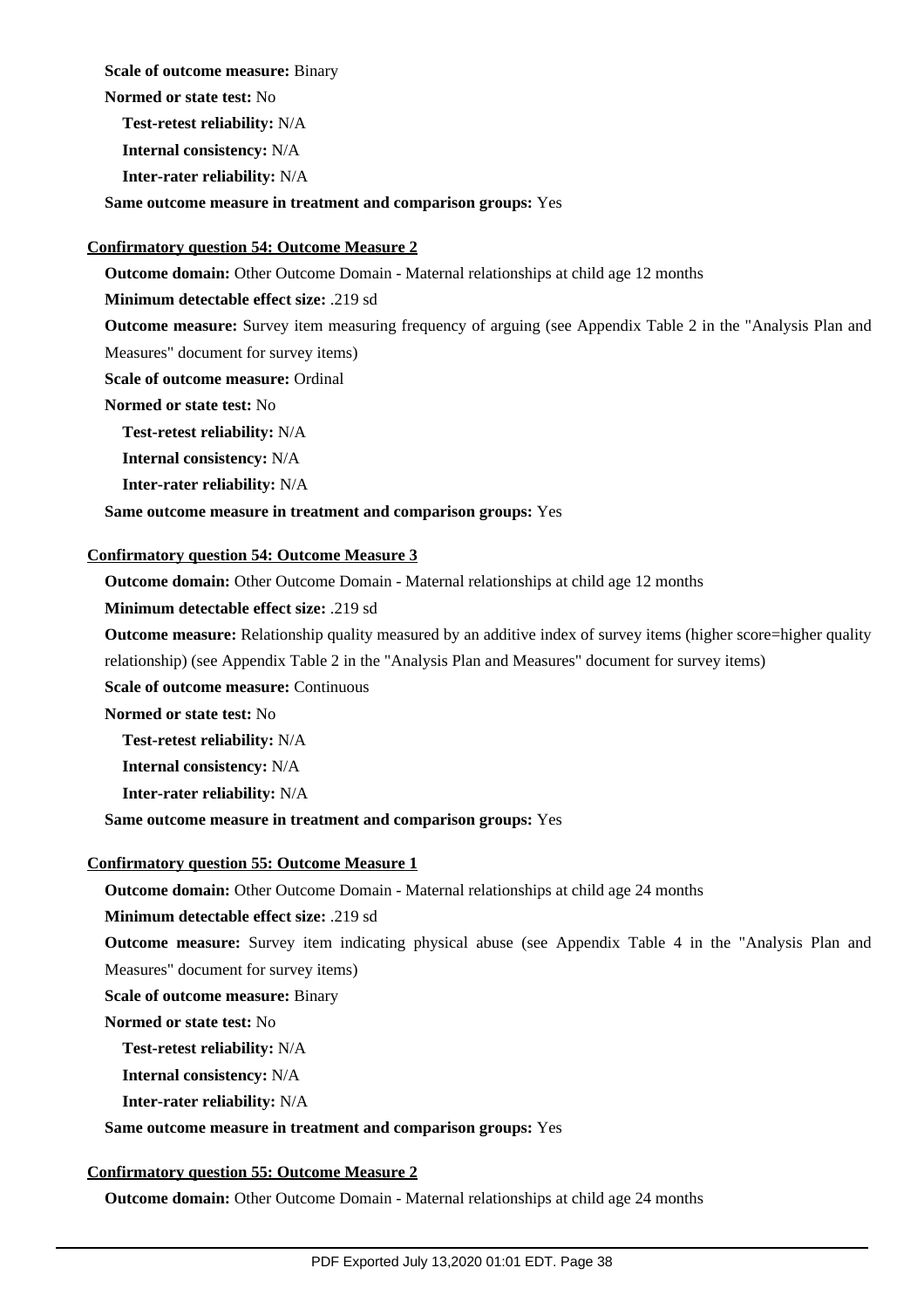**Scale of outcome measure:** Binary

**Normed or state test:** No

**Test-retest reliability:** N/A

**Internal consistency:** N/A

**Inter-rater reliability:** N/A

**Same outcome measure in treatment and comparison groups:** Yes

**Confirmatory question 54: Outcome Measure 2**

**Outcome domain:** Other Outcome Domain - Maternal relationships at child age 12 months

**Minimum detectable effect size:** .219 sd

**Outcome measure:** Survey item measuring frequency of arguing (see Appendix Table 2 in the "Analysis Plan and Measures" document for survey items)

**Scale of outcome measure:** Ordinal

**Normed or state test:** No

**Test-retest reliability:** N/A

**Internal consistency:** N/A

**Inter-rater reliability:** N/A

**Same outcome measure in treatment and comparison groups:** Yes

**Confirmatory question 54: Outcome Measure 3**

**Outcome domain:** Other Outcome Domain - Maternal relationships at child age 12 months

**Minimum detectable effect size:** .219 sd

**Outcome measure:** Relationship quality measured by an additive index of survey items (higher score=higher quality relationship) (see Appendix Table 2 in the "Analysis Plan and Measures" document for survey items)

**Scale of outcome measure:** Continuous

**Normed or state test:** No

**Test-retest reliability:** N/A

**Internal consistency:** N/A

**Inter-rater reliability:** N/A

**Same outcome measure in treatment and comparison groups:** Yes

**Confirmatory question 55: Outcome Measure 1**

**Outcome domain:** Other Outcome Domain - Maternal relationships at child age 24 months

**Minimum detectable effect size:** .219 sd

**Outcome measure:** Survey item indicating physical abuse (see Appendix Table 4 in the "Analysis Plan and Measures" document for survey items)

**Scale of outcome measure:** Binary

**Normed or state test:** No

**Test-retest reliability:** N/A

**Internal consistency:** N/A

**Inter-rater reliability:** N/A

**Same outcome measure in treatment and comparison groups:** Yes

**Confirmatory question 55: Outcome Measure 2**

**Outcome domain:** Other Outcome Domain - Maternal relationships at child age 24 months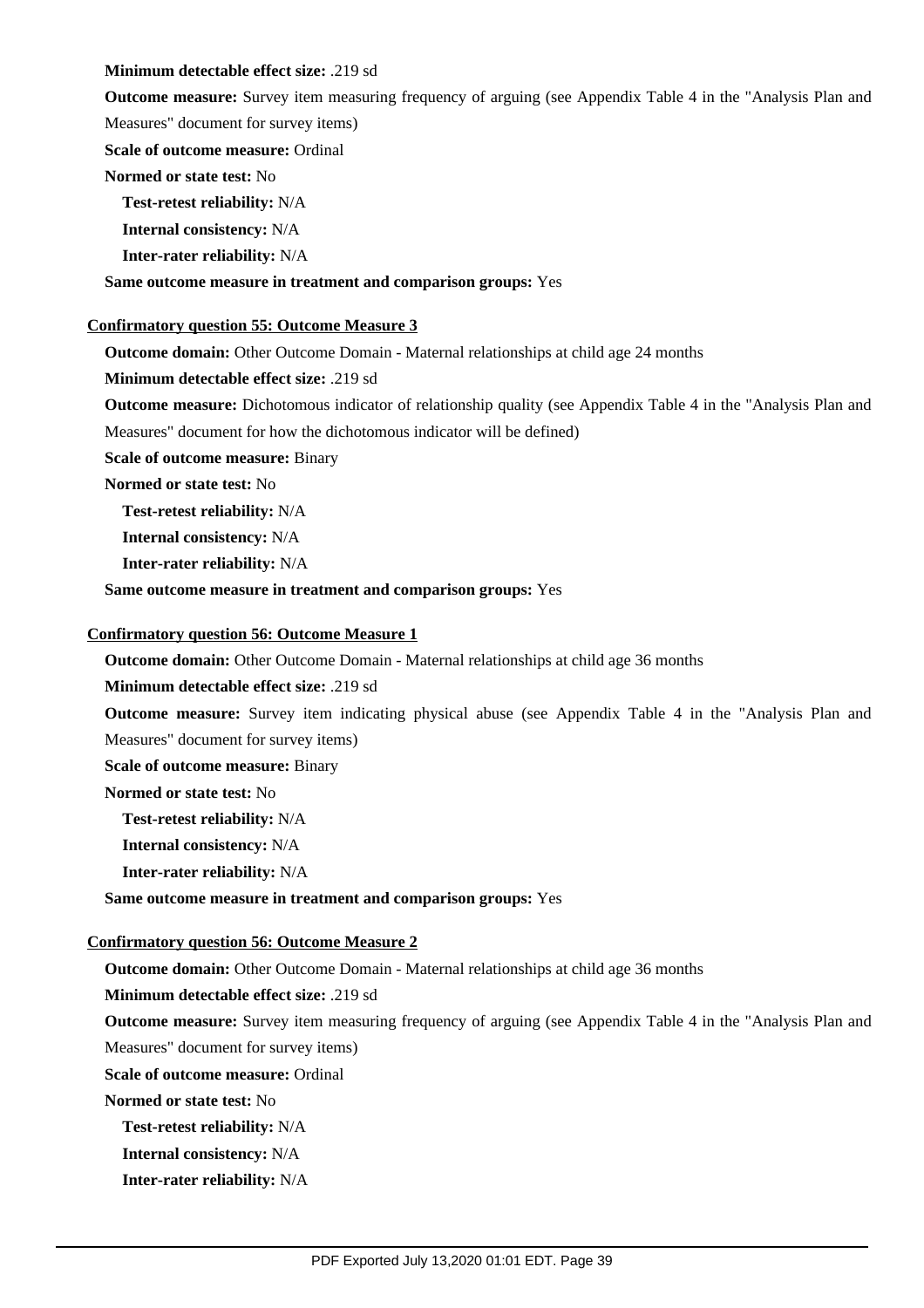**Minimum detectable effect size:** .219 sd

**Outcome measure:** Survey item measuring frequency of arguing (see Appendix Table 4 in the "Analysis Plan and Measures" document for survey items)

**Scale of outcome measure:** Ordinal

**Normed or state test:** No

- **Test-retest reliability:** N/A
- **Internal consistency:** N/A
- **Inter-rater reliability:** N/A

**Same outcome measure in treatment and comparison groups:** Yes

**Confirmatory question 55: Outcome Measure 3**

**Outcome domain:** Other Outcome Domain - Maternal relationships at child age 24 months

**Minimum detectable effect size:** .219 sd

**Outcome measure:** Dichotomous indicator of relationship quality (see Appendix Table 4 in the "Analysis Plan and Measures" document for how the dichotomous indicator will be defined)

**Scale of outcome measure:** Binary

**Normed or state test:** No

- **Test-retest reliability:** N/A
- **Internal consistency:** N/A
- **Inter-rater reliability:** N/A

**Same outcome measure in treatment and comparison groups:** Yes

**Confirmatory question 56: Outcome Measure 1**

**Outcome domain:** Other Outcome Domain - Maternal relationships at child age 36 months

**Minimum detectable effect size:** .219 sd

**Outcome measure:** Survey item indicating physical abuse (see Appendix Table 4 in the "Analysis Plan and Measures" document for survey items)

**Scale of outcome measure:** Binary

**Normed or state test:** No

- **Test-retest reliability:** N/A
- **Internal consistency:** N/A
- **Inter-rater reliability:** N/A

**Same outcome measure in treatment and comparison groups:** Yes

**Confirmatory question 56: Outcome Measure 2**

**Outcome domain:** Other Outcome Domain - Maternal relationships at child age 36 months

**Minimum detectable effect size:** .219 sd

**Outcome measure:** Survey item measuring frequency of arguing (see Appendix Table 4 in the "Analysis Plan and Measures" document for survey items)

**Scale of outcome measure:** Ordinal

**Normed or state test:** No

- **Test-retest reliability:** N/A
- **Internal consistency:** N/A
- **Inter-rater reliability:** N/A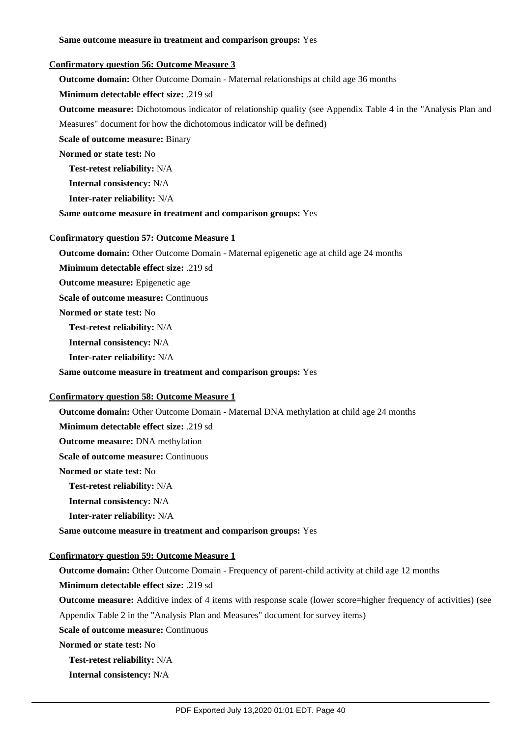**Same outcome measure in treatment and comparison groups:** Yes

**Confirmatory question 56: Outcome Measure 3**

**Outcome domain:** Other Outcome Domain - Maternal relationships at child age 36 months

**Minimum detectable effect size:** .219 sd

**Outcome measure:** Dichotomous indicator of relationship quality (see Appendix Table 4 in the "Analysis Plan and Measures" document for how the dichotomous indicator will be defined)

**Scale of outcome measure:** Binary

**Normed or state test:** No

**Test-retest reliability:** N/A

**Internal consistency:** N/A

**Inter-rater reliability:** N/A

**Same outcome measure in treatment and comparison groups:** Yes

**Confirmatory question 57: Outcome Measure 1**

**Outcome domain:** Other Outcome Domain - Maternal epigenetic age at child age 24 months

**Minimum detectable effect size:** .219 sd

**Outcome measure:** Epigenetic age

**Scale of outcome measure:** Continuous

**Normed or state test:** No

**Test-retest reliability:** N/A

**Internal consistency:** N/A

**Inter-rater reliability:** N/A

**Same outcome measure in treatment and comparison groups:** Yes

**Confirmatory question 58: Outcome Measure 1**

**Outcome domain:** Other Outcome Domain - Maternal DNA methylation at child age 24 months

**Minimum detectable effect size:** .219 sd

**Outcome measure:** DNA methylation

**Scale of outcome measure:** Continuous

**Normed or state test:** No

**Test-retest reliability:** N/A

**Internal consistency:** N/A

**Inter-rater reliability:** N/A

**Same outcome measure in treatment and comparison groups:** Yes

**Confirmatory question 59: Outcome Measure 1**

**Outcome domain:** Other Outcome Domain - Frequency of parent-child activity at child age 12 months

**Minimum detectable effect size:** .219 sd

**Outcome measure:** Additive index of 4 items with response scale (lower score=higher frequency of activities) (see Appendix Table 2 in the "Analysis Plan and Measures" document for survey items)

**Scale of outcome measure:** Continuous

**Normed or state test:** No

**Test-retest reliability:** N/A

**Internal consistency:** N/A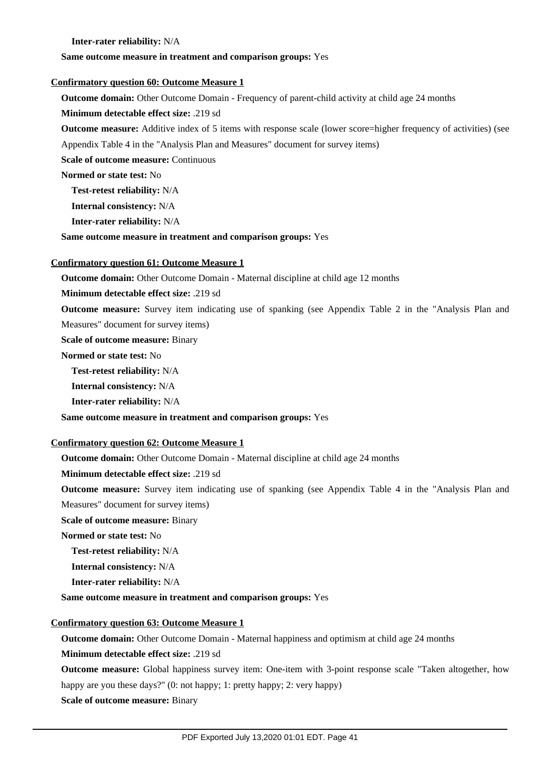**Inter-rater reliability:** N/A

**Same outcome measure in treatment and comparison groups:** Yes

**Confirmatory question 60: Outcome Measure 1**

**Outcome domain:** Other Outcome Domain - Frequency of parent-child activity at child age 24 months

**Minimum detectable effect size:** .219 sd

**Outcome measure:** Additive index of 5 items with response scale (lower score=higher frequency of activities) (see Appendix Table 4 in the "Analysis Plan and Measures" document for survey items)

**Scale of outcome measure:** Continuous

**Normed or state test:** No

**Test-retest reliability:** N/A

**Internal consistency:** N/A

**Inter-rater reliability:** N/A

**Same outcome measure in treatment and comparison groups:** Yes

**Confirmatory question 61: Outcome Measure 1**

**Outcome domain:** Other Outcome Domain - Maternal discipline at child age 12 months

**Minimum detectable effect size:** .219 sd

**Outcome measure:** Survey item indicating use of spanking (see Appendix Table 2 in the "Analysis Plan and Measures" document for survey items)

**Scale of outcome measure:** Binary

**Normed or state test:** No

**Test-retest reliability:** N/A

**Internal consistency:** N/A

**Inter-rater reliability:** N/A

**Same outcome measure in treatment and comparison groups:** Yes

**Confirmatory question 62: Outcome Measure 1**

**Outcome domain:** Other Outcome Domain - Maternal discipline at child age 24 months

**Minimum detectable effect size:** .219 sd

**Outcome measure:** Survey item indicating use of spanking (see Appendix Table 4 in the "Analysis Plan and Measures" document for survey items)

**Scale of outcome measure:** Binary

**Normed or state test:** No

**Test-retest reliability:** N/A

**Internal consistency:** N/A

**Inter-rater reliability:** N/A

**Same outcome measure in treatment and comparison groups:** Yes

**Confirmatory question 63: Outcome Measure 1**

**Outcome domain:** Other Outcome Domain - Maternal happiness and optimism at child age 24 months

**Minimum detectable effect size:** .219 sd

**Outcome measure:** Global happiness survey item: One-item with 3-point response scale "Taken altogether, how happy are you these days?" (0: not happy; 1: pretty happy; 2: very happy)

**Scale of outcome measure:** Binary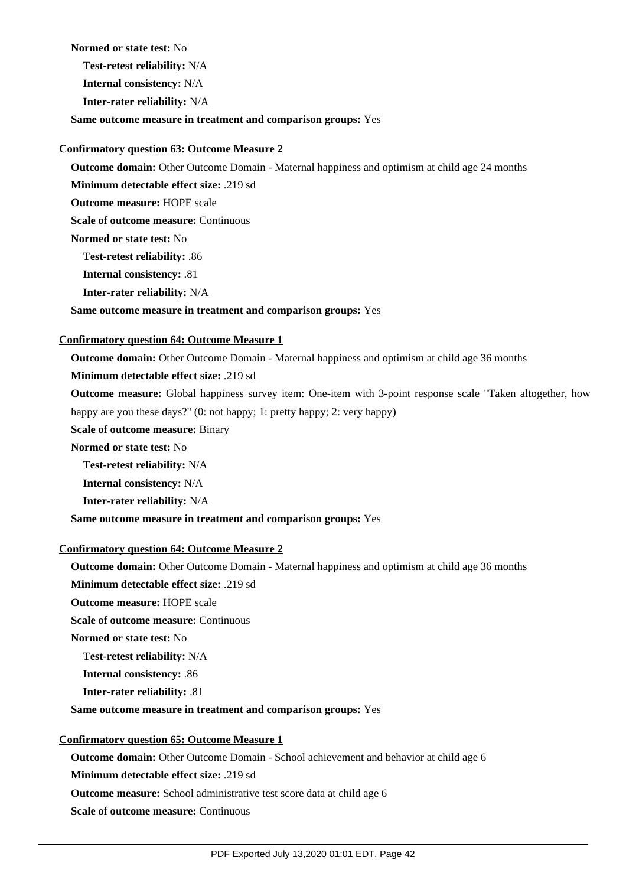**Normed or state test:** No

**Test-retest reliability:** N/A

**Internal consistency:** N/A

**Inter-rater reliability:** N/A

**Same outcome measure in treatment and comparison groups:** Yes

**Confirmatory question 63: Outcome Measure 2**

**Outcome domain:** Other Outcome Domain - Maternal happiness and optimism at child age 24 months

**Minimum detectable effect size:** .219 sd

**Outcome measure:** HOPE scale

**Scale of outcome measure:** Continuous

**Normed or state test:** No

**Test-retest reliability:** .86

**Internal consistency:** .81

**Inter-rater reliability:** N/A

**Same outcome measure in treatment and comparison groups:** Yes

**Confirmatory question 64: Outcome Measure 1**

**Outcome domain:** Other Outcome Domain - Maternal happiness and optimism at child age 36 months

**Minimum detectable effect size:** .219 sd

**Outcome measure:** Global happiness survey item: One-item with 3-point response scale "Taken altogether, how happy are you these days?" (0: not happy; 1: pretty happy; 2: very happy)

**Scale of outcome measure:** Binary

**Normed or state test:** No

**Test-retest reliability:** N/A

**Internal consistency:** N/A

**Inter-rater reliability:** N/A

**Same outcome measure in treatment and comparison groups:** Yes

**Confirmatory question 64: Outcome Measure 2**

**Outcome domain:** Other Outcome Domain - Maternal happiness and optimism at child age 36 months

**Minimum detectable effect size:** .219 sd

**Outcome measure:** HOPE scale

**Scale of outcome measure:** Continuous

**Normed or state test:** No

**Test-retest reliability:** N/A

**Internal consistency:** .86

**Inter-rater reliability:** .81

**Same outcome measure in treatment and comparison groups:** Yes

**Confirmatory question 65: Outcome Measure 1**

**Outcome domain:** Other Outcome Domain - School achievement and behavior at child age 6

**Minimum detectable effect size:** .219 sd

**Outcome measure:** School administrative test score data at child age 6

**Scale of outcome measure:** Continuous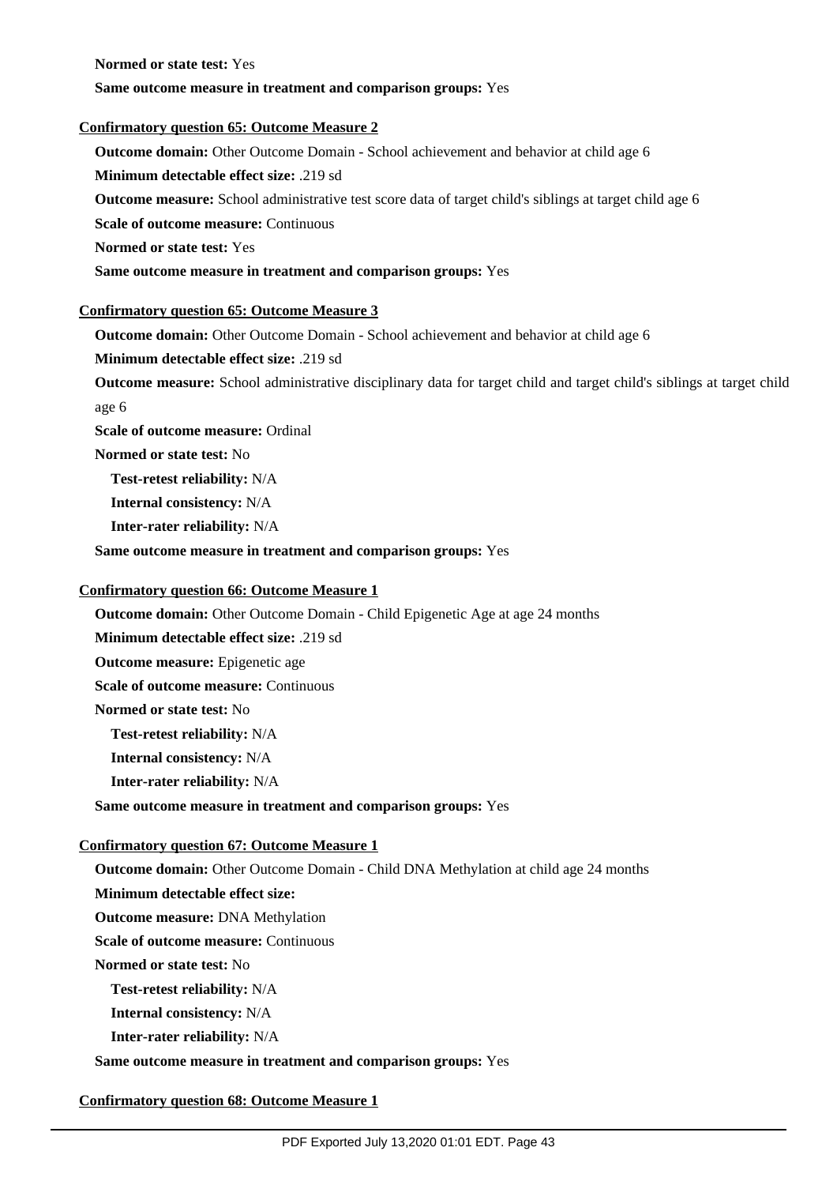**Normed or state test:** Yes

**Same outcome measure in treatment and comparison groups:** Yes

**Confirmatory question 65: Outcome Measure 2**

**Outcome domain:** Other Outcome Domain - School achievement and behavior at child age 6

**Minimum detectable effect size:** .219 sd

**Outcome measure:** School administrative test score data of target child's siblings at target child age 6

**Scale of outcome measure:** Continuous

**Normed or state test:** Yes

**Same outcome measure in treatment and comparison groups:** Yes

**Confirmatory question 65: Outcome Measure 3**

**Outcome domain:** Other Outcome Domain - School achievement and behavior at child age 6

**Minimum detectable effect size:** .219 sd

**Outcome measure:** School administrative disciplinary data for target child and target child's siblings at target child age 6

**Scale of outcome measure:** Ordinal

**Normed or state test:** No

**Test-retest reliability:** N/A

**Internal consistency:** N/A

**Inter-rater reliability:** N/A

**Same outcome measure in treatment and comparison groups:** Yes

**Confirmatory question 66: Outcome Measure 1**

**Outcome domain:** Other Outcome Domain - Child Epigenetic Age at age 24 months

**Minimum detectable effect size:** .219 sd

**Outcome measure:** Epigenetic age

**Scale of outcome measure:** Continuous

**Normed or state test:** No

**Test-retest reliability:** N/A

**Internal consistency:** N/A

**Inter-rater reliability:** N/A

**Same outcome measure in treatment and comparison groups:** Yes

**Confirmatory question 67: Outcome Measure 1**

**Outcome domain:** Other Outcome Domain - Child DNA Methylation at child age 24 months

**Minimum detectable effect size:**

**Outcome measure:** DNA Methylation

**Scale of outcome measure:** Continuous

**Normed or state test:** No

**Test-retest reliability:** N/A

**Internal consistency:** N/A

**Inter-rater reliability:** N/A

**Same outcome measure in treatment and comparison groups:** Yes

**Confirmatory question 68: Outcome Measure 1**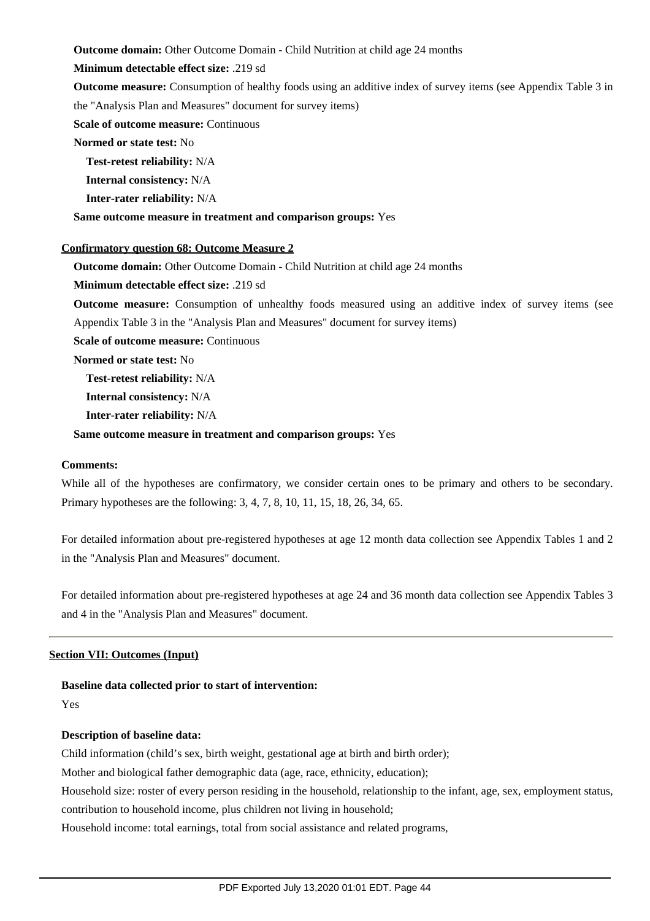**Outcome domain:** Other Outcome Domain - Child Nutrition at child age 24 months

**Minimum detectable effect size:** .219 sd

**Outcome measure:** Consumption of healthy foods using an additive index of survey items (see Appendix Table 3 in the "Analysis Plan and Measures" document for survey items)

**Scale of outcome measure:** Continuous

**Normed or state test:** No

**Test-retest reliability:** N/A

**Internal consistency:** N/A

**Inter-rater reliability:** N/A

**Same outcome measure in treatment and comparison groups:** Yes

**Confirmatory question 68: Outcome Measure 2**

**Outcome domain:** Other Outcome Domain - Child Nutrition at child age 24 months

**Minimum detectable effect size:** .219 sd

**Outcome measure:** Consumption of unhealthy foods measured using an additive index of survey items (see Appendix Table 3 in the "Analysis Plan and Measures" document for survey items)

**Scale of outcome measure:** Continuous

**Normed or state test:** No

**Test-retest reliability:** N/A

**Internal consistency:** N/A

**Inter-rater reliability:** N/A

**Same outcome measure in treatment and comparison groups:** Yes

**Comments:**

While all of the hypotheses are confirmatory, we consider certain ones to be primary and others to be secondary. Primary hypotheses are the following: 3, 4, 7, 8, 10, 11, 15, 18, 26, 34, 65.

For detailed information about pre-registered hypotheses at age 12 month data collection see Appendix Tables 1 and 2 in the "Analysis Plan and Measures" document.

For detailed information about pre-registered hypotheses at age 24 and 36 month data collection see Appendix Tables 3 and 4 in the "Analysis Plan and Measures" document.

---

## Section VII: Outcomes (Input)

**Baseline data collected prior to start of intervention:**

Yes

**Description of baseline data:**

Child information (child's sex, birth weight, gestational age at birth and birth order);

Mother and biological father demographic data (age, race, ethnicity, education);

Household size: roster of every person residing in the household, relationship to the infant, age, sex, employment status, contribution to household income, plus children not living in household;

Household income: total earnings, total from social assistance and related programs,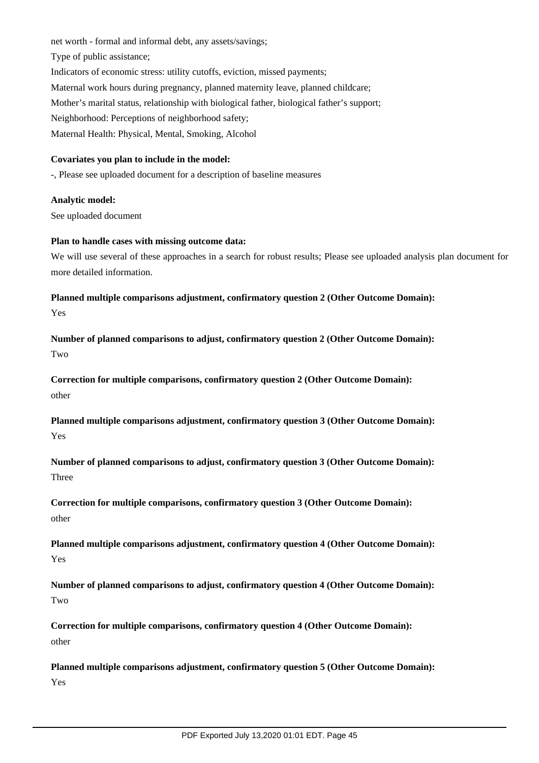net worth - formal and informal debt, any assets/savings;

Type of public assistance;

Indicators of economic stress: utility cutoffs, eviction, missed payments;

Maternal work hours during pregnancy, planned maternity leave, planned childcare;

Mother's marital status, relationship with biological father, biological father's support;

Neighborhood: Perceptions of neighborhood safety;

Maternal Health: Physical, Mental, Smoking, Alcohol

**Covariates you plan to include in the model:**

-, Please see uploaded document for a description of baseline measures

**Analytic model:**

See uploaded document

**Plan to handle cases with missing outcome data:**

We will use several of these approaches in a search for robust results; Please see uploaded analysis plan document for more detailed information.

**Planned multiple comparisons adjustment, confirmatory question 2 (Other Outcome Domain):**

Yes

**Number of planned comparisons to adjust, confirmatory question 2 (Other Outcome Domain):**

Two

**Correction for multiple comparisons, confirmatory question 2 (Other Outcome Domain):**

other

**Planned multiple comparisons adjustment, confirmatory question 3 (Other Outcome Domain):**

Yes

**Number of planned comparisons to adjust, confirmatory question 3 (Other Outcome Domain):**

Three

**Correction for multiple comparisons, confirmatory question 3 (Other Outcome Domain):**

other

**Planned multiple comparisons adjustment, confirmatory question 4 (Other Outcome Domain):**

Yes

**Number of planned comparisons to adjust, confirmatory question 4 (Other Outcome Domain):**

Two

**Correction for multiple comparisons, confirmatory question 4 (Other Outcome Domain):**

other

**Planned multiple comparisons adjustment, confirmatory question 5 (Other Outcome Domain):**

Yes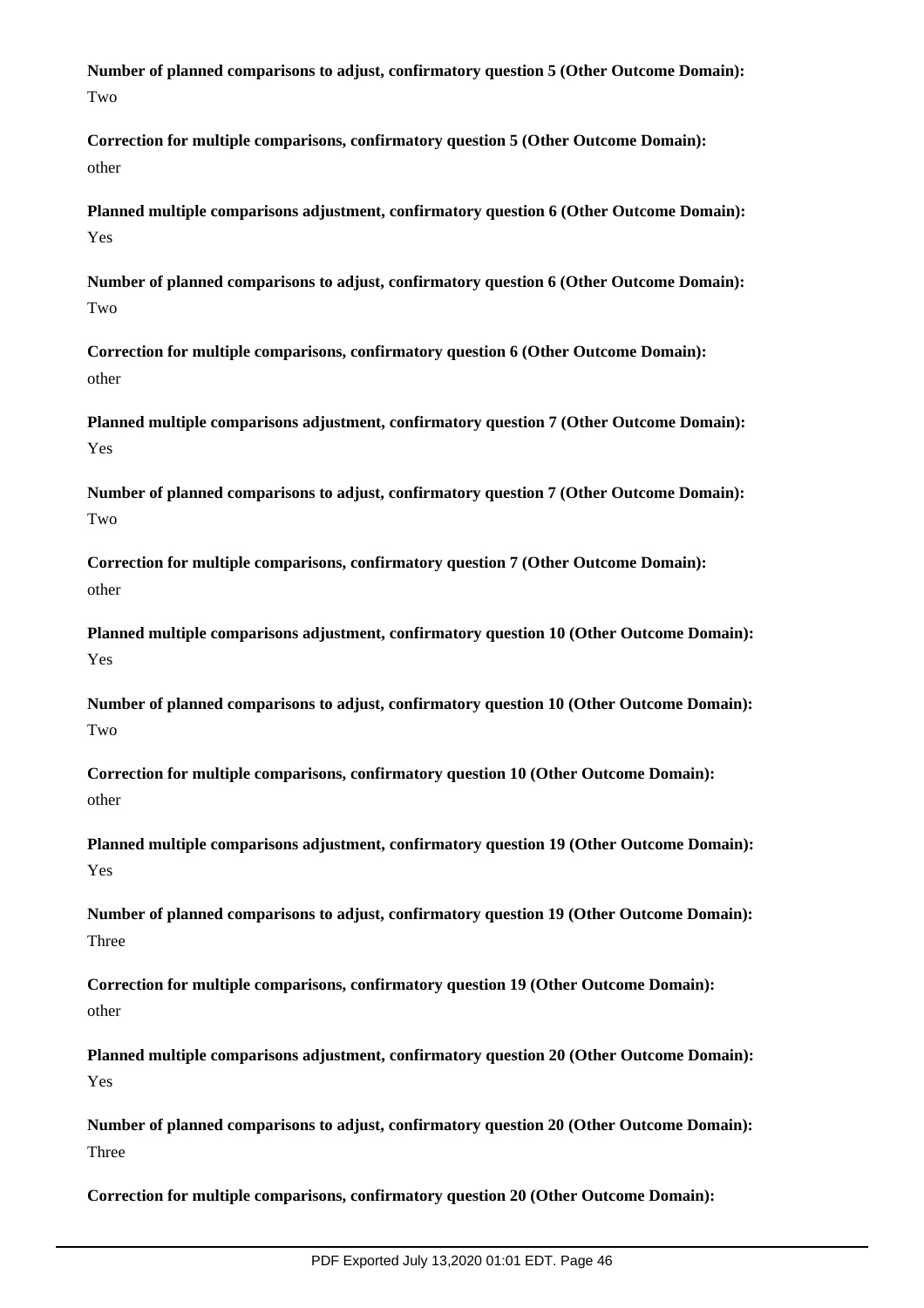**Number of planned comparisons to adjust, confirmatory question 5 (Other Outcome Domain):**
Two

**Correction for multiple comparisons, confirmatory question 5 (Other Outcome Domain):**
other

**Planned multiple comparisons adjustment, confirmatory question 6 (Other Outcome Domain):**
Yes

**Number of planned comparisons to adjust, confirmatory question 6 (Other Outcome Domain):**
Two

**Correction for multiple comparisons, confirmatory question 6 (Other Outcome Domain):**
other

**Planned multiple comparisons adjustment, confirmatory question 7 (Other Outcome Domain):**
Yes

**Number of planned comparisons to adjust, confirmatory question 7 (Other Outcome Domain):**
Two

**Correction for multiple comparisons, confirmatory question 7 (Other Outcome Domain):**
other

**Planned multiple comparisons adjustment, confirmatory question 10 (Other Outcome Domain):**
Yes

**Number of planned comparisons to adjust, confirmatory question 10 (Other Outcome Domain):**
Two

**Correction for multiple comparisons, confirmatory question 10 (Other Outcome Domain):**
other

**Planned multiple comparisons adjustment, confirmatory question 19 (Other Outcome Domain):**
Yes

**Number of planned comparisons to adjust, confirmatory question 19 (Other Outcome Domain):**
Three

**Correction for multiple comparisons, confirmatory question 19 (Other Outcome Domain):**
other

**Planned multiple comparisons adjustment, confirmatory question 20 (Other Outcome Domain):**
Yes

**Number of planned comparisons to adjust, confirmatory question 20 (Other Outcome Domain):**
Three

**Correction for multiple comparisons, confirmatory question 20 (Other Outcome Domain):**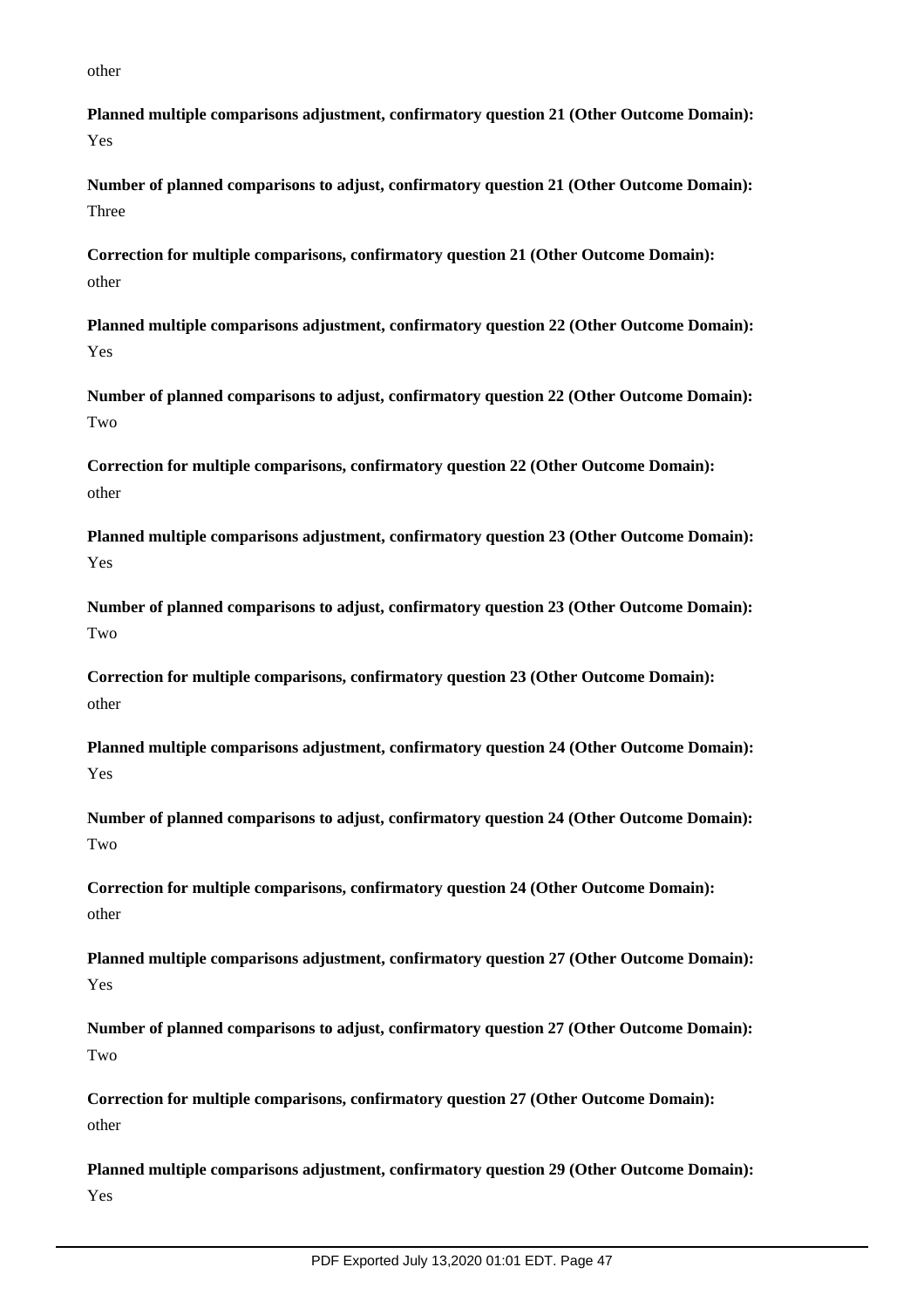other

**Planned multiple comparisons adjustment, confirmatory question 21 (Other Outcome Domain):**
Yes

**Number of planned comparisons to adjust, confirmatory question 21 (Other Outcome Domain):**
Three

**Correction for multiple comparisons, confirmatory question 21 (Other Outcome Domain):**
other

**Planned multiple comparisons adjustment, confirmatory question 22 (Other Outcome Domain):**
Yes

**Number of planned comparisons to adjust, confirmatory question 22 (Other Outcome Domain):**
Two

**Correction for multiple comparisons, confirmatory question 22 (Other Outcome Domain):**
other

**Planned multiple comparisons adjustment, confirmatory question 23 (Other Outcome Domain):**
Yes

**Number of planned comparisons to adjust, confirmatory question 23 (Other Outcome Domain):**
Two

**Correction for multiple comparisons, confirmatory question 23 (Other Outcome Domain):**
other

**Planned multiple comparisons adjustment, confirmatory question 24 (Other Outcome Domain):**
Yes

**Number of planned comparisons to adjust, confirmatory question 24 (Other Outcome Domain):**
Two

**Correction for multiple comparisons, confirmatory question 24 (Other Outcome Domain):**
other

**Planned multiple comparisons adjustment, confirmatory question 27 (Other Outcome Domain):**
Yes

**Number of planned comparisons to adjust, confirmatory question 27 (Other Outcome Domain):**
Two

**Correction for multiple comparisons, confirmatory question 27 (Other Outcome Domain):**
other

**Planned multiple comparisons adjustment, confirmatory question 29 (Other Outcome Domain):**
Yes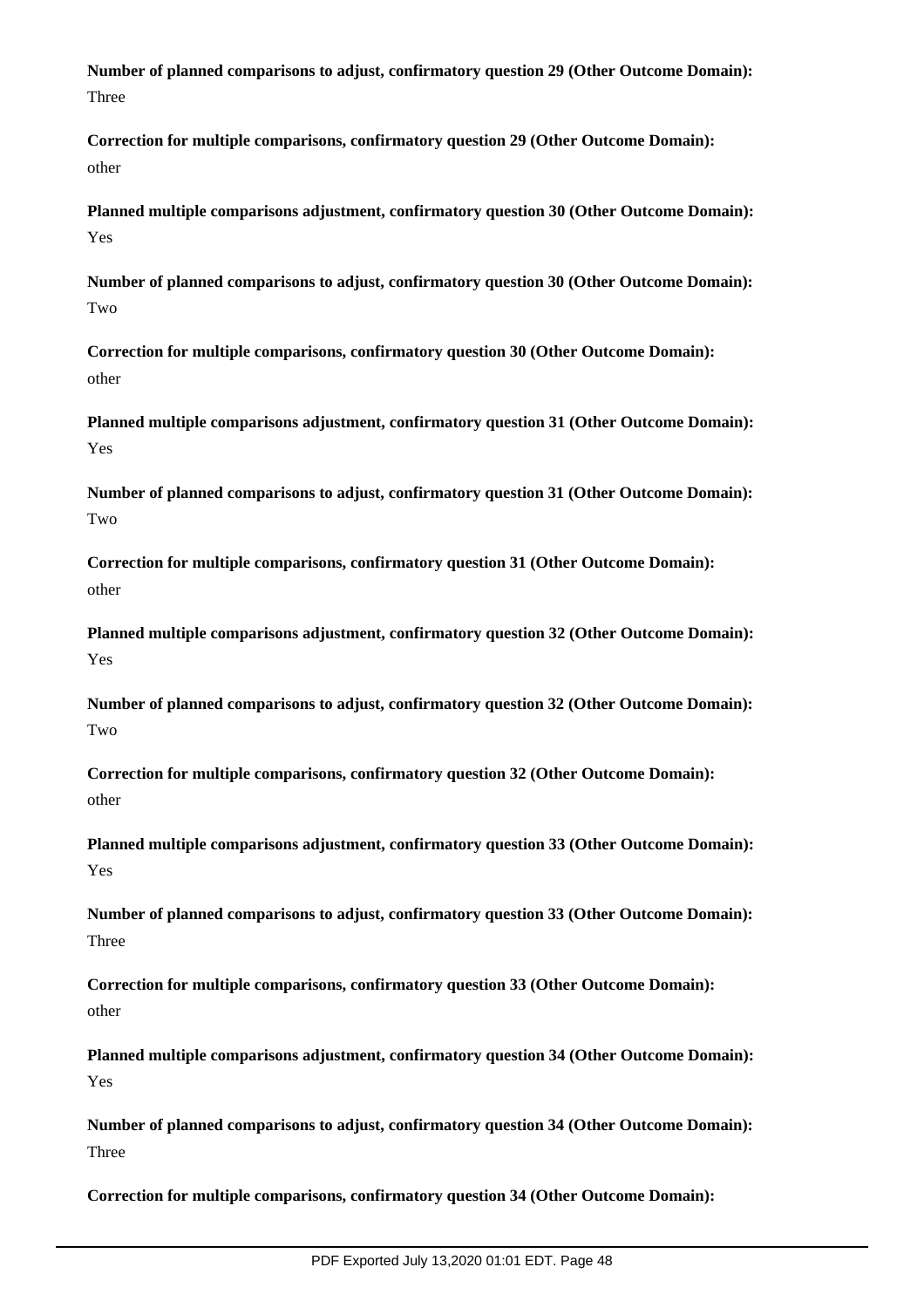**Number of planned comparisons to adjust, confirmatory question 29 (Other Outcome Domain):**
Three

**Correction for multiple comparisons, confirmatory question 29 (Other Outcome Domain):**
other

**Planned multiple comparisons adjustment, confirmatory question 30 (Other Outcome Domain):**
Yes

**Number of planned comparisons to adjust, confirmatory question 30 (Other Outcome Domain):**
Two

**Correction for multiple comparisons, confirmatory question 30 (Other Outcome Domain):**
other

**Planned multiple comparisons adjustment, confirmatory question 31 (Other Outcome Domain):**
Yes

**Number of planned comparisons to adjust, confirmatory question 31 (Other Outcome Domain):**
Two

**Correction for multiple comparisons, confirmatory question 31 (Other Outcome Domain):**
other

**Planned multiple comparisons adjustment, confirmatory question 32 (Other Outcome Domain):**
Yes

**Number of planned comparisons to adjust, confirmatory question 32 (Other Outcome Domain):**
Two

**Correction for multiple comparisons, confirmatory question 32 (Other Outcome Domain):**
other

**Planned multiple comparisons adjustment, confirmatory question 33 (Other Outcome Domain):**
Yes

**Number of planned comparisons to adjust, confirmatory question 33 (Other Outcome Domain):**
Three

**Correction for multiple comparisons, confirmatory question 33 (Other Outcome Domain):**
other

**Planned multiple comparisons adjustment, confirmatory question 34 (Other Outcome Domain):**
Yes

**Number of planned comparisons to adjust, confirmatory question 34 (Other Outcome Domain):**
Three

**Correction for multiple comparisons, confirmatory question 34 (Other Outcome Domain):**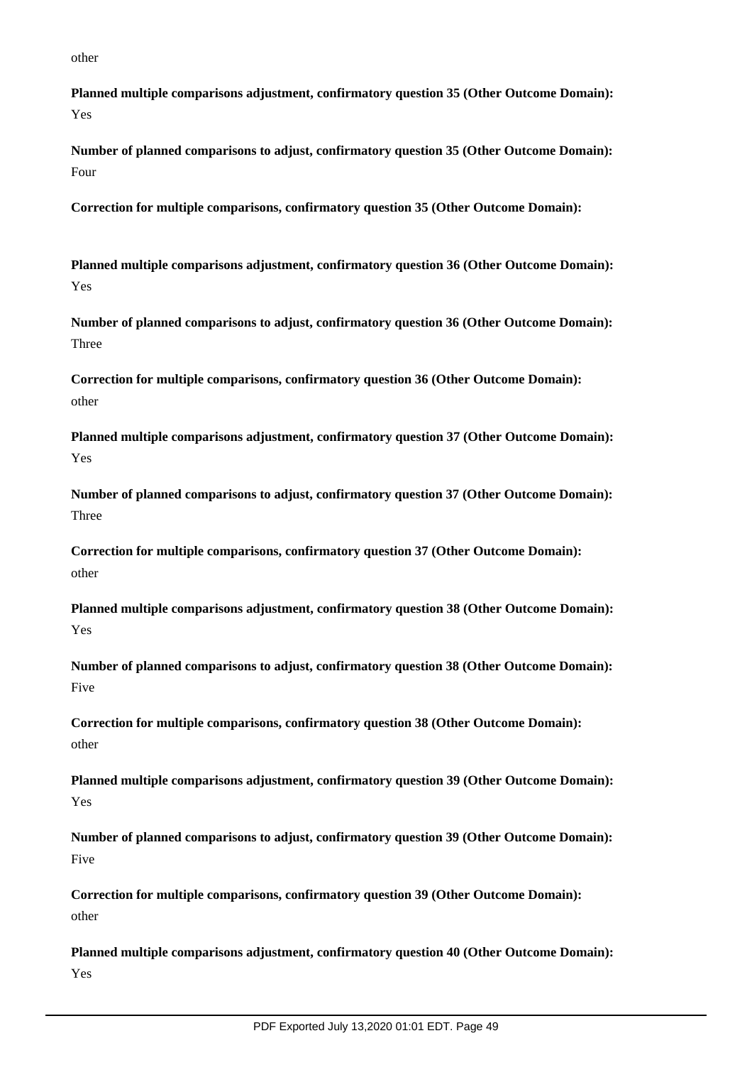other

**Planned multiple comparisons adjustment, confirmatory question 35 (Other Outcome Domain):**
Yes

**Number of planned comparisons to adjust, confirmatory question 35 (Other Outcome Domain):**
Four

**Correction for multiple comparisons, confirmatory question 35 (Other Outcome Domain):**

**Planned multiple comparisons adjustment, confirmatory question 36 (Other Outcome Domain):**
Yes

**Number of planned comparisons to adjust, confirmatory question 36 (Other Outcome Domain):**
Three

**Correction for multiple comparisons, confirmatory question 36 (Other Outcome Domain):**
other

**Planned multiple comparisons adjustment, confirmatory question 37 (Other Outcome Domain):**
Yes

**Number of planned comparisons to adjust, confirmatory question 37 (Other Outcome Domain):**
Three

**Correction for multiple comparisons, confirmatory question 37 (Other Outcome Domain):**
other

**Planned multiple comparisons adjustment, confirmatory question 38 (Other Outcome Domain):**
Yes

**Number of planned comparisons to adjust, confirmatory question 38 (Other Outcome Domain):**
Five

**Correction for multiple comparisons, confirmatory question 38 (Other Outcome Domain):**
other

**Planned multiple comparisons adjustment, confirmatory question 39 (Other Outcome Domain):**
Yes

**Number of planned comparisons to adjust, confirmatory question 39 (Other Outcome Domain):**
Five

**Correction for multiple comparisons, confirmatory question 39 (Other Outcome Domain):**
other

**Planned multiple comparisons adjustment, confirmatory question 40 (Other Outcome Domain):**
Yes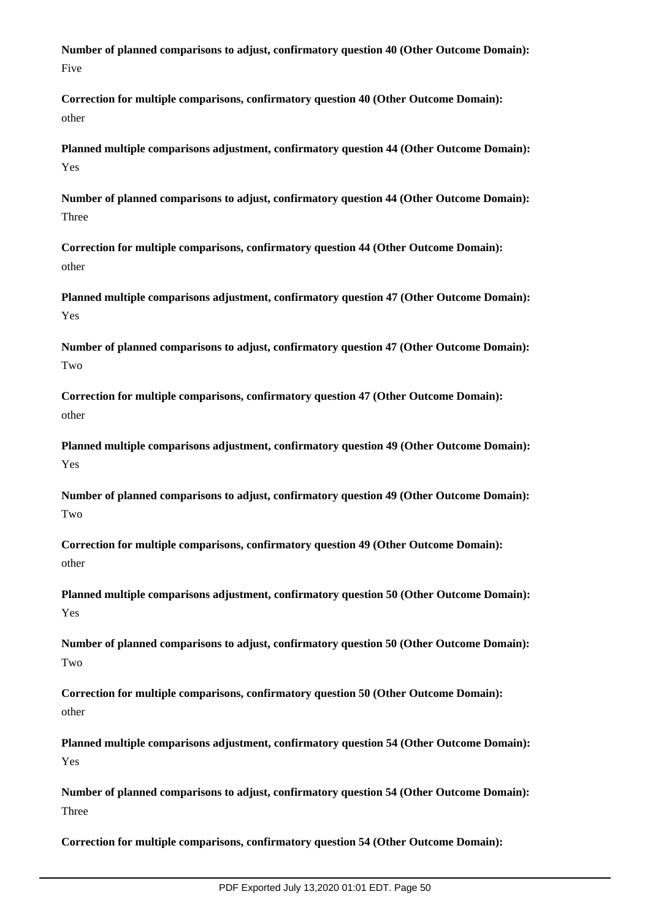**Number of planned comparisons to adjust, confirmatory question 40 (Other Outcome Domain):**
Five

**Correction for multiple comparisons, confirmatory question 40 (Other Outcome Domain):**
other

**Planned multiple comparisons adjustment, confirmatory question 44 (Other Outcome Domain):**
Yes

**Number of planned comparisons to adjust, confirmatory question 44 (Other Outcome Domain):**
Three

**Correction for multiple comparisons, confirmatory question 44 (Other Outcome Domain):**
other

**Planned multiple comparisons adjustment, confirmatory question 47 (Other Outcome Domain):**
Yes

**Number of planned comparisons to adjust, confirmatory question 47 (Other Outcome Domain):**
Two

**Correction for multiple comparisons, confirmatory question 47 (Other Outcome Domain):**
other

**Planned multiple comparisons adjustment, confirmatory question 49 (Other Outcome Domain):**
Yes

**Number of planned comparisons to adjust, confirmatory question 49 (Other Outcome Domain):**
Two

**Correction for multiple comparisons, confirmatory question 49 (Other Outcome Domain):**
other

**Planned multiple comparisons adjustment, confirmatory question 50 (Other Outcome Domain):**
Yes

**Number of planned comparisons to adjust, confirmatory question 50 (Other Outcome Domain):**
Two

**Correction for multiple comparisons, confirmatory question 50 (Other Outcome Domain):**
other

**Planned multiple comparisons adjustment, confirmatory question 54 (Other Outcome Domain):**
Yes

**Number of planned comparisons to adjust, confirmatory question 54 (Other Outcome Domain):**
Three

**Correction for multiple comparisons, confirmatory question 54 (Other Outcome Domain):**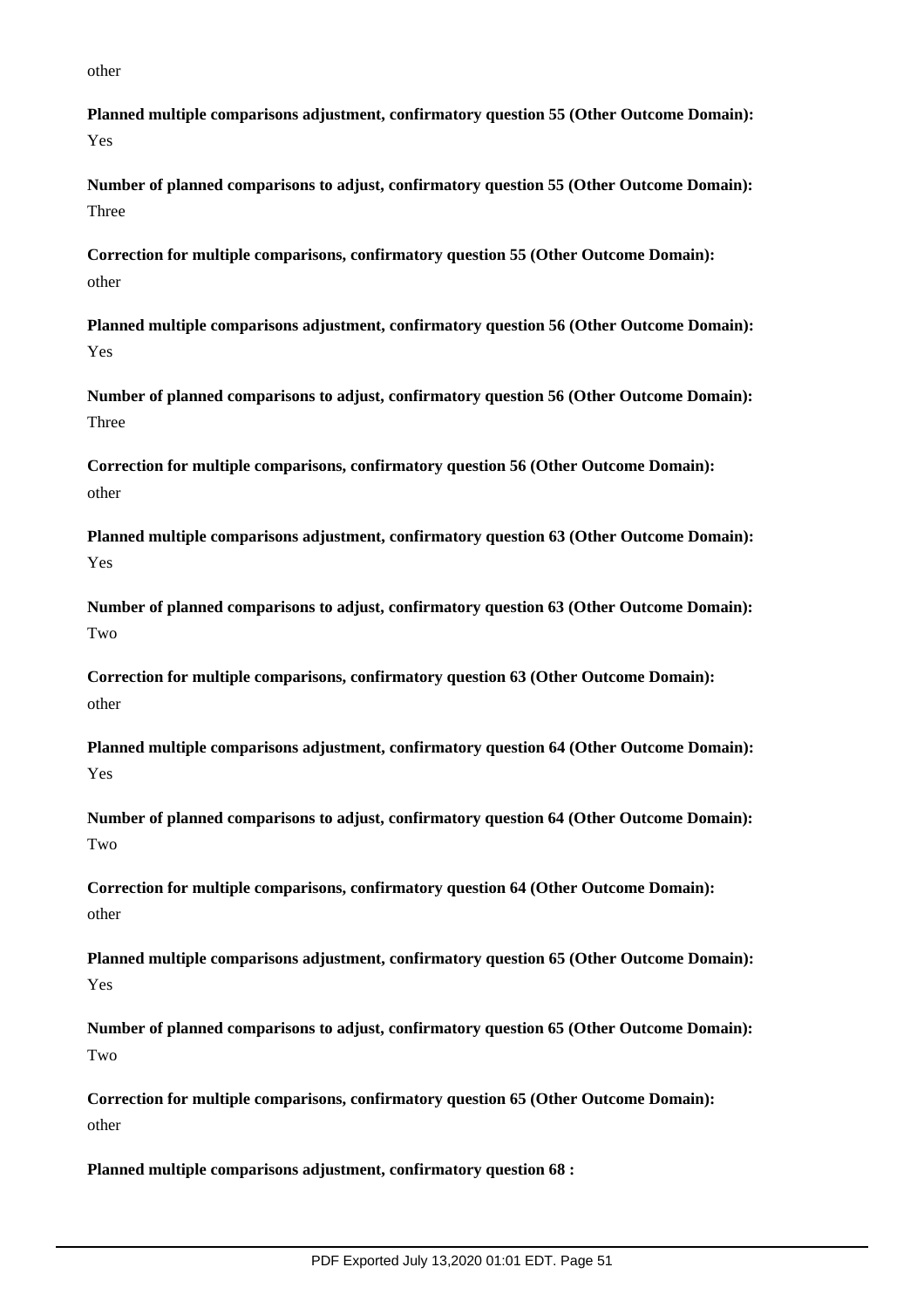other

**Planned multiple comparisons adjustment, confirmatory question 55 (Other Outcome Domain):**
Yes

**Number of planned comparisons to adjust, confirmatory question 55 (Other Outcome Domain):**
Three

**Correction for multiple comparisons, confirmatory question 55 (Other Outcome Domain):**
other

**Planned multiple comparisons adjustment, confirmatory question 56 (Other Outcome Domain):**
Yes

**Number of planned comparisons to adjust, confirmatory question 56 (Other Outcome Domain):**
Three

**Correction for multiple comparisons, confirmatory question 56 (Other Outcome Domain):**
other

**Planned multiple comparisons adjustment, confirmatory question 63 (Other Outcome Domain):**
Yes

**Number of planned comparisons to adjust, confirmatory question 63 (Other Outcome Domain):**
Two

**Correction for multiple comparisons, confirmatory question 63 (Other Outcome Domain):**
other

**Planned multiple comparisons adjustment, confirmatory question 64 (Other Outcome Domain):**
Yes

**Number of planned comparisons to adjust, confirmatory question 64 (Other Outcome Domain):**
Two

**Correction for multiple comparisons, confirmatory question 64 (Other Outcome Domain):**
other

**Planned multiple comparisons adjustment, confirmatory question 65 (Other Outcome Domain):**
Yes

**Number of planned comparisons to adjust, confirmatory question 65 (Other Outcome Domain):**
Two

**Correction for multiple comparisons, confirmatory question 65 (Other Outcome Domain):**
other

**Planned multiple comparisons adjustment, confirmatory question 68 :**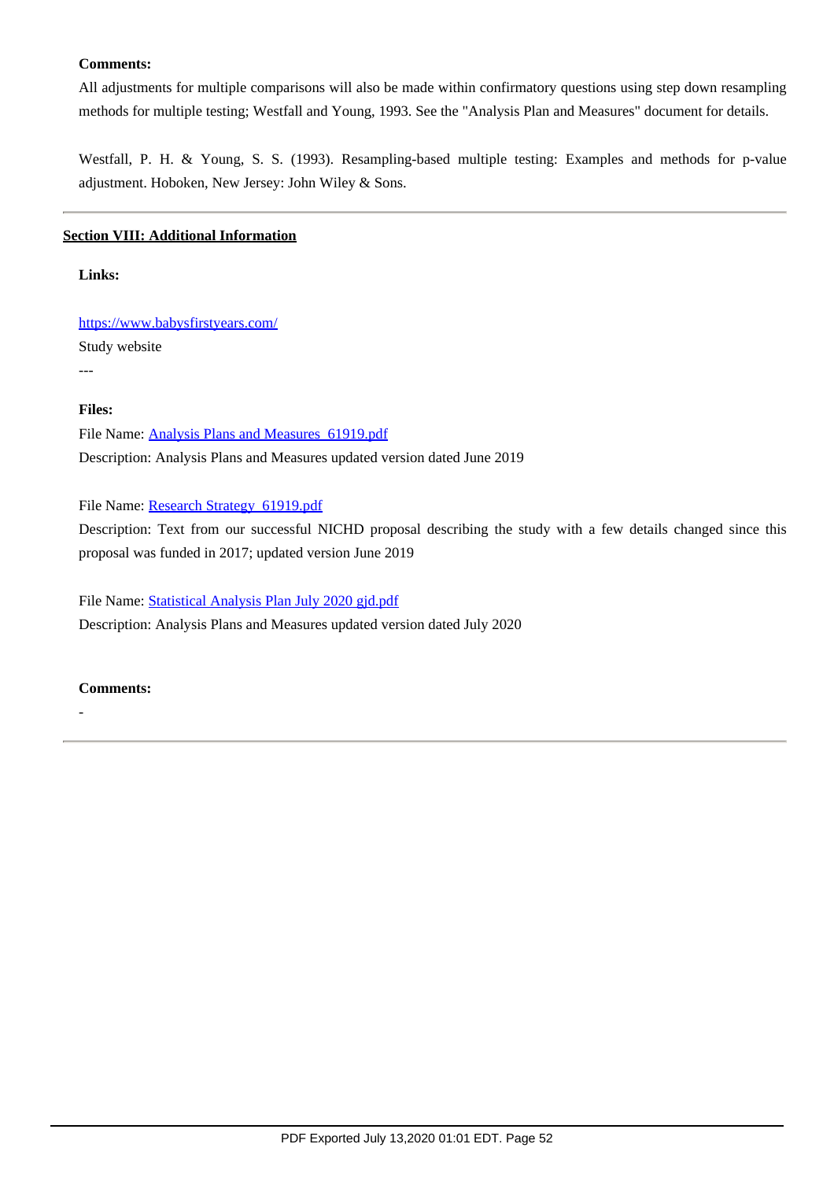**Comments:**

All adjustments for multiple comparisons will also be made within confirmatory questions using step down resampling methods for multiple testing; Westfall and Young, 1993. See the "Analysis Plan and Measures" document for details.

Westfall, P. H. & Young, S. S. (1993). Resampling-based multiple testing: Examples and methods for p-value adjustment. Hoboken, New Jersey: John Wiley & Sons.

---

## Section VIII: Additional Information

**Links:**

https://www.babysfirstyears.com/

Study website

---

**Files:**

File Name: Analysis Plans and Measures_61919.pdf

Description: Analysis Plans and Measures updated version dated June 2019

File Name: Research Strategy_61919.pdf

Description: Text from our successful NICHD proposal describing the study with a few details changed since this proposal was funded in 2017; updated version June 2019

File Name: Statistical Analysis Plan July 2020 gjd.pdf

Description: Analysis Plans and Measures updated version dated July 2020

**Comments:**

-